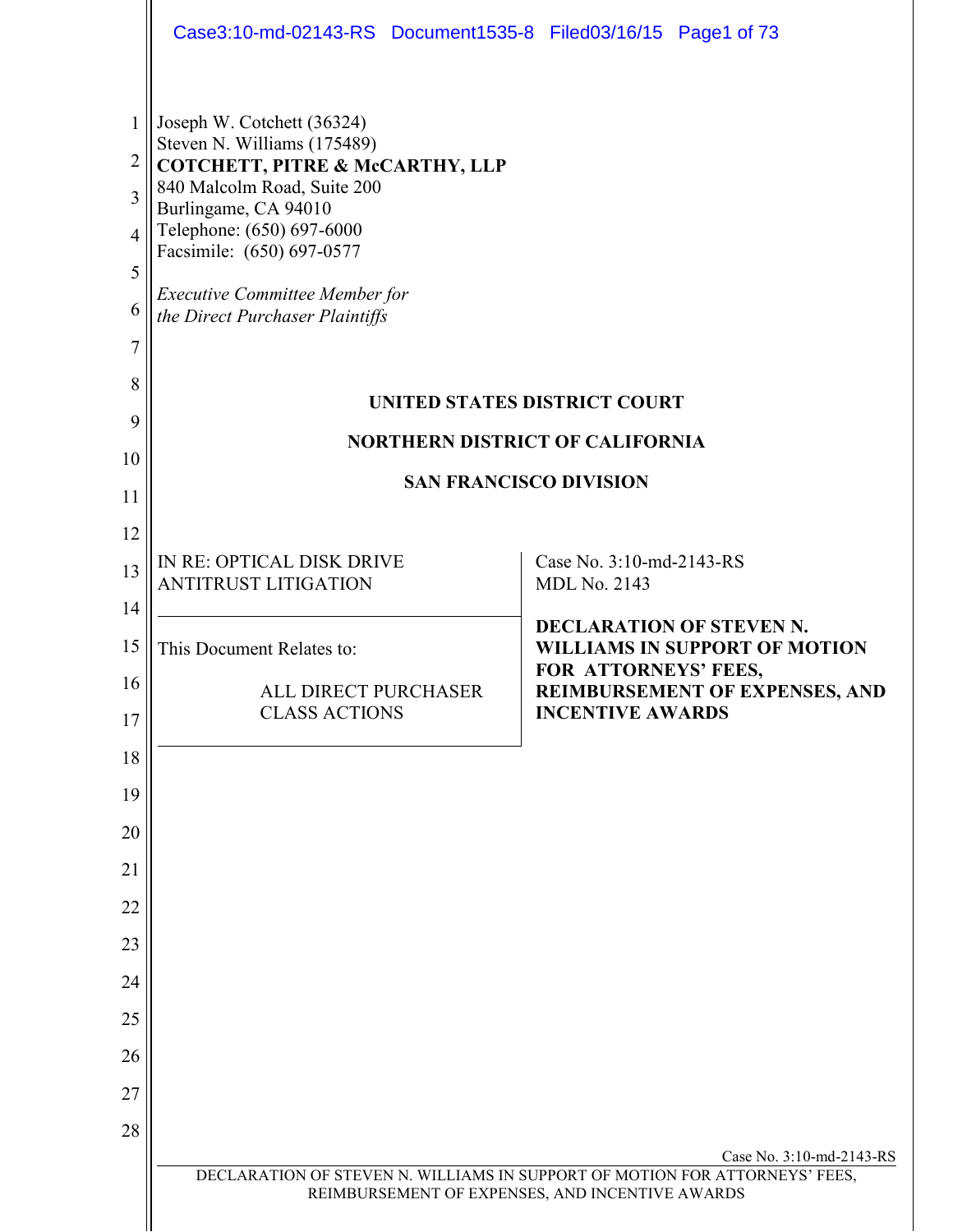Joseph W. Cotchett (36324)
Steven N. Williams (175489)
**COTCHETT, PITRE & McCARTHY, LLP**
840 Malcolm Road, Suite 200
Burlingame, CA 94010
Telephone: (650) 697-6000
Facsimile: (650) 697-0577

*Executive Committee Member for the Direct Purchaser Plaintiffs*

**UNITED STATES DISTRICT COURT**

**NORTHERN DISTRICT OF CALIFORNIA**

**SAN FRANCISCO DIVISION**

| | |
|---|---|
| IN RE: OPTICAL DISK DRIVE ANTITRUST LITIGATION | Case No. 3:10-md-2143-RS<br>MDL No. 2143 |
| This Document Relates to:<br><br>ALL DIRECT PURCHASER CLASS ACTIONS | **DECLARATION OF STEVEN N. WILLIAMS IN SUPPORT OF MOTION FOR ATTORNEYS' FEES, REIMBURSEMENT OF EXPENSES, AND INCENTIVE AWARDS** |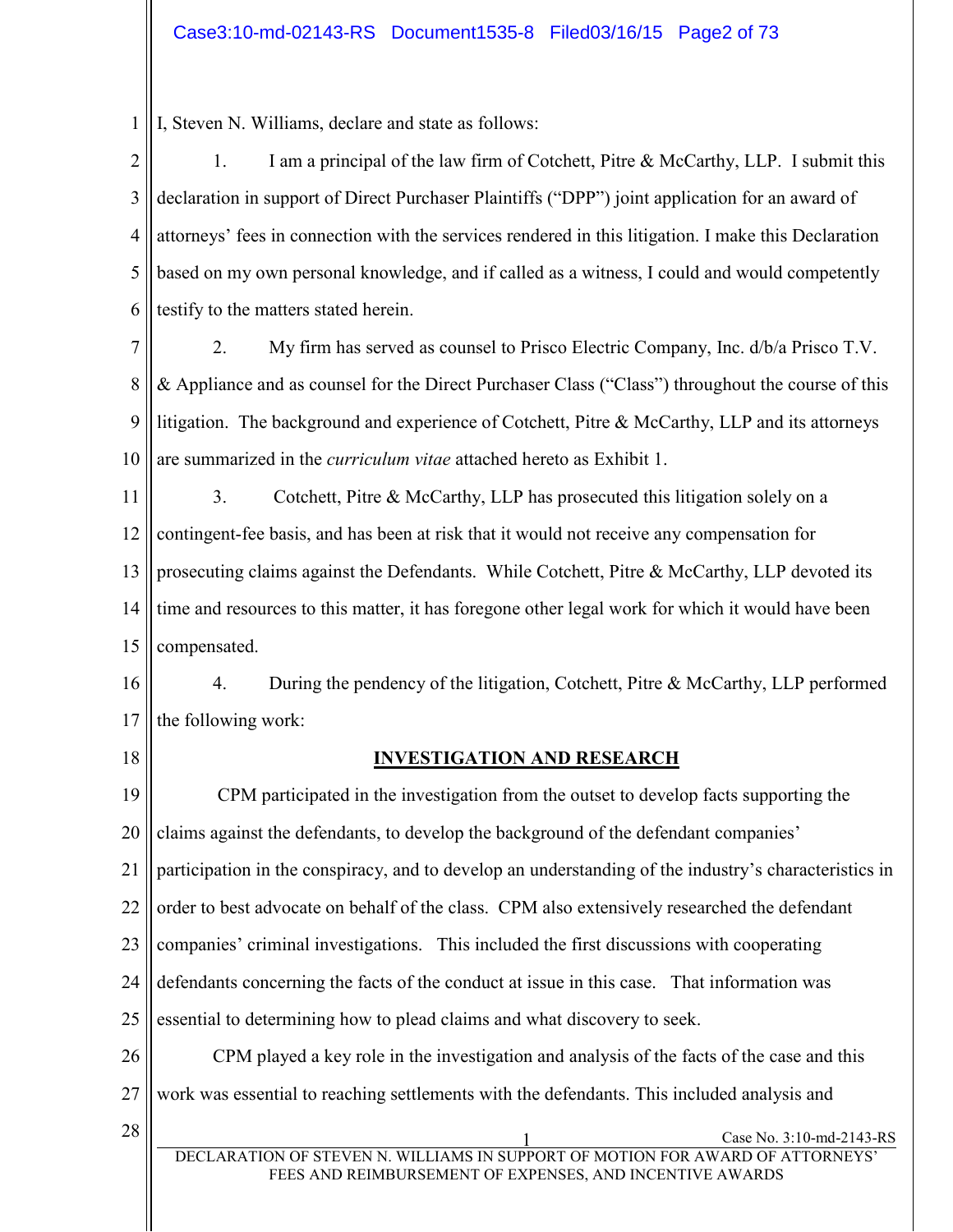I, Steven N. Williams, declare and state as follows:

1. I am a principal of the law firm of Cotchett, Pitre & McCarthy, LLP. I submit this declaration in support of Direct Purchaser Plaintiffs ("DPP") joint application for an award of attorneys' fees in connection with the services rendered in this litigation. I make this Declaration based on my own personal knowledge, and if called as a witness, I could and would competently testify to the matters stated herein.

2. My firm has served as counsel to Prisco Electric Company, Inc. d/b/a Prisco T.V. & Appliance and as counsel for the Direct Purchaser Class ("Class") throughout the course of this litigation. The background and experience of Cotchett, Pitre & McCarthy, LLP and its attorneys are summarized in the *curriculum vitae* attached hereto as Exhibit 1.

3. Cotchett, Pitre & McCarthy, LLP has prosecuted this litigation solely on a contingent-fee basis, and has been at risk that it would not receive any compensation for prosecuting claims against the Defendants. While Cotchett, Pitre & McCarthy, LLP devoted its time and resources to this matter, it has foregone other legal work for which it would have been compensated.

4. During the pendency of the litigation, Cotchett, Pitre & McCarthy, LLP performed the following work:

## INVESTIGATION AND RESEARCH

CPM participated in the investigation from the outset to develop facts supporting the claims against the defendants, to develop the background of the defendant companies' participation in the conspiracy, and to develop an understanding of the industry's characteristics in order to best advocate on behalf of the class. CPM also extensively researched the defendant companies' criminal investigations. This included the first discussions with cooperating defendants concerning the facts of the conduct at issue in this case. That information was essential to determining how to plead claims and what discovery to seek.

CPM played a key role in the investigation and analysis of the facts of the case and this work was essential to reaching settlements with the defendants. This included analysis and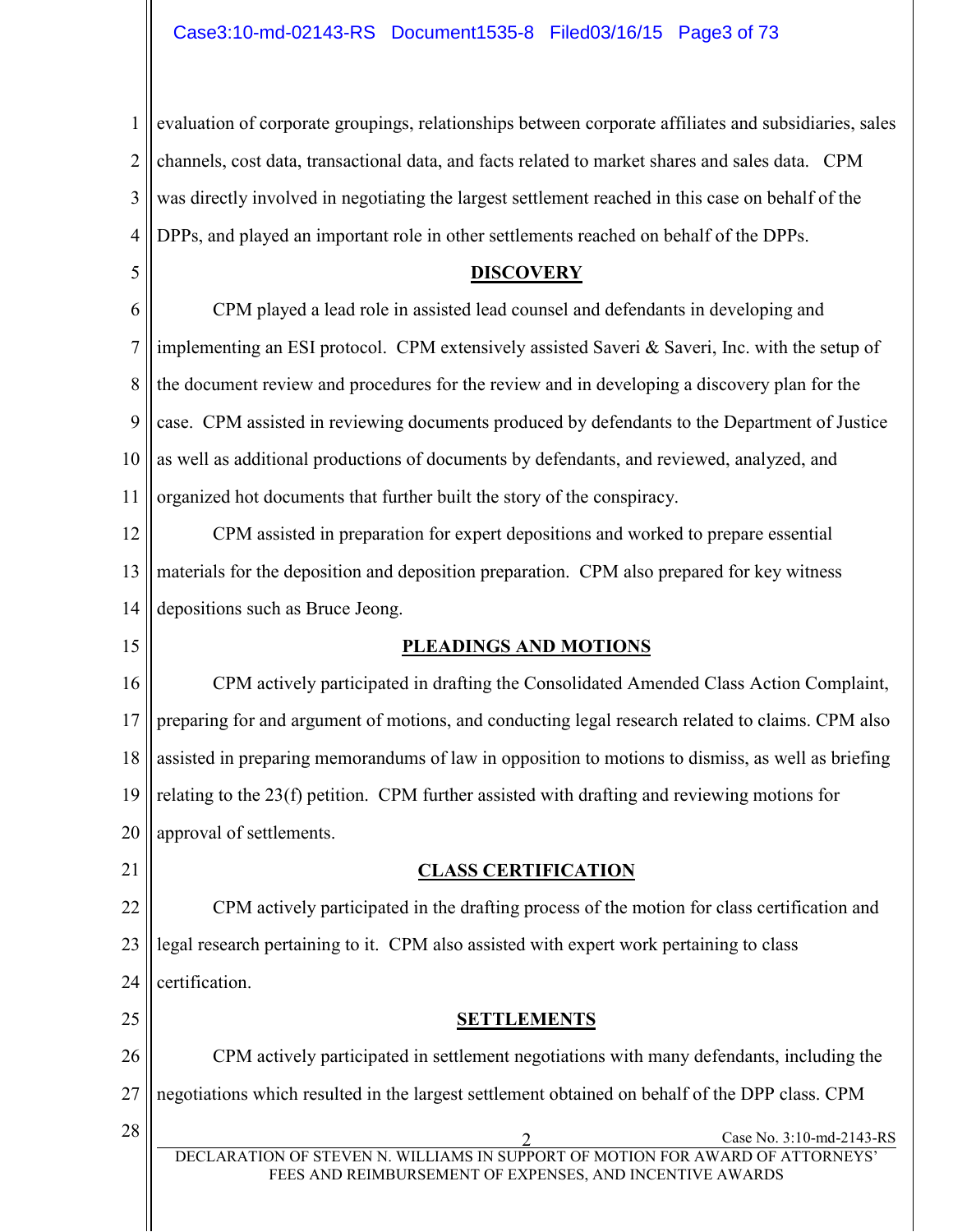evaluation of corporate groupings, relationships between corporate affiliates and subsidiaries, sales channels, cost data, transactional data, and facts related to market shares and sales data. CPM was directly involved in negotiating the largest settlement reached in this case on behalf of the DPPs, and played an important role in other settlements reached on behalf of the DPPs.

## DISCOVERY

CPM played a lead role in assisted lead counsel and defendants in developing and implementing an ESI protocol. CPM extensively assisted Saveri & Saveri, Inc. with the setup of the document review and procedures for the review and in developing a discovery plan for the case. CPM assisted in reviewing documents produced by defendants to the Department of Justice as well as additional productions of documents by defendants, and reviewed, analyzed, and organized hot documents that further built the story of the conspiracy.

CPM assisted in preparation for expert depositions and worked to prepare essential materials for the deposition and deposition preparation. CPM also prepared for key witness depositions such as Bruce Jeong.

## PLEADINGS AND MOTIONS

CPM actively participated in drafting the Consolidated Amended Class Action Complaint, preparing for and argument of motions, and conducting legal research related to claims. CPM also assisted in preparing memorandums of law in opposition to motions to dismiss, as well as briefing relating to the 23(f) petition. CPM further assisted with drafting and reviewing motions for approval of settlements.

## CLASS CERTIFICATION

CPM actively participated in the drafting process of the motion for class certification and legal research pertaining to it. CPM also assisted with expert work pertaining to class certification.

## SETTLEMENTS

CPM actively participated in settlement negotiations with many defendants, including the negotiations which resulted in the largest settlement obtained on behalf of the DPP class. CPM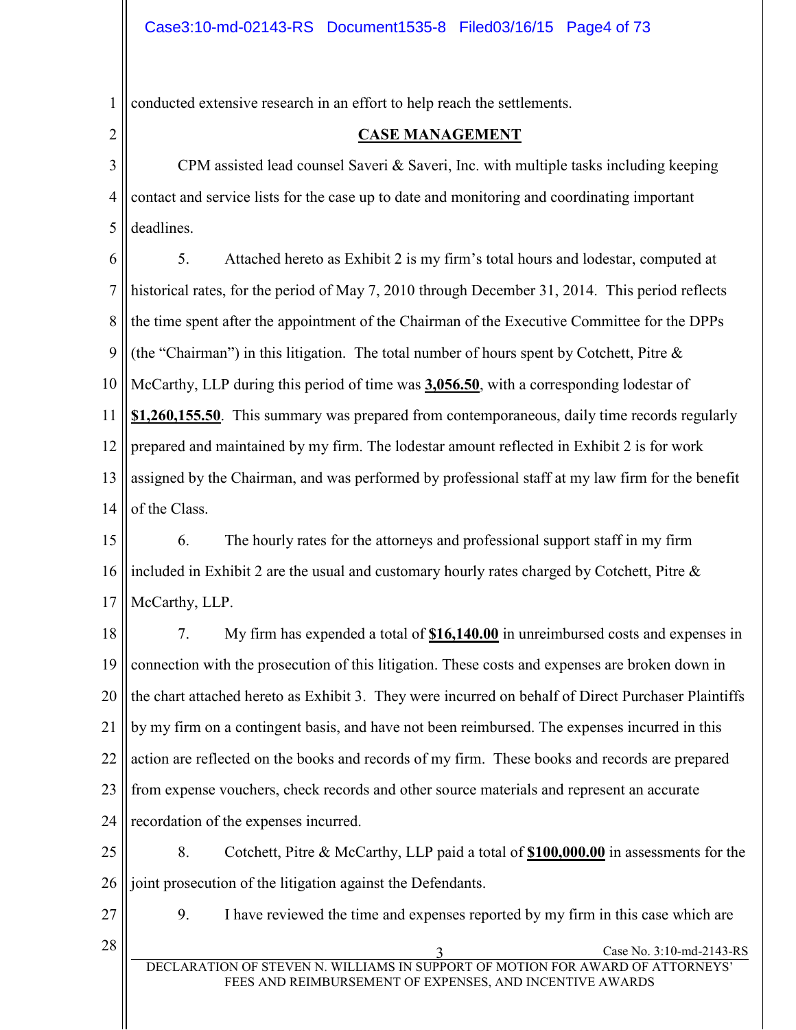conducted extensive research in an effort to help reach the settlements.

## CASE MANAGEMENT

CPM assisted lead counsel Saveri & Saveri, Inc. with multiple tasks including keeping contact and service lists for the case up to date and monitoring and coordinating important deadlines.

5. Attached hereto as Exhibit 2 is my firm's total hours and lodestar, computed at historical rates, for the period of May 7, 2010 through December 31, 2014. This period reflects the time spent after the appointment of the Chairman of the Executive Committee for the DPPs (the "Chairman") in this litigation. The total number of hours spent by Cotchett, Pitre & McCarthy, LLP during this period of time was **3,056.50**, with a corresponding lodestar of **$1,260,155.50**. This summary was prepared from contemporaneous, daily time records regularly prepared and maintained by my firm. The lodestar amount reflected in Exhibit 2 is for work assigned by the Chairman, and was performed by professional staff at my law firm for the benefit of the Class.

6. The hourly rates for the attorneys and professional support staff in my firm included in Exhibit 2 are the usual and customary hourly rates charged by Cotchett, Pitre & McCarthy, LLP.

7. My firm has expended a total of **$16,140.00** in unreimbursed costs and expenses in connection with the prosecution of this litigation. These costs and expenses are broken down in the chart attached hereto as Exhibit 3. They were incurred on behalf of Direct Purchaser Plaintiffs by my firm on a contingent basis, and have not been reimbursed. The expenses incurred in this action are reflected on the books and records of my firm. These books and records are prepared from expense vouchers, check records and other source materials and represent an accurate recordation of the expenses incurred.

8. Cotchett, Pitre & McCarthy, LLP paid a total of **$100,000.00** in assessments for the joint prosecution of the litigation against the Defendants.

9. I have reviewed the time and expenses reported by my firm in this case which are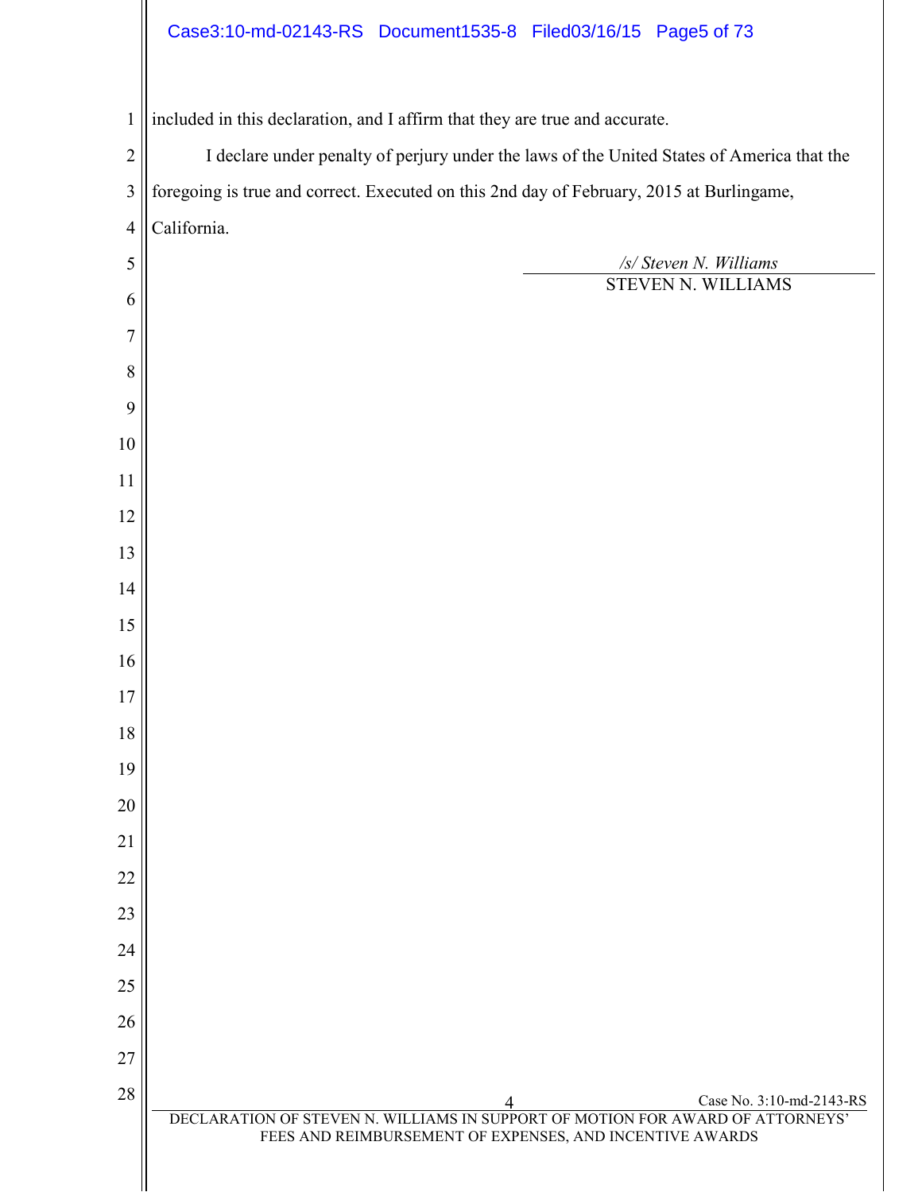included in this declaration, and I affirm that they are true and accurate.

I declare under penalty of perjury under the laws of the United States of America that the foregoing is true and correct. Executed on this 2nd day of February, 2015 at Burlingame, California.

*/s/ Steven N. Williams*
STEVEN N. WILLIAMS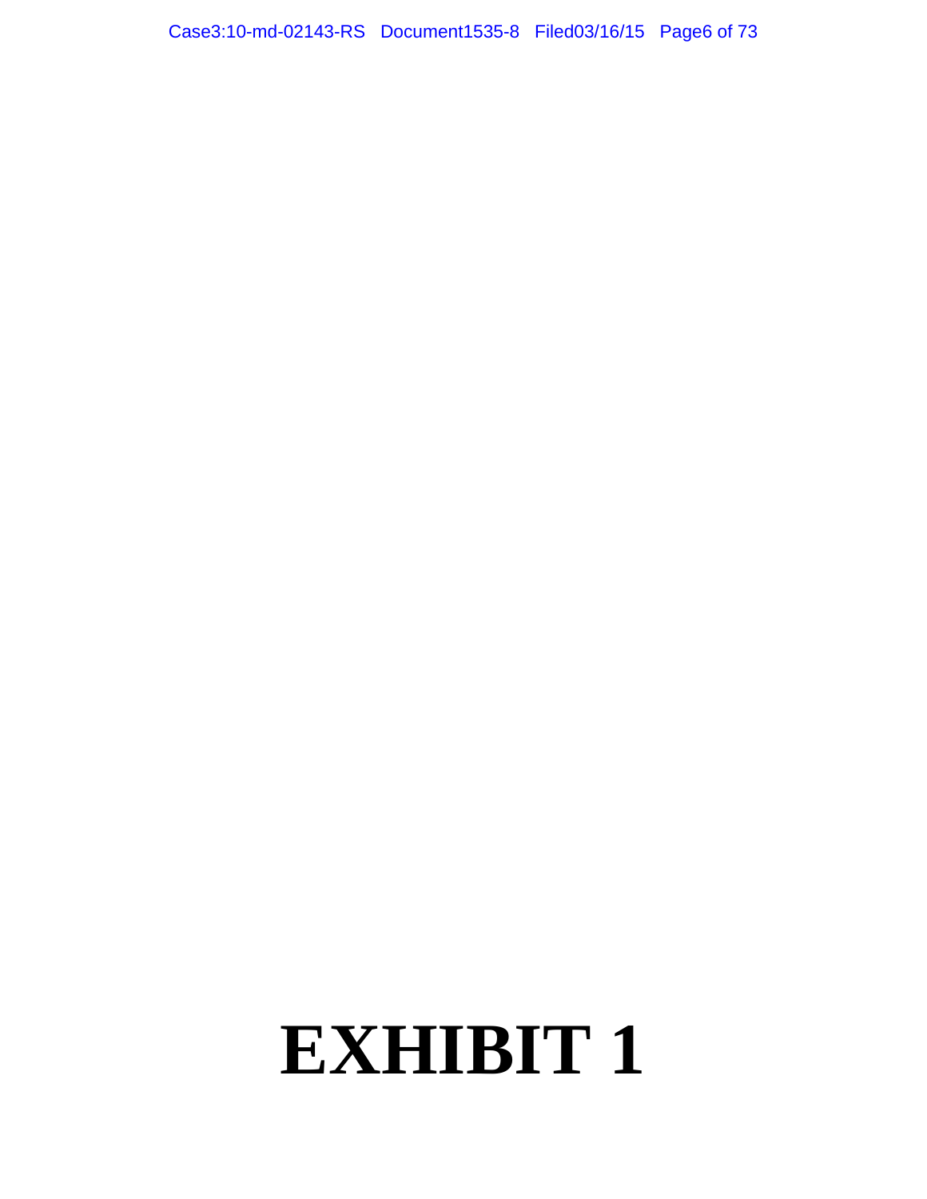# EXHIBIT 1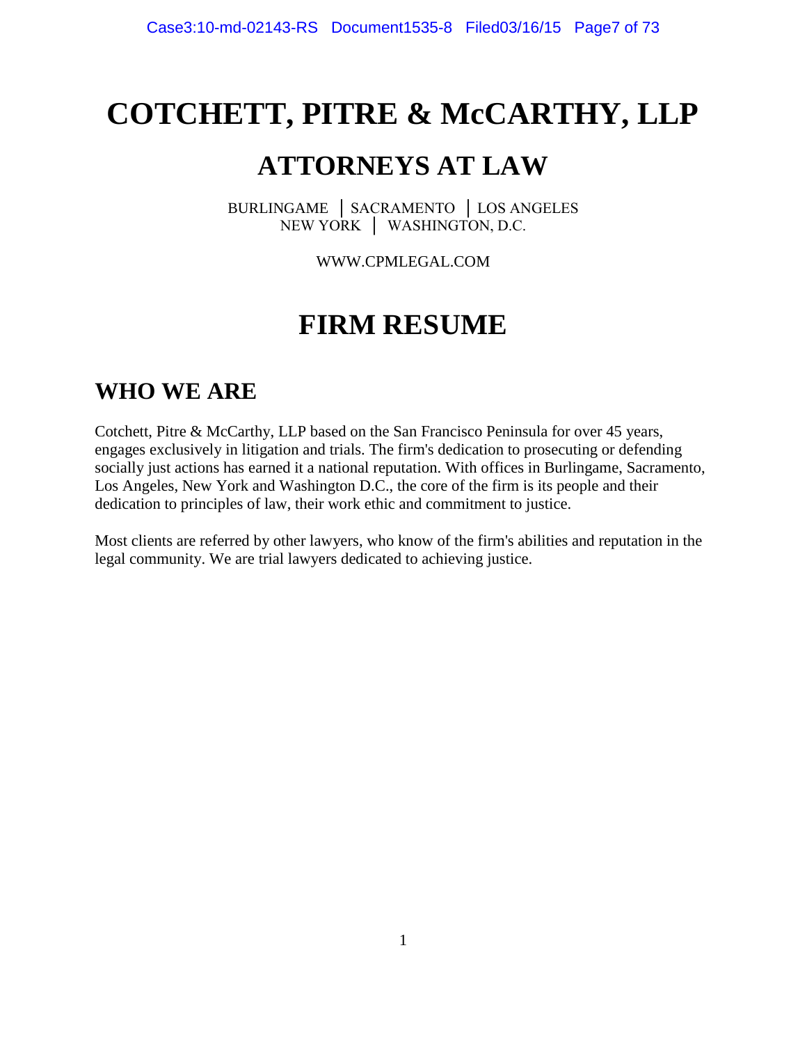# COTCHETT, PITRE & McCARTHY, LLP

## ATTORNEYS AT LAW

BURLINGAME │ SACRAMENTO │ LOS ANGELES
NEW YORK │ WASHINGTON, D.C.

WWW.CPMLEGAL.COM

# FIRM RESUME

## WHO WE ARE

Cotchett, Pitre & McCarthy, LLP based on the San Francisco Peninsula for over 45 years, engages exclusively in litigation and trials. The firm's dedication to prosecuting or defending socially just actions has earned it a national reputation. With offices in Burlingame, Sacramento, Los Angeles, New York and Washington D.C., the core of the firm is its people and their dedication to principles of law, their work ethic and commitment to justice.

Most clients are referred by other lawyers, who know of the firm's abilities and reputation in the legal community. We are trial lawyers dedicated to achieving justice.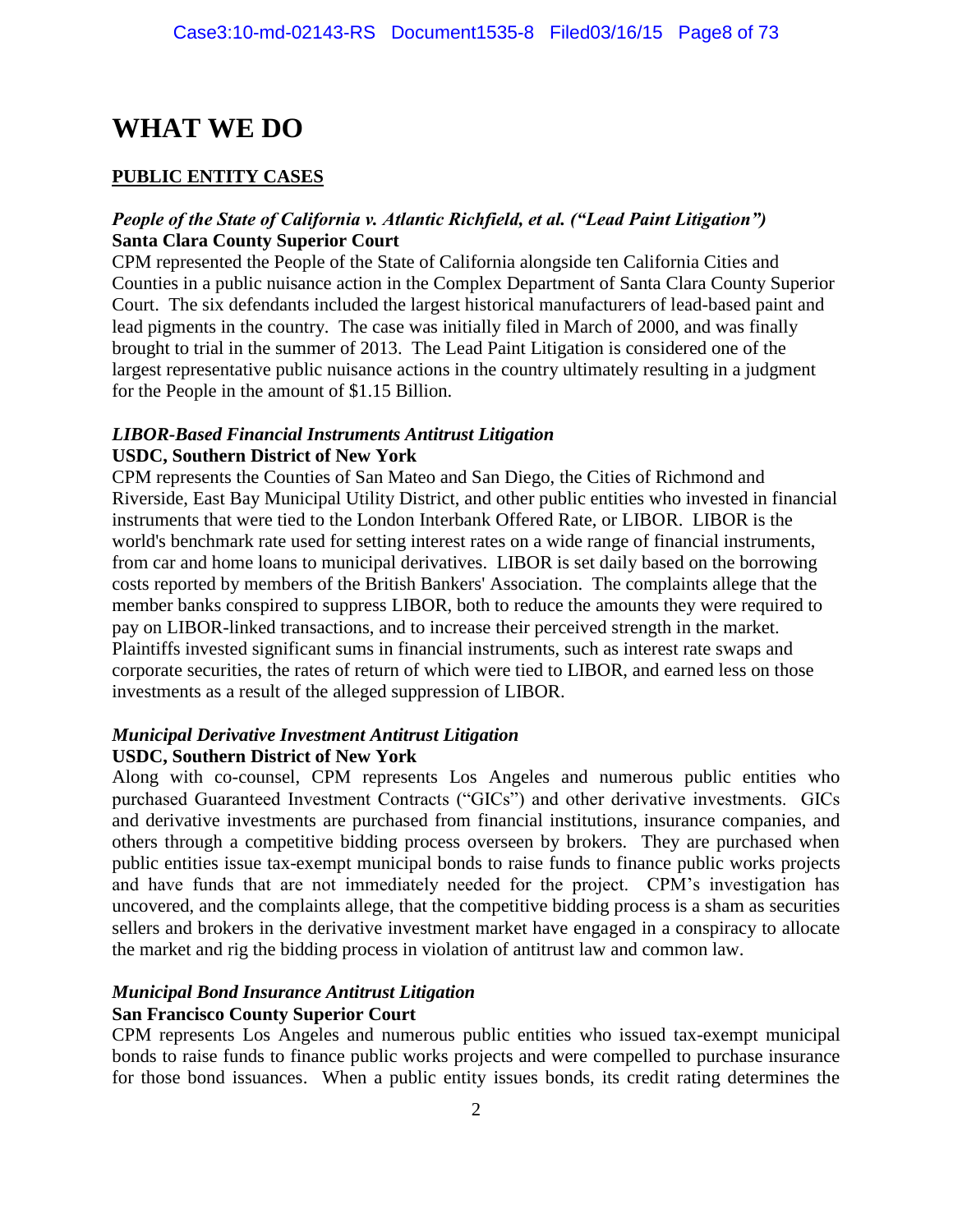# WHAT WE DO

## PUBLIC ENTITY CASES

***People of the State of California v. Atlantic Richfield, et al. ("Lead Paint Litigation")***
**Santa Clara County Superior Court**

CPM represented the People of the State of California alongside ten California Cities and Counties in a public nuisance action in the Complex Department of Santa Clara County Superior Court. The six defendants included the largest historical manufacturers of lead-based paint and lead pigments in the country. The case was initially filed in March of 2000, and was finally brought to trial in the summer of 2013. The Lead Paint Litigation is considered one of the largest representative public nuisance actions in the country ultimately resulting in a judgment for the People in the amount of $1.15 Billion.

***LIBOR-Based Financial Instruments Antitrust Litigation***
**USDC, Southern District of New York**

CPM represents the Counties of San Mateo and San Diego, the Cities of Richmond and Riverside, East Bay Municipal Utility District, and other public entities who invested in financial instruments that were tied to the London Interbank Offered Rate, or LIBOR. LIBOR is the world's benchmark rate used for setting interest rates on a wide range of financial instruments, from car and home loans to municipal derivatives. LIBOR is set daily based on the borrowing costs reported by members of the British Bankers' Association. The complaints allege that the member banks conspired to suppress LIBOR, both to reduce the amounts they were required to pay on LIBOR-linked transactions, and to increase their perceived strength in the market. Plaintiffs invested significant sums in financial instruments, such as interest rate swaps and corporate securities, the rates of return of which were tied to LIBOR, and earned less on those investments as a result of the alleged suppression of LIBOR.

***Municipal Derivative Investment Antitrust Litigation***
**USDC, Southern District of New York**

Along with co-counsel, CPM represents Los Angeles and numerous public entities who purchased Guaranteed Investment Contracts ("GICs") and other derivative investments. GICs and derivative investments are purchased from financial institutions, insurance companies, and others through a competitive bidding process overseen by brokers. They are purchased when public entities issue tax-exempt municipal bonds to raise funds to finance public works projects and have funds that are not immediately needed for the project. CPM's investigation has uncovered, and the complaints allege, that the competitive bidding process is a sham as securities sellers and brokers in the derivative investment market have engaged in a conspiracy to allocate the market and rig the bidding process in violation of antitrust law and common law.

***Municipal Bond Insurance Antitrust Litigation***
**San Francisco County Superior Court**

CPM represents Los Angeles and numerous public entities who issued tax-exempt municipal bonds to raise funds to finance public works projects and were compelled to purchase insurance for those bond issuances. When a public entity issues bonds, its credit rating determines the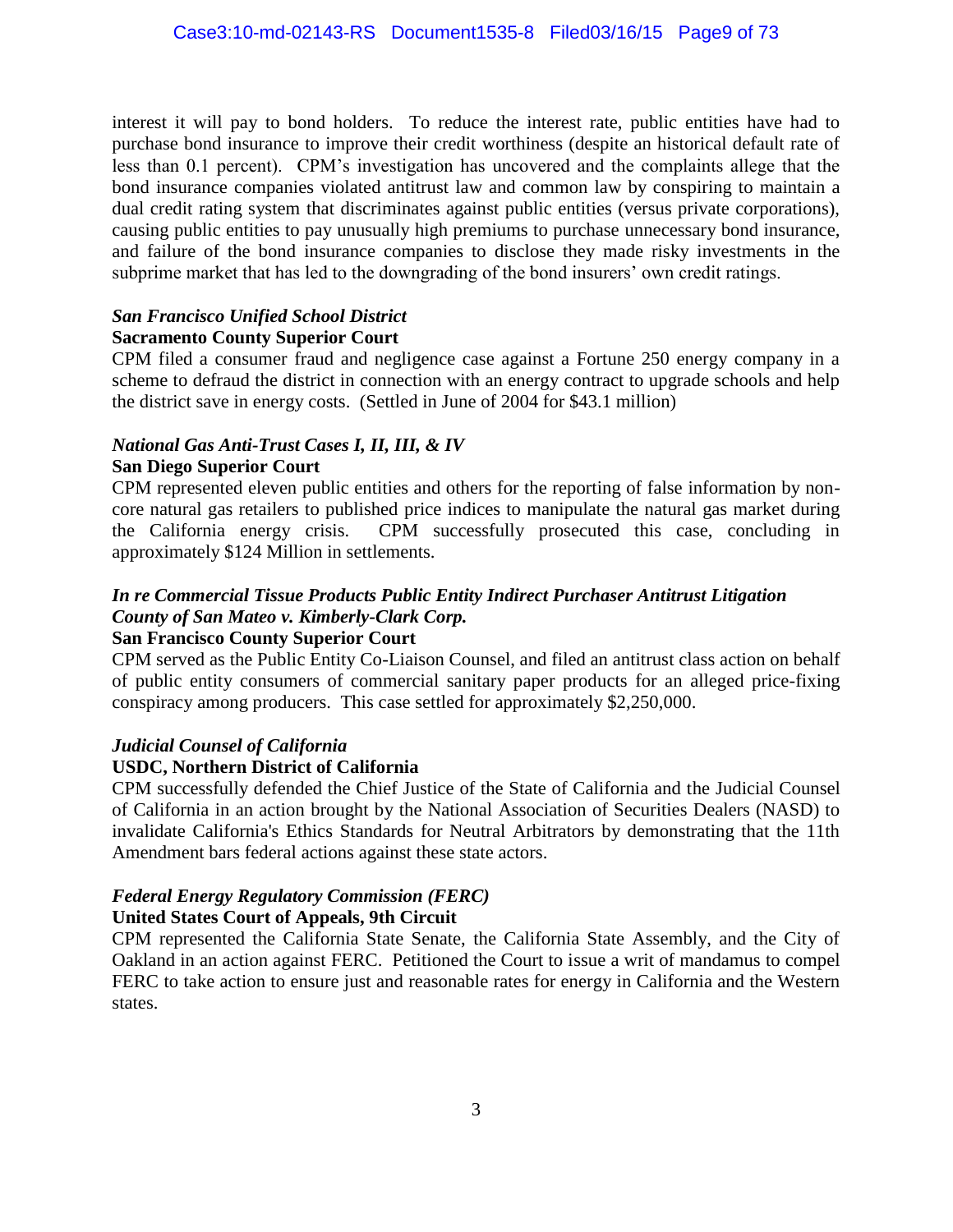interest it will pay to bond holders. To reduce the interest rate, public entities have had to purchase bond insurance to improve their credit worthiness (despite an historical default rate of less than 0.1 percent). CPM's investigation has uncovered and the complaints allege that the bond insurance companies violated antitrust law and common law by conspiring to maintain a dual credit rating system that discriminates against public entities (versus private corporations), causing public entities to pay unusually high premiums to purchase unnecessary bond insurance, and failure of the bond insurance companies to disclose they made risky investments in the subprime market that has led to the downgrading of the bond insurers' own credit ratings.

***San Francisco Unified School District***
**Sacramento County Superior Court**
CPM filed a consumer fraud and negligence case against a Fortune 250 energy company in a scheme to defraud the district in connection with an energy contract to upgrade schools and help the district save in energy costs. (Settled in June of 2004 for $43.1 million)

***National Gas Anti-Trust Cases I, II, III, & IV***
**San Diego Superior Court**
CPM represented eleven public entities and others for the reporting of false information by non-core natural gas retailers to published price indices to manipulate the natural gas market during the California energy crisis. CPM successfully prosecuted this case, concluding in approximately $124 Million in settlements.

***In re Commercial Tissue Products Public Entity Indirect Purchaser Antitrust Litigation***
***County of San Mateo v. Kimberly-Clark Corp.***
**San Francisco County Superior Court**
CPM served as the Public Entity Co-Liaison Counsel, and filed an antitrust class action on behalf of public entity consumers of commercial sanitary paper products for an alleged price-fixing conspiracy among producers. This case settled for approximately $2,250,000.

***Judicial Counsel of California***
**USDC, Northern District of California**
CPM successfully defended the Chief Justice of the State of California and the Judicial Counsel of California in an action brought by the National Association of Securities Dealers (NASD) to invalidate California's Ethics Standards for Neutral Arbitrators by demonstrating that the 11th Amendment bars federal actions against these state actors.

***Federal Energy Regulatory Commission (FERC)***
**United States Court of Appeals, 9th Circuit**
CPM represented the California State Senate, the California State Assembly, and the City of Oakland in an action against FERC. Petitioned the Court to issue a writ of mandamus to compel FERC to take action to ensure just and reasonable rates for energy in California and the Western states.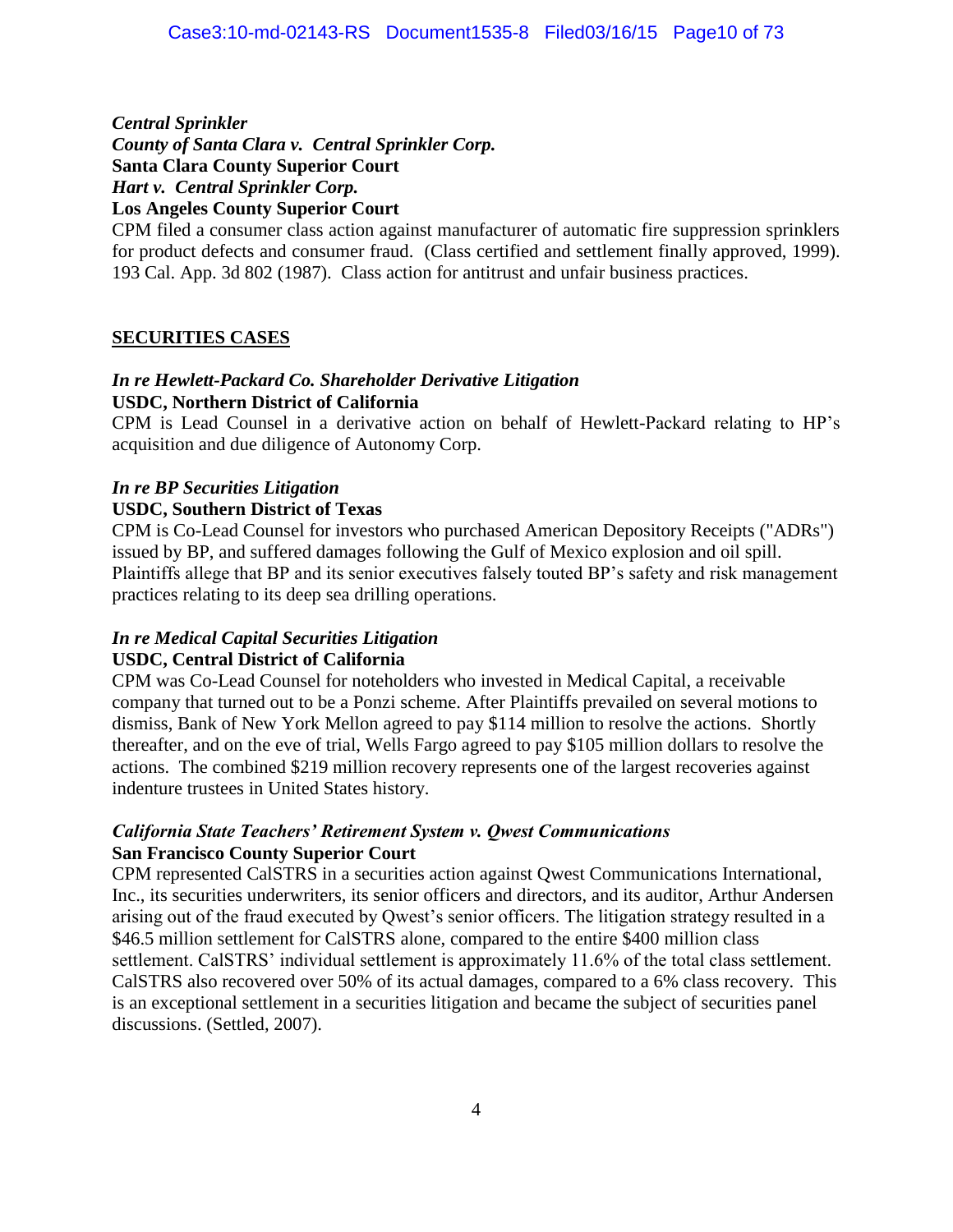*Central Sprinkler*
*County of Santa Clara v. Central Sprinkler Corp.*
**Santa Clara County Superior Court**
*Hart v. Central Sprinkler Corp.*
**Los Angeles County Superior Court**
CPM filed a consumer class action against manufacturer of automatic fire suppression sprinklers for product defects and consumer fraud. (Class certified and settlement finally approved, 1999). 193 Cal. App. 3d 802 (1987). Class action for antitrust and unfair business practices.

## SECURITIES CASES

***In re Hewlett-Packard Co. Shareholder Derivative Litigation***
**USDC, Northern District of California**
CPM is Lead Counsel in a derivative action on behalf of Hewlett-Packard relating to HP's acquisition and due diligence of Autonomy Corp.

***In re BP Securities Litigation***
**USDC, Southern District of Texas**
CPM is Co-Lead Counsel for investors who purchased American Depository Receipts ("ADRs") issued by BP, and suffered damages following the Gulf of Mexico explosion and oil spill. Plaintiffs allege that BP and its senior executives falsely touted BP's safety and risk management practices relating to its deep sea drilling operations.

***In re Medical Capital Securities Litigation***
**USDC, Central District of California**
CPM was Co-Lead Counsel for noteholders who invested in Medical Capital, a receivable company that turned out to be a Ponzi scheme. After Plaintiffs prevailed on several motions to dismiss, Bank of New York Mellon agreed to pay $114 million to resolve the actions. Shortly thereafter, and on the eve of trial, Wells Fargo agreed to pay $105 million dollars to resolve the actions. The combined $219 million recovery represents one of the largest recoveries against indenture trustees in United States history.

***California State Teachers' Retirement System v. Qwest Communications***
**San Francisco County Superior Court**
CPM represented CalSTRS in a securities action against Qwest Communications International, Inc., its securities underwriters, its senior officers and directors, and its auditor, Arthur Andersen arising out of the fraud executed by Qwest's senior officers. The litigation strategy resulted in a $46.5 million settlement for CalSTRS alone, compared to the entire $400 million class settlement. CalSTRS' individual settlement is approximately 11.6% of the total class settlement. CalSTRS also recovered over 50% of its actual damages, compared to a 6% class recovery. This is an exceptional settlement in a securities litigation and became the subject of securities panel discussions. (Settled, 2007).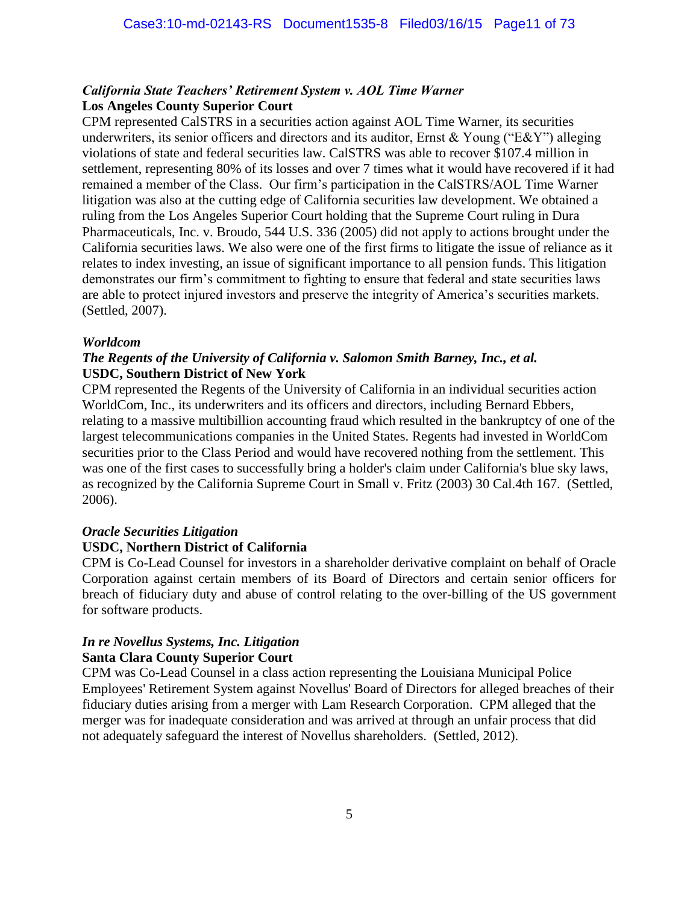***California State Teachers' Retirement System v. AOL Time Warner***
**Los Angeles County Superior Court**

CPM represented CalSTRS in a securities action against AOL Time Warner, its securities underwriters, its senior officers and directors and its auditor, Ernst & Young ("E&Y") alleging violations of state and federal securities law. CalSTRS was able to recover $107.4 million in settlement, representing 80% of its losses and over 7 times what it would have recovered if it had remained a member of the Class. Our firm's participation in the CalSTRS/AOL Time Warner litigation was also at the cutting edge of California securities law development. We obtained a ruling from the Los Angeles Superior Court holding that the Supreme Court ruling in Dura Pharmaceuticals, Inc. v. Broudo, 544 U.S. 336 (2005) did not apply to actions brought under the California securities laws. We also were one of the first firms to litigate the issue of reliance as it relates to index investing, an issue of significant importance to all pension funds. This litigation demonstrates our firm's commitment to fighting to ensure that federal and state securities laws are able to protect injured investors and preserve the integrity of America's securities markets. (Settled, 2007).

***Worldcom***
***The Regents of the University of California v. Salomon Smith Barney, Inc., et al.***
**USDC, Southern District of New York**

CPM represented the Regents of the University of California in an individual securities action WorldCom, Inc., its underwriters and its officers and directors, including Bernard Ebbers, relating to a massive multibillion accounting fraud which resulted in the bankruptcy of one of the largest telecommunications companies in the United States. Regents had invested in WorldCom securities prior to the Class Period and would have recovered nothing from the settlement. This was one of the first cases to successfully bring a holder's claim under California's blue sky laws, as recognized by the California Supreme Court in Small v. Fritz (2003) 30 Cal.4th 167. (Settled, 2006).

***Oracle Securities Litigation***
**USDC, Northern District of California**

CPM is Co-Lead Counsel for investors in a shareholder derivative complaint on behalf of Oracle Corporation against certain members of its Board of Directors and certain senior officers for breach of fiduciary duty and abuse of control relating to the over-billing of the US government for software products.

***In re Novellus Systems, Inc. Litigation***
**Santa Clara County Superior Court**

CPM was Co-Lead Counsel in a class action representing the Louisiana Municipal Police Employees' Retirement System against Novellus' Board of Directors for alleged breaches of their fiduciary duties arising from a merger with Lam Research Corporation. CPM alleged that the merger was for inadequate consideration and was arrived at through an unfair process that did not adequately safeguard the interest of Novellus shareholders. (Settled, 2012).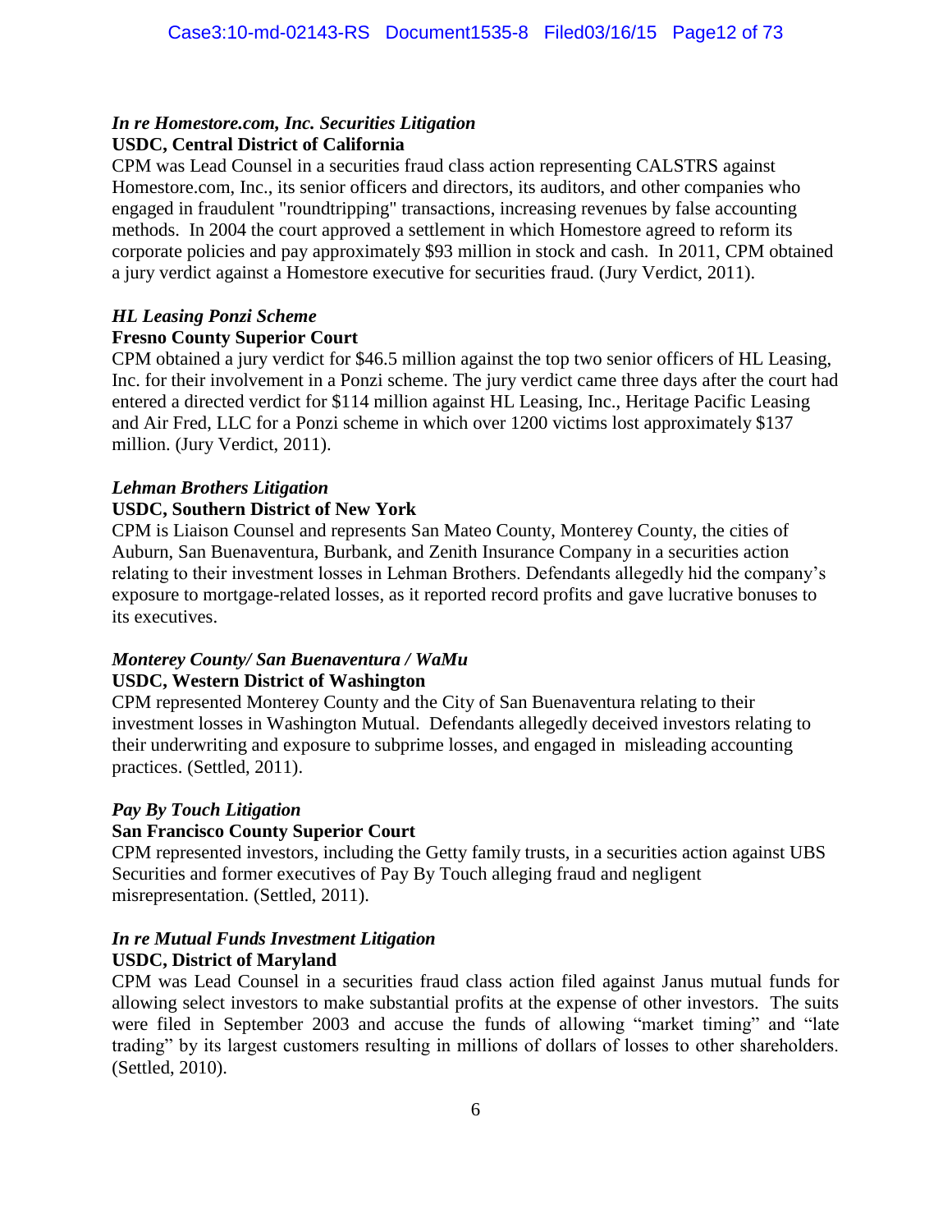*In re Homestore.com, Inc. Securities Litigation*
**USDC, Central District of California**
CPM was Lead Counsel in a securities fraud class action representing CALSTRS against Homestore.com, Inc., its senior officers and directors, its auditors, and other companies who engaged in fraudulent "roundtripping" transactions, increasing revenues by false accounting methods. In 2004 the court approved a settlement in which Homestore agreed to reform its corporate policies and pay approximately $93 million in stock and cash. In 2011, CPM obtained a jury verdict against a Homestore executive for securities fraud. (Jury Verdict, 2011).

*HL Leasing Ponzi Scheme*
**Fresno County Superior Court**
CPM obtained a jury verdict for $46.5 million against the top two senior officers of HL Leasing, Inc. for their involvement in a Ponzi scheme. The jury verdict came three days after the court had entered a directed verdict for $114 million against HL Leasing, Inc., Heritage Pacific Leasing and Air Fred, LLC for a Ponzi scheme in which over 1200 victims lost approximately $137 million. (Jury Verdict, 2011).

*Lehman Brothers Litigation*
**USDC, Southern District of New York**
CPM is Liaison Counsel and represents San Mateo County, Monterey County, the cities of Auburn, San Buenaventura, Burbank, and Zenith Insurance Company in a securities action relating to their investment losses in Lehman Brothers. Defendants allegedly hid the company's exposure to mortgage-related losses, as it reported record profits and gave lucrative bonuses to its executives.

*Monterey County/ San Buenaventura / WaMu*
**USDC, Western District of Washington**
CPM represented Monterey County and the City of San Buenaventura relating to their investment losses in Washington Mutual. Defendants allegedly deceived investors relating to their underwriting and exposure to subprime losses, and engaged in misleading accounting practices. (Settled, 2011).

*Pay By Touch Litigation*
**San Francisco County Superior Court**
CPM represented investors, including the Getty family trusts, in a securities action against UBS Securities and former executives of Pay By Touch alleging fraud and negligent misrepresentation. (Settled, 2011).

*In re Mutual Funds Investment Litigation*
**USDC, District of Maryland**
CPM was Lead Counsel in a securities fraud class action filed against Janus mutual funds for allowing select investors to make substantial profits at the expense of other investors. The suits were filed in September 2003 and accuse the funds of allowing "market timing" and "late trading" by its largest customers resulting in millions of dollars of losses to other shareholders. (Settled, 2010).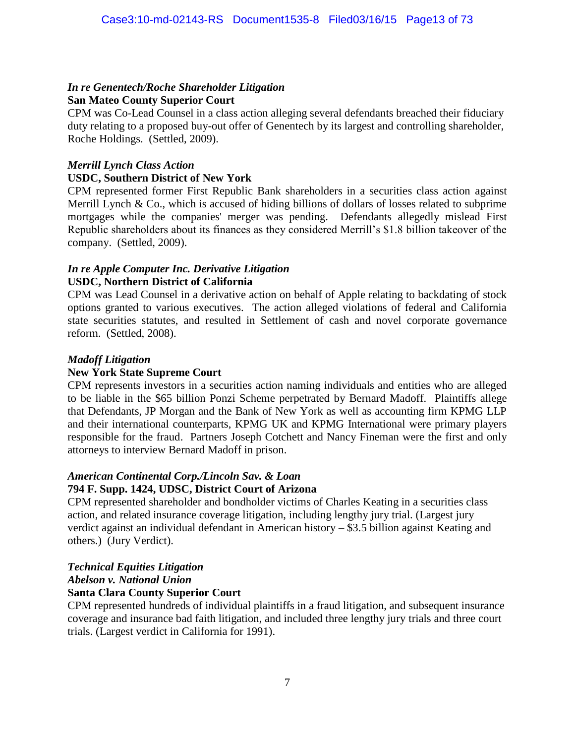***In re Genentech/Roche Shareholder Litigation***
**San Mateo County Superior Court**
CPM was Co-Lead Counsel in a class action alleging several defendants breached their fiduciary duty relating to a proposed buy-out offer of Genentech by its largest and controlling shareholder, Roche Holdings. (Settled, 2009).

***Merrill Lynch Class Action***
**USDC, Southern District of New York**
CPM represented former First Republic Bank shareholders in a securities class action against Merrill Lynch & Co., which is accused of hiding billions of dollars of losses related to subprime mortgages while the companies' merger was pending. Defendants allegedly mislead First Republic shareholders about its finances as they considered Merrill's $1.8 billion takeover of the company. (Settled, 2009).

***In re Apple Computer Inc. Derivative Litigation***
**USDC, Northern District of California**
CPM was Lead Counsel in a derivative action on behalf of Apple relating to backdating of stock options granted to various executives. The action alleged violations of federal and California state securities statutes, and resulted in Settlement of cash and novel corporate governance reform. (Settled, 2008).

***Madoff Litigation***
**New York State Supreme Court**
CPM represents investors in a securities action naming individuals and entities who are alleged to be liable in the $65 billion Ponzi Scheme perpetrated by Bernard Madoff. Plaintiffs allege that Defendants, JP Morgan and the Bank of New York as well as accounting firm KPMG LLP and their international counterparts, KPMG UK and KPMG International were primary players responsible for the fraud. Partners Joseph Cotchett and Nancy Fineman were the first and only attorneys to interview Bernard Madoff in prison.

***American Continental Corp./Lincoln Sav. & Loan***
**794 F. Supp. 1424, UDSC, District Court of Arizona**
CPM represented shareholder and bondholder victims of Charles Keating in a securities class action, and related insurance coverage litigation, including lengthy jury trial. (Largest jury verdict against an individual defendant in American history – $3.5 billion against Keating and others.) (Jury Verdict).

***Technical Equities Litigation***
***Abelson v. National Union***
**Santa Clara County Superior Court**
CPM represented hundreds of individual plaintiffs in a fraud litigation, and subsequent insurance coverage and insurance bad faith litigation, and included three lengthy jury trials and three court trials. (Largest verdict in California for 1991).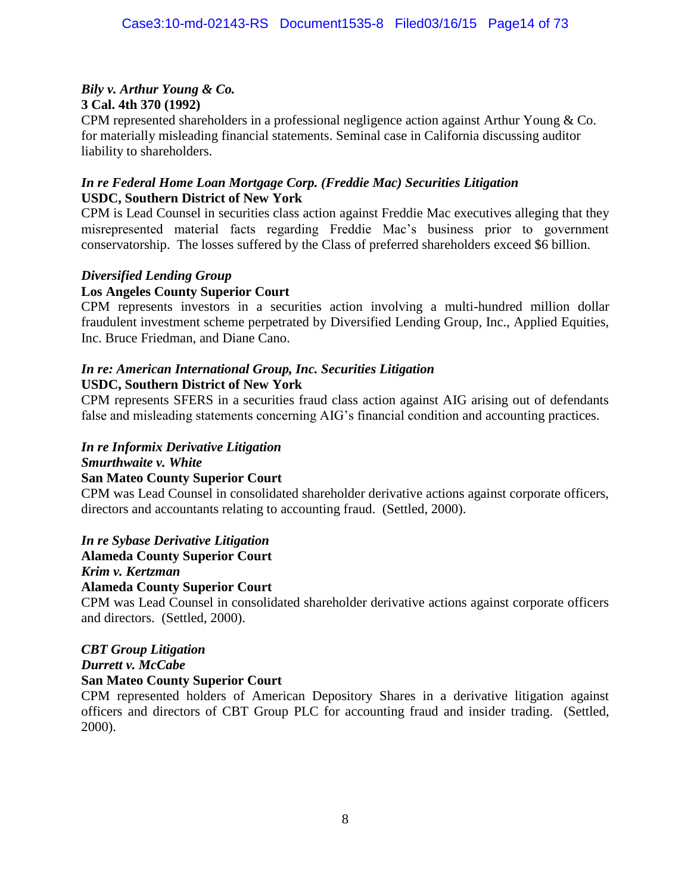***Bily v. Arthur Young & Co.***
**3 Cal. 4th 370 (1992)**
CPM represented shareholders in a professional negligence action against Arthur Young & Co. for materially misleading financial statements. Seminal case in California discussing auditor liability to shareholders.

***In re Federal Home Loan Mortgage Corp. (Freddie Mac) Securities Litigation***
**USDC, Southern District of New York**
CPM is Lead Counsel in securities class action against Freddie Mac executives alleging that they misrepresented material facts regarding Freddie Mac's business prior to government conservatorship. The losses suffered by the Class of preferred shareholders exceed $6 billion.

***Diversified Lending Group***
**Los Angeles County Superior Court**
CPM represents investors in a securities action involving a multi-hundred million dollar fraudulent investment scheme perpetrated by Diversified Lending Group, Inc., Applied Equities, Inc. Bruce Friedman, and Diane Cano.

***In re: American International Group, Inc. Securities Litigation***
**USDC, Southern District of New York**
CPM represents SFERS in a securities fraud class action against AIG arising out of defendants false and misleading statements concerning AIG's financial condition and accounting practices.

***In re Informix Derivative Litigation***
***Smurthwaite v. White***
**San Mateo County Superior Court**
CPM was Lead Counsel in consolidated shareholder derivative actions against corporate officers, directors and accountants relating to accounting fraud. (Settled, 2000).

***In re Sybase Derivative Litigation***
**Alameda County Superior Court**
***Krim v. Kertzman***
**Alameda County Superior Court**
CPM was Lead Counsel in consolidated shareholder derivative actions against corporate officers and directors. (Settled, 2000).

***CBT Group Litigation***
***Durrett v. McCabe***
**San Mateo County Superior Court**
CPM represented holders of American Depository Shares in a derivative litigation against officers and directors of CBT Group PLC for accounting fraud and insider trading. (Settled, 2000).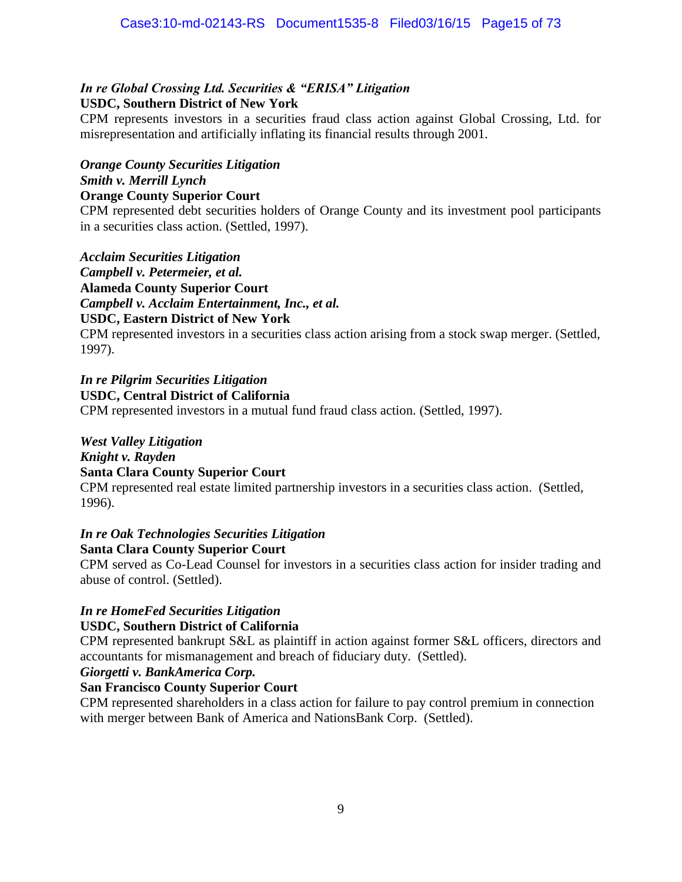***In re Global Crossing Ltd. Securities & "ERISA" Litigation***
**USDC, Southern District of New York**
CPM represents investors in a securities fraud class action against Global Crossing, Ltd. for misrepresentation and artificially inflating its financial results through 2001.

***Orange County Securities Litigation***
***Smith v. Merrill Lynch***
**Orange County Superior Court**
CPM represented debt securities holders of Orange County and its investment pool participants in a securities class action. (Settled, 1997).

***Acclaim Securities Litigation***
***Campbell v. Petermeier, et al.***
**Alameda County Superior Court**
***Campbell v. Acclaim Entertainment, Inc., et al.***
**USDC, Eastern District of New York**
CPM represented investors in a securities class action arising from a stock swap merger. (Settled, 1997).

***In re Pilgrim Securities Litigation***
**USDC, Central District of California**
CPM represented investors in a mutual fund fraud class action. (Settled, 1997).

***West Valley Litigation***
***Knight v. Rayden***
**Santa Clara County Superior Court**
CPM represented real estate limited partnership investors in a securities class action. (Settled, 1996).

***In re Oak Technologies Securities Litigation***
**Santa Clara County Superior Court**
CPM served as Co-Lead Counsel for investors in a securities class action for insider trading and abuse of control. (Settled).

***In re HomeFed Securities Litigation***
**USDC, Southern District of California**
CPM represented bankrupt S&L as plaintiff in action against former S&L officers, directors and accountants for mismanagement and breach of fiduciary duty. (Settled).

***Giorgetti v. BankAmerica Corp.***
**San Francisco County Superior Court**
CPM represented shareholders in a class action for failure to pay control premium in connection with merger between Bank of America and NationsBank Corp. (Settled).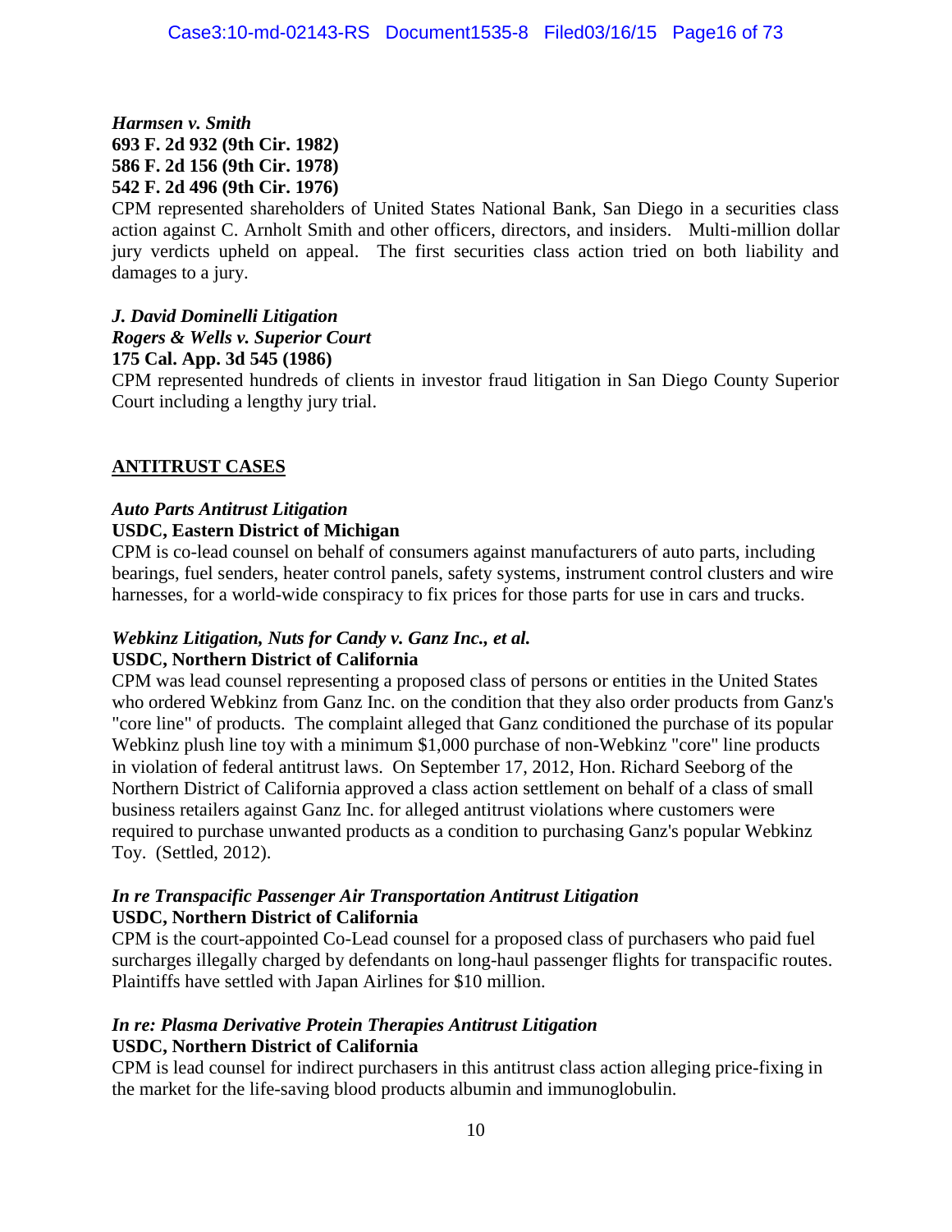***Harmsen v. Smith***
**693 F. 2d 932 (9th Cir. 1982)**
**586 F. 2d 156 (9th Cir. 1978)**
**542 F. 2d 496 (9th Cir. 1976)**
CPM represented shareholders of United States National Bank, San Diego in a securities class action against C. Arnholt Smith and other officers, directors, and insiders. Multi-million dollar jury verdicts upheld on appeal. The first securities class action tried on both liability and damages to a jury.

***J. David Dominelli Litigation***
***Rogers & Wells v. Superior Court***
**175 Cal. App. 3d 545 (1986)**
CPM represented hundreds of clients in investor fraud litigation in San Diego County Superior Court including a lengthy jury trial.

## ANTITRUST CASES

***Auto Parts Antitrust Litigation***
**USDC, Eastern District of Michigan**
CPM is co-lead counsel on behalf of consumers against manufacturers of auto parts, including bearings, fuel senders, heater control panels, safety systems, instrument control clusters and wire harnesses, for a world-wide conspiracy to fix prices for those parts for use in cars and trucks.

***Webkinz Litigation, Nuts for Candy v. Ganz Inc., et al.***
**USDC, Northern District of California**
CPM was lead counsel representing a proposed class of persons or entities in the United States who ordered Webkinz from Ganz Inc. on the condition that they also order products from Ganz's "core line" of products. The complaint alleged that Ganz conditioned the purchase of its popular Webkinz plush line toy with a minimum $1,000 purchase of non-Webkinz "core" line products in violation of federal antitrust laws. On September 17, 2012, Hon. Richard Seeborg of the Northern District of California approved a class action settlement on behalf of a class of small business retailers against Ganz Inc. for alleged antitrust violations where customers were required to purchase unwanted products as a condition to purchasing Ganz's popular Webkinz Toy. (Settled, 2012).

***In re Transpacific Passenger Air Transportation Antitrust Litigation***
**USDC, Northern District of California**
CPM is the court-appointed Co-Lead counsel for a proposed class of purchasers who paid fuel surcharges illegally charged by defendants on long-haul passenger flights for transpacific routes. Plaintiffs have settled with Japan Airlines for $10 million.

***In re: Plasma Derivative Protein Therapies Antitrust Litigation***
**USDC, Northern District of California**
CPM is lead counsel for indirect purchasers in this antitrust class action alleging price-fixing in the market for the life-saving blood products albumin and immunoglobulin.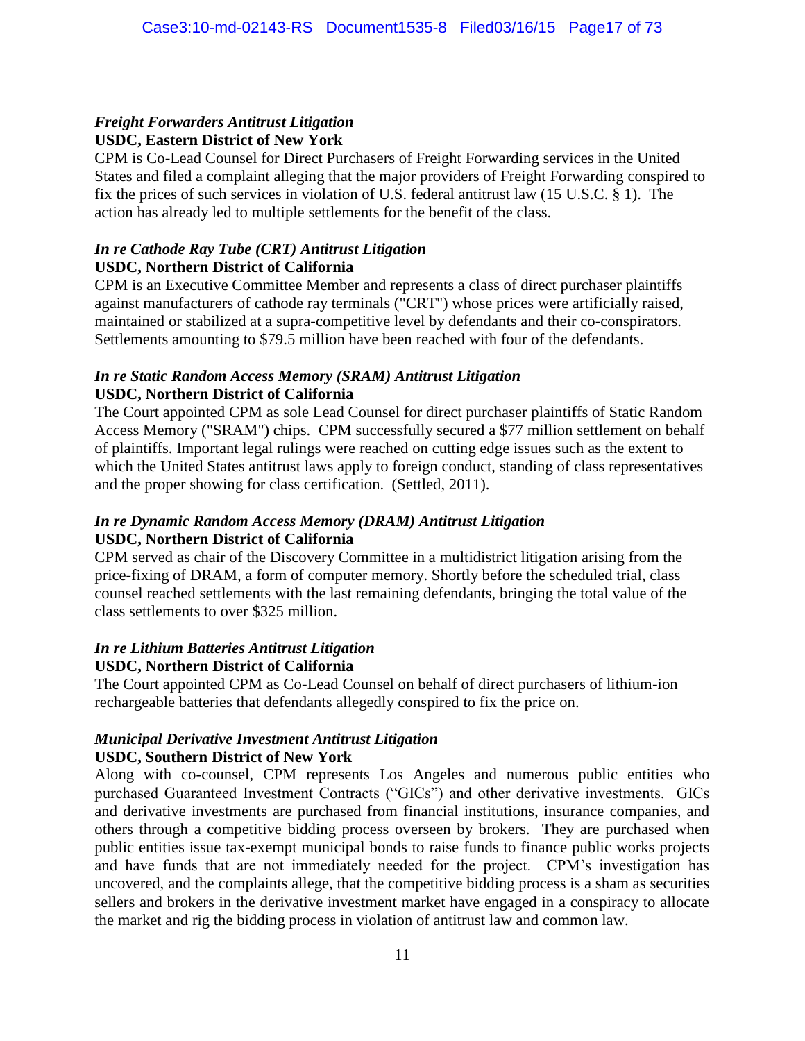***Freight Forwarders Antitrust Litigation***
**USDC, Eastern District of New York**

CPM is Co-Lead Counsel for Direct Purchasers of Freight Forwarding services in the United States and filed a complaint alleging that the major providers of Freight Forwarding conspired to fix the prices of such services in violation of U.S. federal antitrust law (15 U.S.C. § 1). The action has already led to multiple settlements for the benefit of the class.

***In re Cathode Ray Tube (CRT) Antitrust Litigation***
**USDC, Northern District of California**

CPM is an Executive Committee Member and represents a class of direct purchaser plaintiffs against manufacturers of cathode ray terminals ("CRT") whose prices were artificially raised, maintained or stabilized at a supra-competitive level by defendants and their co-conspirators. Settlements amounting to $79.5 million have been reached with four of the defendants.

***In re Static Random Access Memory (SRAM) Antitrust Litigation***
**USDC, Northern District of California**

The Court appointed CPM as sole Lead Counsel for direct purchaser plaintiffs of Static Random Access Memory ("SRAM") chips. CPM successfully secured a $77 million settlement on behalf of plaintiffs. Important legal rulings were reached on cutting edge issues such as the extent to which the United States antitrust laws apply to foreign conduct, standing of class representatives and the proper showing for class certification. (Settled, 2011).

***In re Dynamic Random Access Memory (DRAM) Antitrust Litigation***
**USDC, Northern District of California**

CPM served as chair of the Discovery Committee in a multidistrict litigation arising from the price-fixing of DRAM, a form of computer memory. Shortly before the scheduled trial, class counsel reached settlements with the last remaining defendants, bringing the total value of the class settlements to over $325 million.

***In re Lithium Batteries Antitrust Litigation***
**USDC, Northern District of California**

The Court appointed CPM as Co-Lead Counsel on behalf of direct purchasers of lithium-ion rechargeable batteries that defendants allegedly conspired to fix the price on.

***Municipal Derivative Investment Antitrust Litigation***
**USDC, Southern District of New York**

Along with co-counsel, CPM represents Los Angeles and numerous public entities who purchased Guaranteed Investment Contracts ("GICs") and other derivative investments. GICs and derivative investments are purchased from financial institutions, insurance companies, and others through a competitive bidding process overseen by brokers. They are purchased when public entities issue tax-exempt municipal bonds to raise funds to finance public works projects and have funds that are not immediately needed for the project. CPM's investigation has uncovered, and the complaints allege, that the competitive bidding process is a sham as securities sellers and brokers in the derivative investment market have engaged in a conspiracy to allocate the market and rig the bidding process in violation of antitrust law and common law.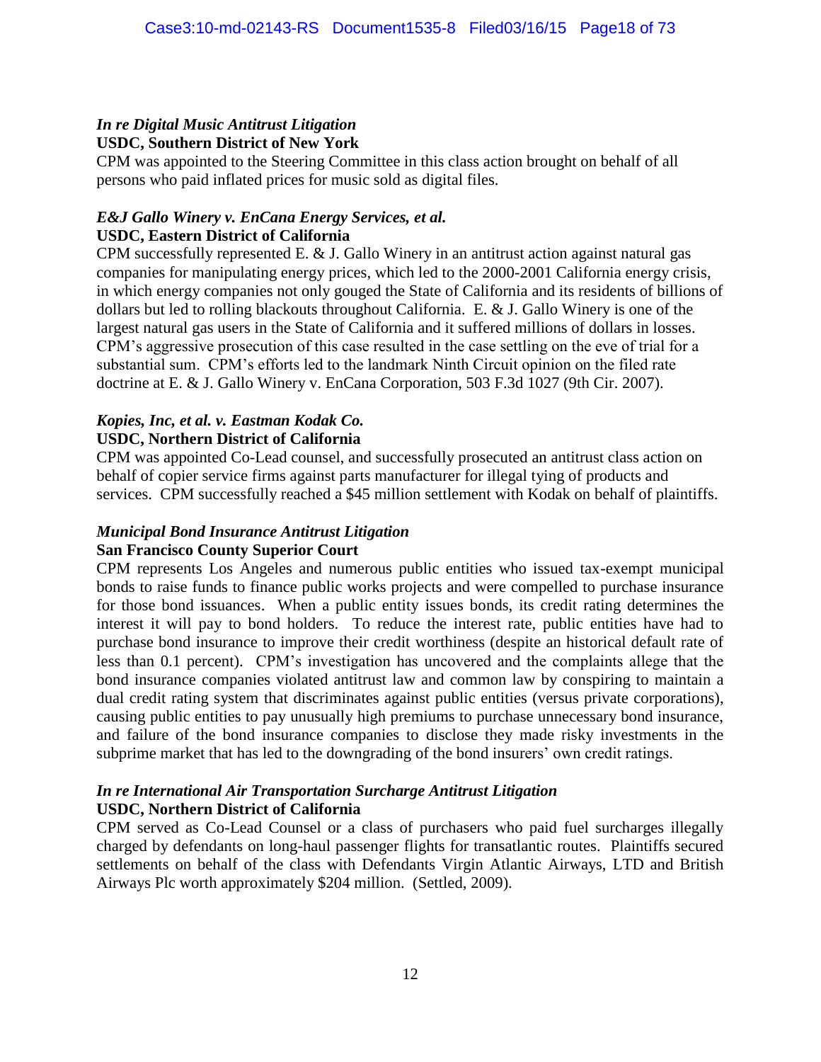*In re Digital Music Antitrust Litigation*
**USDC, Southern District of New York**
CPM was appointed to the Steering Committee in this class action brought on behalf of all persons who paid inflated prices for music sold as digital files.

*E&J Gallo Winery v. EnCana Energy Services, et al.*
**USDC, Eastern District of California**
CPM successfully represented E. & J. Gallo Winery in an antitrust action against natural gas companies for manipulating energy prices, which led to the 2000-2001 California energy crisis, in which energy companies not only gouged the State of California and its residents of billions of dollars but led to rolling blackouts throughout California. E. & J. Gallo Winery is one of the largest natural gas users in the State of California and it suffered millions of dollars in losses. CPM's aggressive prosecution of this case resulted in the case settling on the eve of trial for a substantial sum. CPM's efforts led to the landmark Ninth Circuit opinion on the filed rate doctrine at E. & J. Gallo Winery v. EnCana Corporation, 503 F.3d 1027 (9th Cir. 2007).

*Kopies, Inc, et al. v. Eastman Kodak Co.*
**USDC, Northern District of California**
CPM was appointed Co-Lead counsel, and successfully prosecuted an antitrust class action on behalf of copier service firms against parts manufacturer for illegal tying of products and services. CPM successfully reached a $45 million settlement with Kodak on behalf of plaintiffs.

*Municipal Bond Insurance Antitrust Litigation*
**San Francisco County Superior Court**
CPM represents Los Angeles and numerous public entities who issued tax-exempt municipal bonds to raise funds to finance public works projects and were compelled to purchase insurance for those bond issuances. When a public entity issues bonds, its credit rating determines the interest it will pay to bond holders. To reduce the interest rate, public entities have had to purchase bond insurance to improve their credit worthiness (despite an historical default rate of less than 0.1 percent). CPM's investigation has uncovered and the complaints allege that the bond insurance companies violated antitrust law and common law by conspiring to maintain a dual credit rating system that discriminates against public entities (versus private corporations), causing public entities to pay unusually high premiums to purchase unnecessary bond insurance, and failure of the bond insurance companies to disclose they made risky investments in the subprime market that has led to the downgrading of the bond insurers' own credit ratings.

*In re International Air Transportation Surcharge Antitrust Litigation*
**USDC, Northern District of California**
CPM served as Co-Lead Counsel or a class of purchasers who paid fuel surcharges illegally charged by defendants on long-haul passenger flights for transatlantic routes. Plaintiffs secured settlements on behalf of the class with Defendants Virgin Atlantic Airways, LTD and British Airways Plc worth approximately $204 million. (Settled, 2009).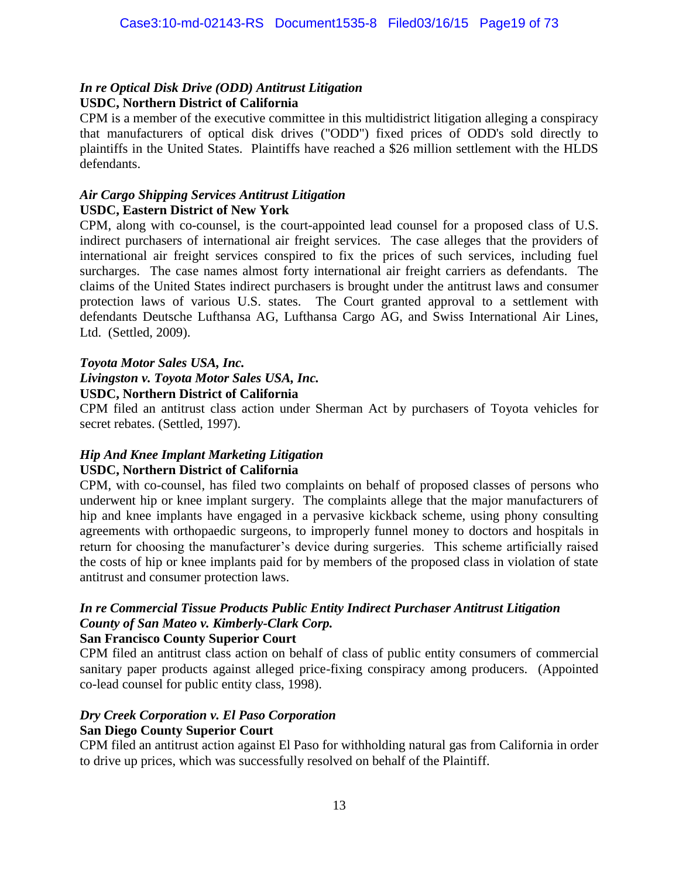***In re Optical Disk Drive (ODD) Antitrust Litigation***
**USDC, Northern District of California**
CPM is a member of the executive committee in this multidistrict litigation alleging a conspiracy that manufacturers of optical disk drives ("ODD") fixed prices of ODD's sold directly to plaintiffs in the United States. Plaintiffs have reached a $26 million settlement with the HLDS defendants.

***Air Cargo Shipping Services Antitrust Litigation***
**USDC, Eastern District of New York**
CPM, along with co-counsel, is the court-appointed lead counsel for a proposed class of U.S. indirect purchasers of international air freight services. The case alleges that the providers of international air freight services conspired to fix the prices of such services, including fuel surcharges. The case names almost forty international air freight carriers as defendants. The claims of the United States indirect purchasers is brought under the antitrust laws and consumer protection laws of various U.S. states. The Court granted approval to a settlement with defendants Deutsche Lufthansa AG, Lufthansa Cargo AG, and Swiss International Air Lines, Ltd. (Settled, 2009).

***Toyota Motor Sales USA, Inc.***
***Livingston v. Toyota Motor Sales USA, Inc.***
**USDC, Northern District of California**
CPM filed an antitrust class action under Sherman Act by purchasers of Toyota vehicles for secret rebates. (Settled, 1997).

***Hip And Knee Implant Marketing Litigation***
**USDC, Northern District of California**
CPM, with co-counsel, has filed two complaints on behalf of proposed classes of persons who underwent hip or knee implant surgery. The complaints allege that the major manufacturers of hip and knee implants have engaged in a pervasive kickback scheme, using phony consulting agreements with orthopaedic surgeons, to improperly funnel money to doctors and hospitals in return for choosing the manufacturer's device during surgeries. This scheme artificially raised the costs of hip or knee implants paid for by members of the proposed class in violation of state antitrust and consumer protection laws.

***In re Commercial Tissue Products Public Entity Indirect Purchaser Antitrust Litigation***
***County of San Mateo v. Kimberly-Clark Corp.***
**San Francisco County Superior Court**
CPM filed an antitrust class action on behalf of class of public entity consumers of commercial sanitary paper products against alleged price-fixing conspiracy among producers. (Appointed co-lead counsel for public entity class, 1998).

***Dry Creek Corporation v. El Paso Corporation***
**San Diego County Superior Court**
CPM filed an antitrust action against El Paso for withholding natural gas from California in order to drive up prices, which was successfully resolved on behalf of the Plaintiff.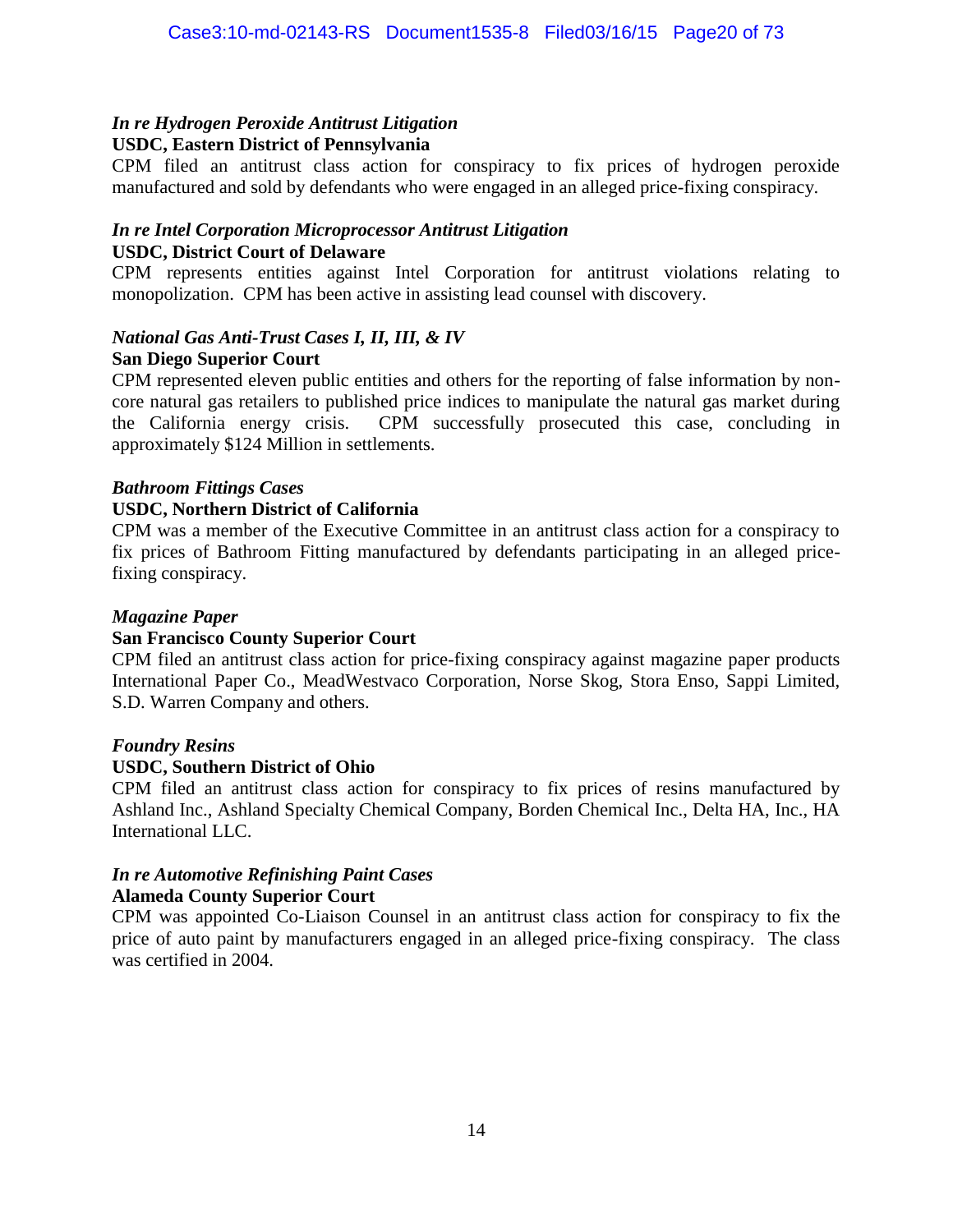*In re Hydrogen Peroxide Antitrust Litigation*
**USDC, Eastern District of Pennsylvania**
CPM filed an antitrust class action for conspiracy to fix prices of hydrogen peroxide manufactured and sold by defendants who were engaged in an alleged price-fixing conspiracy.

*In re Intel Corporation Microprocessor Antitrust Litigation*
**USDC, District Court of Delaware**
CPM represents entities against Intel Corporation for antitrust violations relating to monopolization. CPM has been active in assisting lead counsel with discovery.

*National Gas Anti-Trust Cases I, II, III, & IV*
**San Diego Superior Court**
CPM represented eleven public entities and others for the reporting of false information by non-core natural gas retailers to published price indices to manipulate the natural gas market during the California energy crisis. CPM successfully prosecuted this case, concluding in approximately $124 Million in settlements.

*Bathroom Fittings Cases*
**USDC, Northern District of California**
CPM was a member of the Executive Committee in an antitrust class action for a conspiracy to fix prices of Bathroom Fitting manufactured by defendants participating in an alleged price-fixing conspiracy.

*Magazine Paper*
**San Francisco County Superior Court**
CPM filed an antitrust class action for price-fixing conspiracy against magazine paper products International Paper Co., MeadWestvaco Corporation, Norse Skog, Stora Enso, Sappi Limited, S.D. Warren Company and others.

*Foundry Resins*
**USDC, Southern District of Ohio**
CPM filed an antitrust class action for conspiracy to fix prices of resins manufactured by Ashland Inc., Ashland Specialty Chemical Company, Borden Chemical Inc., Delta HA, Inc., HA International LLC.

*In re Automotive Refinishing Paint Cases*
**Alameda County Superior Court**
CPM was appointed Co-Liaison Counsel in an antitrust class action for conspiracy to fix the price of auto paint by manufacturers engaged in an alleged price-fixing conspiracy. The class was certified in 2004.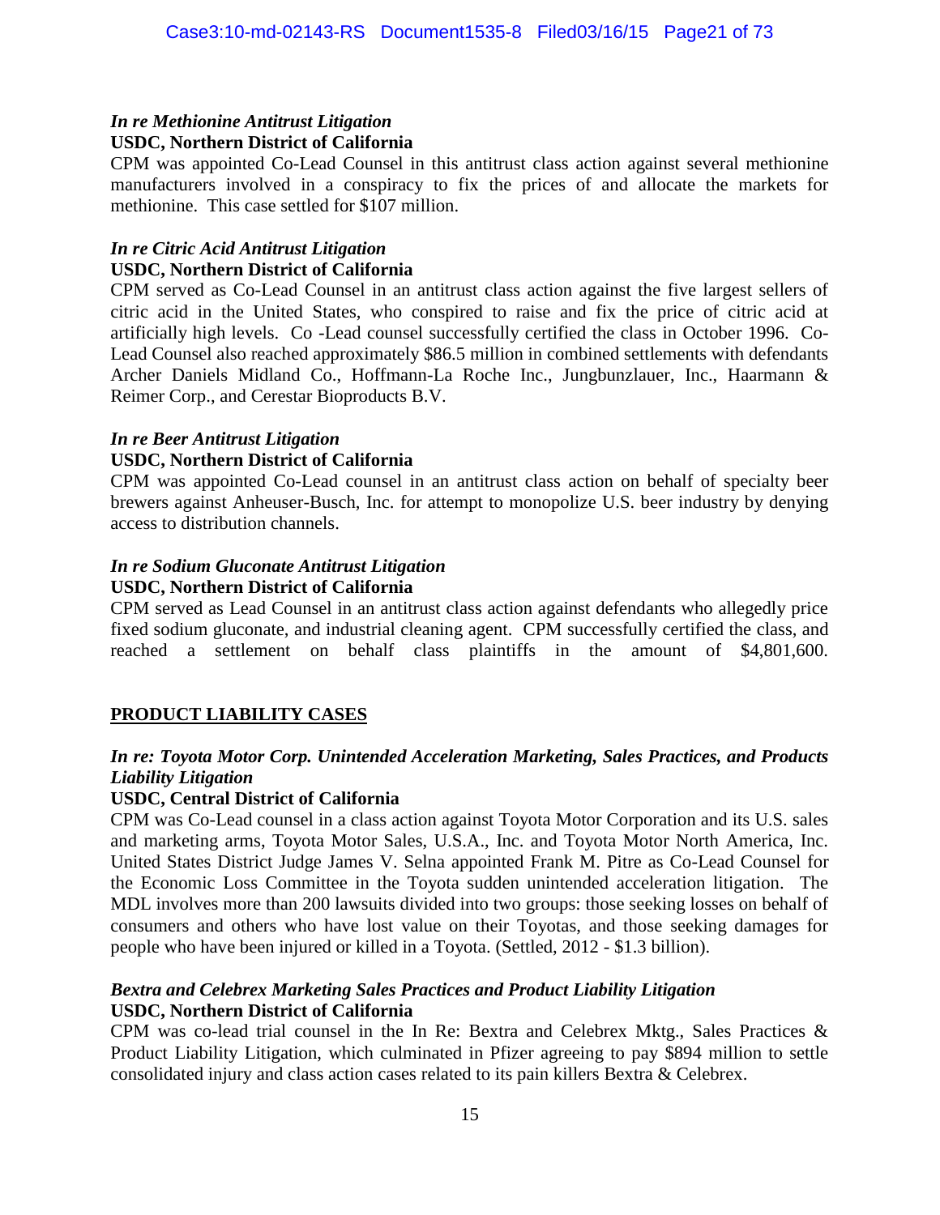***In re Methionine Antitrust Litigation***
**USDC, Northern District of California**
CPM was appointed Co-Lead Counsel in this antitrust class action against several methionine manufacturers involved in a conspiracy to fix the prices of and allocate the markets for methionine. This case settled for $107 million.

***In re Citric Acid Antitrust Litigation***
**USDC, Northern District of California**
CPM served as Co-Lead Counsel in an antitrust class action against the five largest sellers of citric acid in the United States, who conspired to raise and fix the price of citric acid at artificially high levels. Co -Lead counsel successfully certified the class in October 1996. Co-Lead Counsel also reached approximately $86.5 million in combined settlements with defendants Archer Daniels Midland Co., Hoffmann-La Roche Inc., Jungbunzlauer, Inc., Haarmann & Reimer Corp., and Cerestar Bioproducts B.V.

***In re Beer Antitrust Litigation***
**USDC, Northern District of California**
CPM was appointed Co-Lead counsel in an antitrust class action on behalf of specialty beer brewers against Anheuser-Busch, Inc. for attempt to monopolize U.S. beer industry by denying access to distribution channels.

***In re Sodium Gluconate Antitrust Litigation***
**USDC, Northern District of California**
CPM served as Lead Counsel in an antitrust class action against defendants who allegedly price fixed sodium gluconate, and industrial cleaning agent. CPM successfully certified the class, and reached a settlement on behalf class plaintiffs in the amount of $4,801,600.

## PRODUCT LIABILITY CASES

***In re: Toyota Motor Corp. Unintended Acceleration Marketing, Sales Practices, and Products Liability Litigation***
**USDC, Central District of California**
CPM was Co-Lead counsel in a class action against Toyota Motor Corporation and its U.S. sales and marketing arms, Toyota Motor Sales, U.S.A., Inc. and Toyota Motor North America, Inc. United States District Judge James V. Selna appointed Frank M. Pitre as Co-Lead Counsel for the Economic Loss Committee in the Toyota sudden unintended acceleration litigation. The MDL involves more than 200 lawsuits divided into two groups: those seeking losses on behalf of consumers and others who have lost value on their Toyotas, and those seeking damages for people who have been injured or killed in a Toyota. (Settled, 2012 - $1.3 billion).

***Bextra and Celebrex Marketing Sales Practices and Product Liability Litigation***
**USDC, Northern District of California**
CPM was co-lead trial counsel in the In Re: Bextra and Celebrex Mktg., Sales Practices & Product Liability Litigation, which culminated in Pfizer agreeing to pay $894 million to settle consolidated injury and class action cases related to its pain killers Bextra & Celebrex.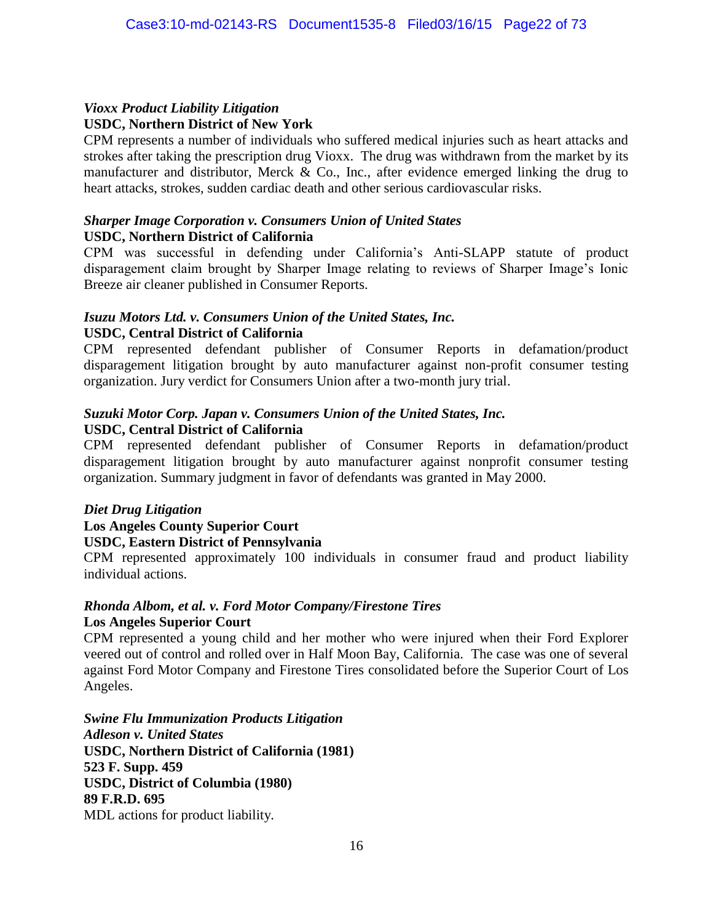*Vioxx Product Liability Litigation*
**USDC, Northern District of New York**
CPM represents a number of individuals who suffered medical injuries such as heart attacks and strokes after taking the prescription drug Vioxx. The drug was withdrawn from the market by its manufacturer and distributor, Merck & Co., Inc., after evidence emerged linking the drug to heart attacks, strokes, sudden cardiac death and other serious cardiovascular risks.

*Sharper Image Corporation v. Consumers Union of United States*
**USDC, Northern District of California**
CPM was successful in defending under California's Anti-SLAPP statute of product disparagement claim brought by Sharper Image relating to reviews of Sharper Image's Ionic Breeze air cleaner published in Consumer Reports.

*Isuzu Motors Ltd. v. Consumers Union of the United States, Inc.*
**USDC, Central District of California**
CPM represented defendant publisher of Consumer Reports in defamation/product disparagement litigation brought by auto manufacturer against non-profit consumer testing organization. Jury verdict for Consumers Union after a two-month jury trial.

*Suzuki Motor Corp. Japan v. Consumers Union of the United States, Inc.*
**USDC, Central District of California**
CPM represented defendant publisher of Consumer Reports in defamation/product disparagement litigation brought by auto manufacturer against nonprofit consumer testing organization. Summary judgment in favor of defendants was granted in May 2000.

*Diet Drug Litigation*
**Los Angeles County Superior Court**
**USDC, Eastern District of Pennsylvania**
CPM represented approximately 100 individuals in consumer fraud and product liability individual actions.

*Rhonda Albom, et al. v. Ford Motor Company/Firestone Tires*
**Los Angeles Superior Court**
CPM represented a young child and her mother who were injured when their Ford Explorer veered out of control and rolled over in Half Moon Bay, California. The case was one of several against Ford Motor Company and Firestone Tires consolidated before the Superior Court of Los Angeles.

*Swine Flu Immunization Products Litigation*
*Adleson v. United States*
**USDC, Northern District of California (1981)**
**523 F. Supp. 459**
**USDC, District of Columbia (1980)**
**89 F.R.D. 695**
MDL actions for product liability.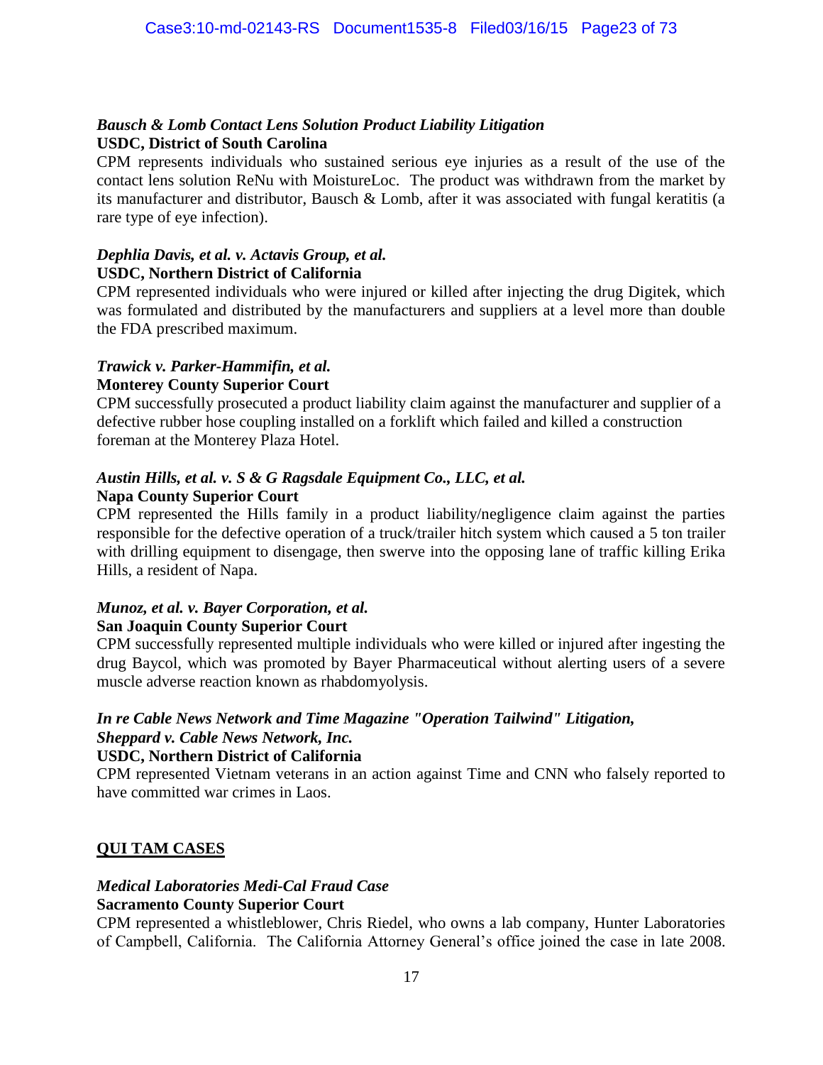***Bausch & Lomb Contact Lens Solution Product Liability Litigation***
**USDC, District of South Carolina**
CPM represents individuals who sustained serious eye injuries as a result of the use of the contact lens solution ReNu with MoistureLoc. The product was withdrawn from the market by its manufacturer and distributor, Bausch & Lomb, after it was associated with fungal keratitis (a rare type of eye infection).

***Dephlia Davis, et al. v. Actavis Group, et al.***
**USDC, Northern District of California**
CPM represented individuals who were injured or killed after injecting the drug Digitek, which was formulated and distributed by the manufacturers and suppliers at a level more than double the FDA prescribed maximum.

***Trawick v. Parker-Hammifin, et al.***
**Monterey County Superior Court**
CPM successfully prosecuted a product liability claim against the manufacturer and supplier of a defective rubber hose coupling installed on a forklift which failed and killed a construction foreman at the Monterey Plaza Hotel.

***Austin Hills, et al. v. S & G Ragsdale Equipment Co., LLC, et al.***
**Napa County Superior Court**
CPM represented the Hills family in a product liability/negligence claim against the parties responsible for the defective operation of a truck/trailer hitch system which caused a 5 ton trailer with drilling equipment to disengage, then swerve into the opposing lane of traffic killing Erika Hills, a resident of Napa.

***Munoz, et al. v. Bayer Corporation, et al.***
**San Joaquin County Superior Court**
CPM successfully represented multiple individuals who were killed or injured after ingesting the drug Baycol, which was promoted by Bayer Pharmaceutical without alerting users of a severe muscle adverse reaction known as rhabdomyolysis.

***In re Cable News Network and Time Magazine "Operation Tailwind" Litigation, Sheppard v. Cable News Network, Inc.***
**USDC, Northern District of California**
CPM represented Vietnam veterans in an action against Time and CNN who falsely reported to have committed war crimes in Laos.

**QUI TAM CASES**

***Medical Laboratories Medi-Cal Fraud Case***
**Sacramento County Superior Court**
CPM represented a whistleblower, Chris Riedel, who owns a lab company, Hunter Laboratories of Campbell, California. The California Attorney General's office joined the case in late 2008.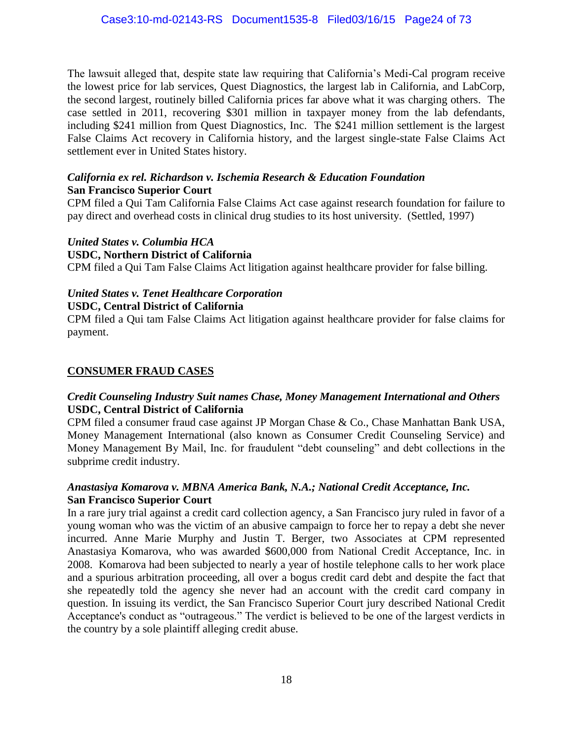The lawsuit alleged that, despite state law requiring that California's Medi-Cal program receive the lowest price for lab services, Quest Diagnostics, the largest lab in California, and LabCorp, the second largest, routinely billed California prices far above what it was charging others. The case settled in 2011, recovering $301 million in taxpayer money from the lab defendants, including $241 million from Quest Diagnostics, Inc. The $241 million settlement is the largest False Claims Act recovery in California history, and the largest single-state False Claims Act settlement ever in United States history.

***California ex rel. Richardson v. Ischemia Research & Education Foundation***
**San Francisco Superior Court**
CPM filed a Qui Tam California False Claims Act case against research foundation for failure to pay direct and overhead costs in clinical drug studies to its host university. (Settled, 1997)

***United States v. Columbia HCA***
**USDC, Northern District of California**
CPM filed a Qui Tam False Claims Act litigation against healthcare provider for false billing.

***United States v. Tenet Healthcare Corporation***
**USDC, Central District of California**
CPM filed a Qui tam False Claims Act litigation against healthcare provider for false claims for payment.

## CONSUMER FRAUD CASES

***Credit Counseling Industry Suit names Chase, Money Management International and Others***
**USDC, Central District of California**
CPM filed a consumer fraud case against JP Morgan Chase & Co., Chase Manhattan Bank USA, Money Management International (also known as Consumer Credit Counseling Service) and Money Management By Mail, Inc. for fraudulent "debt counseling" and debt collections in the subprime credit industry.

***Anastasiya Komarova v. MBNA America Bank, N.A.; National Credit Acceptance, Inc.***
**San Francisco Superior Court**
In a rare jury trial against a credit card collection agency, a San Francisco jury ruled in favor of a young woman who was the victim of an abusive campaign to force her to repay a debt she never incurred. Anne Marie Murphy and Justin T. Berger, two Associates at CPM represented Anastasiya Komarova, who was awarded $600,000 from National Credit Acceptance, Inc. in 2008. Komarova had been subjected to nearly a year of hostile telephone calls to her work place and a spurious arbitration proceeding, all over a bogus credit card debt and despite the fact that she repeatedly told the agency she never had an account with the credit card company in question. In issuing its verdict, the San Francisco Superior Court jury described National Credit Acceptance's conduct as "outrageous." The verdict is believed to be one of the largest verdicts in the country by a sole plaintiff alleging credit abuse.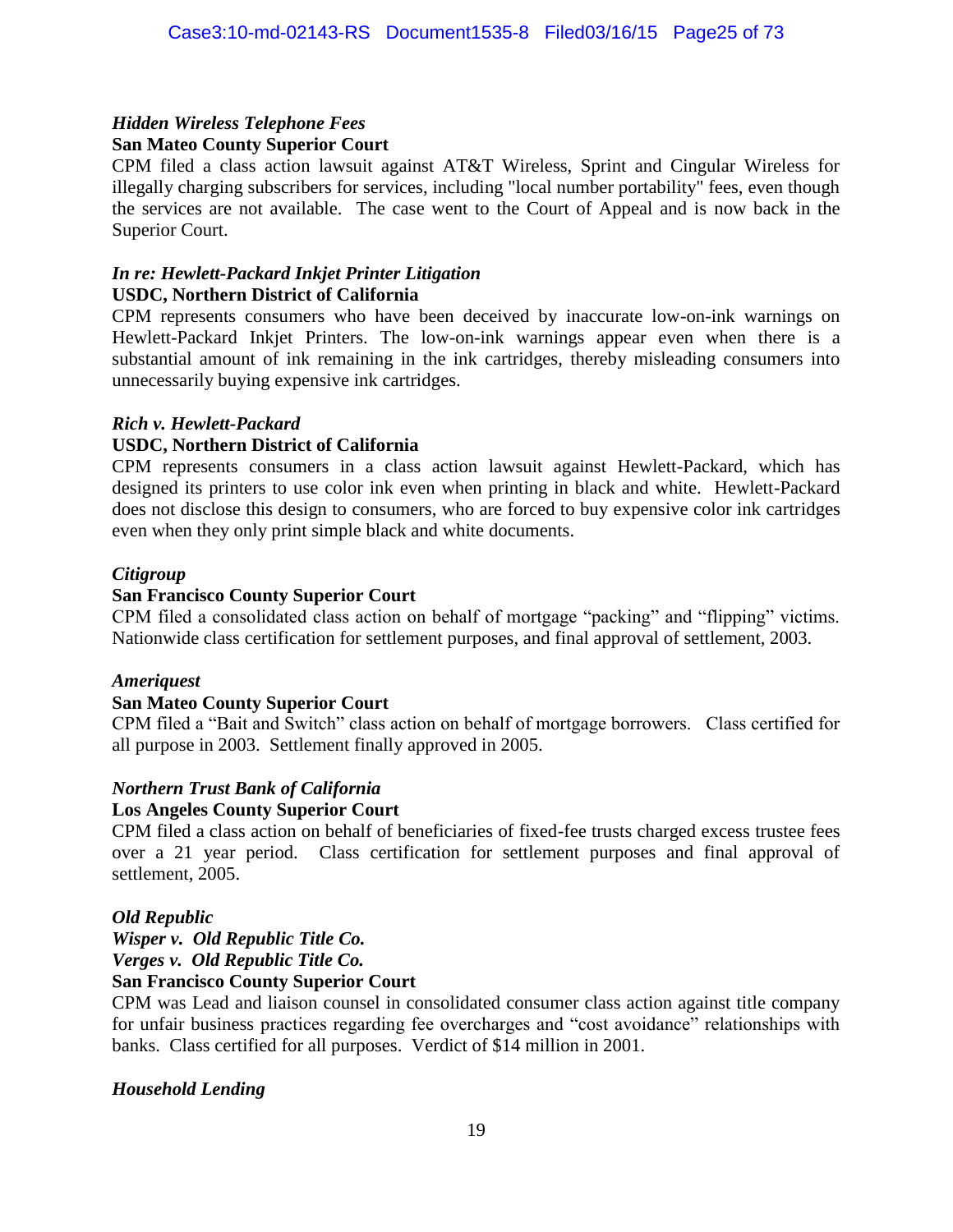***Hidden Wireless Telephone Fees***
**San Mateo County Superior Court**
CPM filed a class action lawsuit against AT&T Wireless, Sprint and Cingular Wireless for illegally charging subscribers for services, including "local number portability" fees, even though the services are not available. The case went to the Court of Appeal and is now back in the Superior Court.

***In re: Hewlett-Packard Inkjet Printer Litigation***
**USDC, Northern District of California**
CPM represents consumers who have been deceived by inaccurate low-on-ink warnings on Hewlett-Packard Inkjet Printers. The low-on-ink warnings appear even when there is a substantial amount of ink remaining in the ink cartridges, thereby misleading consumers into unnecessarily buying expensive ink cartridges.

***Rich v. Hewlett-Packard***
**USDC, Northern District of California**
CPM represents consumers in a class action lawsuit against Hewlett-Packard, which has designed its printers to use color ink even when printing in black and white. Hewlett-Packard does not disclose this design to consumers, who are forced to buy expensive color ink cartridges even when they only print simple black and white documents.

***Citigroup***
**San Francisco County Superior Court**
CPM filed a consolidated class action on behalf of mortgage "packing" and "flipping" victims. Nationwide class certification for settlement purposes, and final approval of settlement, 2003.

***Ameriquest***
**San Mateo County Superior Court**
CPM filed a "Bait and Switch" class action on behalf of mortgage borrowers. Class certified for all purpose in 2003. Settlement finally approved in 2005.

***Northern Trust Bank of California***
**Los Angeles County Superior Court**
CPM filed a class action on behalf of beneficiaries of fixed-fee trusts charged excess trustee fees over a 21 year period. Class certification for settlement purposes and final approval of settlement, 2005.

***Old Republic***
***Wisper v. Old Republic Title Co.***
***Verges v. Old Republic Title Co.***
**San Francisco County Superior Court**
CPM was Lead and liaison counsel in consolidated consumer class action against title company for unfair business practices regarding fee overcharges and "cost avoidance" relationships with banks. Class certified for all purposes. Verdict of $14 million in 2001.

***Household Lending***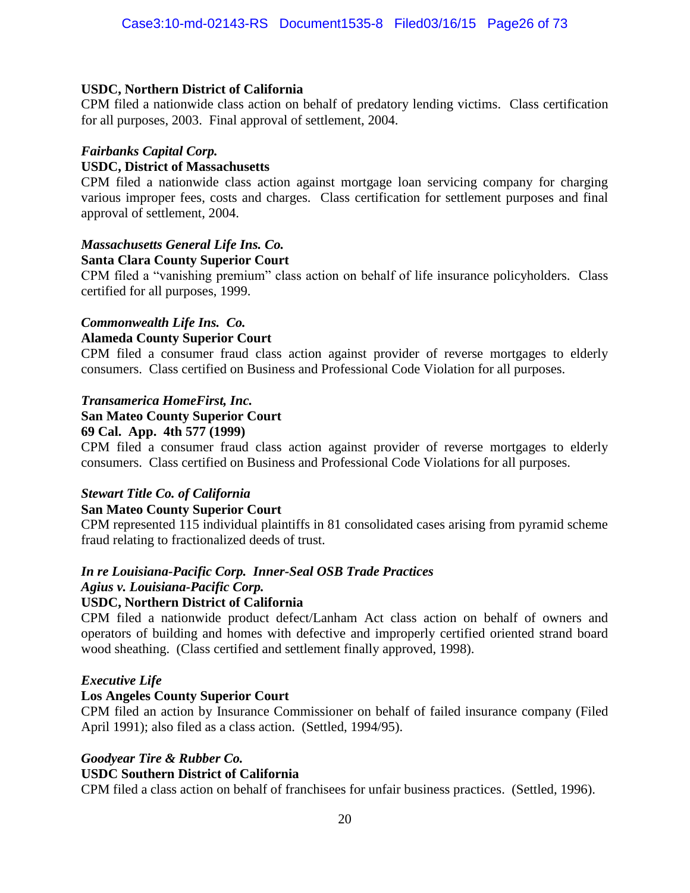**USDC, Northern District of California**
CPM filed a nationwide class action on behalf of predatory lending victims. Class certification for all purposes, 2003. Final approval of settlement, 2004.

***Fairbanks Capital Corp.***
**USDC, District of Massachusetts**
CPM filed a nationwide class action against mortgage loan servicing company for charging various improper fees, costs and charges. Class certification for settlement purposes and final approval of settlement, 2004.

***Massachusetts General Life Ins. Co.***
**Santa Clara County Superior Court**
CPM filed a "vanishing premium" class action on behalf of life insurance policyholders. Class certified for all purposes, 1999.

***Commonwealth Life Ins. Co.***
**Alameda County Superior Court**
CPM filed a consumer fraud class action against provider of reverse mortgages to elderly consumers. Class certified on Business and Professional Code Violation for all purposes.

***Transamerica HomeFirst, Inc.***
**San Mateo County Superior Court**
**69 Cal. App. 4th 577 (1999)**
CPM filed a consumer fraud class action against provider of reverse mortgages to elderly consumers. Class certified on Business and Professional Code Violations for all purposes.

***Stewart Title Co. of California***
**San Mateo County Superior Court**
CPM represented 115 individual plaintiffs in 81 consolidated cases arising from pyramid scheme fraud relating to fractionalized deeds of trust.

***In re Louisiana-Pacific Corp. Inner-Seal OSB Trade Practices***
***Agius v. Louisiana-Pacific Corp.***
**USDC, Northern District of California**
CPM filed a nationwide product defect/Lanham Act class action on behalf of owners and operators of building and homes with defective and improperly certified oriented strand board wood sheathing. (Class certified and settlement finally approved, 1998).

***Executive Life***
**Los Angeles County Superior Court**
CPM filed an action by Insurance Commissioner on behalf of failed insurance company (Filed April 1991); also filed as a class action. (Settled, 1994/95).

***Goodyear Tire & Rubber Co.***
**USDC Southern District of California**
CPM filed a class action on behalf of franchisees for unfair business practices. (Settled, 1996).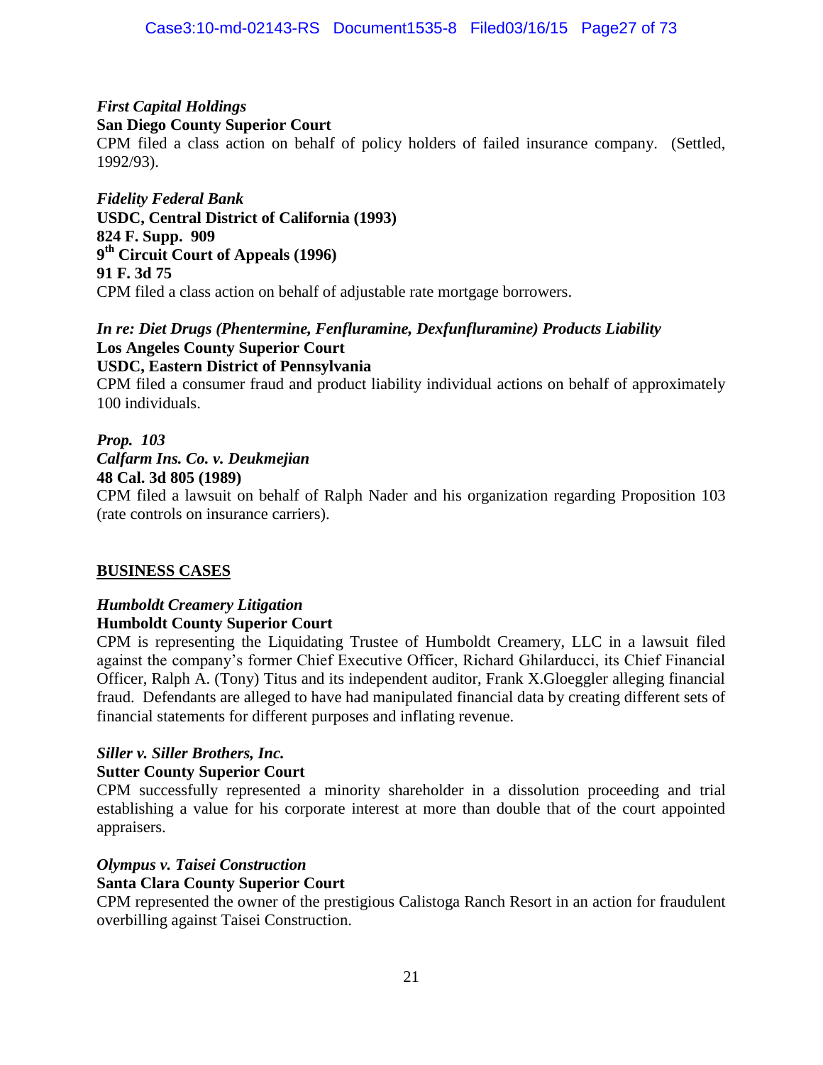***First Capital Holdings***
**San Diego County Superior Court**
CPM filed a class action on behalf of policy holders of failed insurance company. (Settled, 1992/93).

***Fidelity Federal Bank***
**USDC, Central District of California (1993)**
**824 F. Supp. 909**
**9th Circuit Court of Appeals (1996)**
**91 F. 3d 75**
CPM filed a class action on behalf of adjustable rate mortgage borrowers.

***In re: Diet Drugs (Phentermine, Fenfluramine, Dexfunfluramine) Products Liability***
**Los Angeles County Superior Court**
**USDC, Eastern District of Pennsylvania**
CPM filed a consumer fraud and product liability individual actions on behalf of approximately 100 individuals.

***Prop. 103***
***Calfarm Ins. Co. v. Deukmejian***
**48 Cal. 3d 805 (1989)**
CPM filed a lawsuit on behalf of Ralph Nader and his organization regarding Proposition 103 (rate controls on insurance carriers).

## <u>BUSINESS CASES</u>

***Humboldt Creamery Litigation***
**Humboldt County Superior Court**
CPM is representing the Liquidating Trustee of Humboldt Creamery, LLC in a lawsuit filed against the company's former Chief Executive Officer, Richard Ghilarducci, its Chief Financial Officer, Ralph A. (Tony) Titus and its independent auditor, Frank X.Gloeggler alleging financial fraud. Defendants are alleged to have had manipulated financial data by creating different sets of financial statements for different purposes and inflating revenue.

***Siller v. Siller Brothers, Inc.***
**Sutter County Superior Court**
CPM successfully represented a minority shareholder in a dissolution proceeding and trial establishing a value for his corporate interest at more than double that of the court appointed appraisers.

***Olympus v. Taisei Construction***
**Santa Clara County Superior Court**
CPM represented the owner of the prestigious Calistoga Ranch Resort in an action for fraudulent overbilling against Taisei Construction.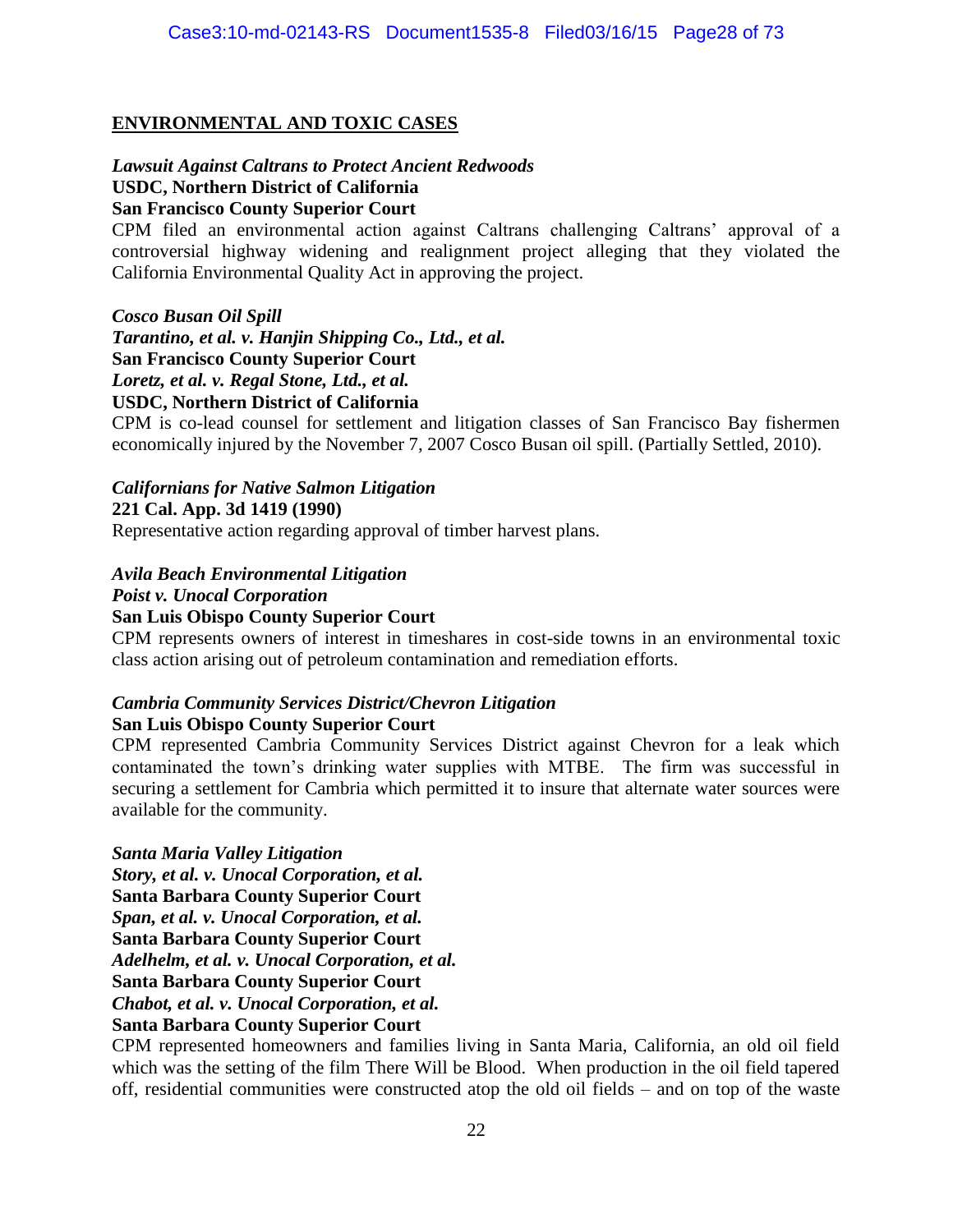## ENVIRONMENTAL AND TOXIC CASES

***Lawsuit Against Caltrans to Protect Ancient Redwoods***
**USDC, Northern District of California**
**San Francisco County Superior Court**
CPM filed an environmental action against Caltrans challenging Caltrans' approval of a controversial highway widening and realignment project alleging that they violated the California Environmental Quality Act in approving the project.

***Cosco Busan Oil Spill***
***Tarantino, et al. v. Hanjin Shipping Co., Ltd., et al.***
**San Francisco County Superior Court**
***Loretz, et al. v. Regal Stone, Ltd., et al.***
**USDC, Northern District of California**
CPM is co-lead counsel for settlement and litigation classes of San Francisco Bay fishermen economically injured by the November 7, 2007 Cosco Busan oil spill. (Partially Settled, 2010).

***Californians for Native Salmon Litigation***
**221 Cal. App. 3d 1419 (1990)**
Representative action regarding approval of timber harvest plans.

***Avila Beach Environmental Litigation***
***Poist v. Unocal Corporation***
**San Luis Obispo County Superior Court**
CPM represents owners of interest in timeshares in cost-side towns in an environmental toxic class action arising out of petroleum contamination and remediation efforts.

***Cambria Community Services District/Chevron Litigation***
**San Luis Obispo County Superior Court**
CPM represented Cambria Community Services District against Chevron for a leak which contaminated the town's drinking water supplies with MTBE. The firm was successful in securing a settlement for Cambria which permitted it to insure that alternate water sources were available for the community.

***Santa Maria Valley Litigation***
***Story, et al. v. Unocal Corporation, et al.***
**Santa Barbara County Superior Court**
***Span, et al. v. Unocal Corporation, et al.***
**Santa Barbara County Superior Court**
***Adelhelm, et al. v. Unocal Corporation, et al.***
**Santa Barbara County Superior Court**
***Chabot, et al. v. Unocal Corporation, et al.***
**Santa Barbara County Superior Court**
CPM represented homeowners and families living in Santa Maria, California, an old oil field which was the setting of the film There Will be Blood. When production in the oil field tapered off, residential communities were constructed atop the old oil fields – and on top of the waste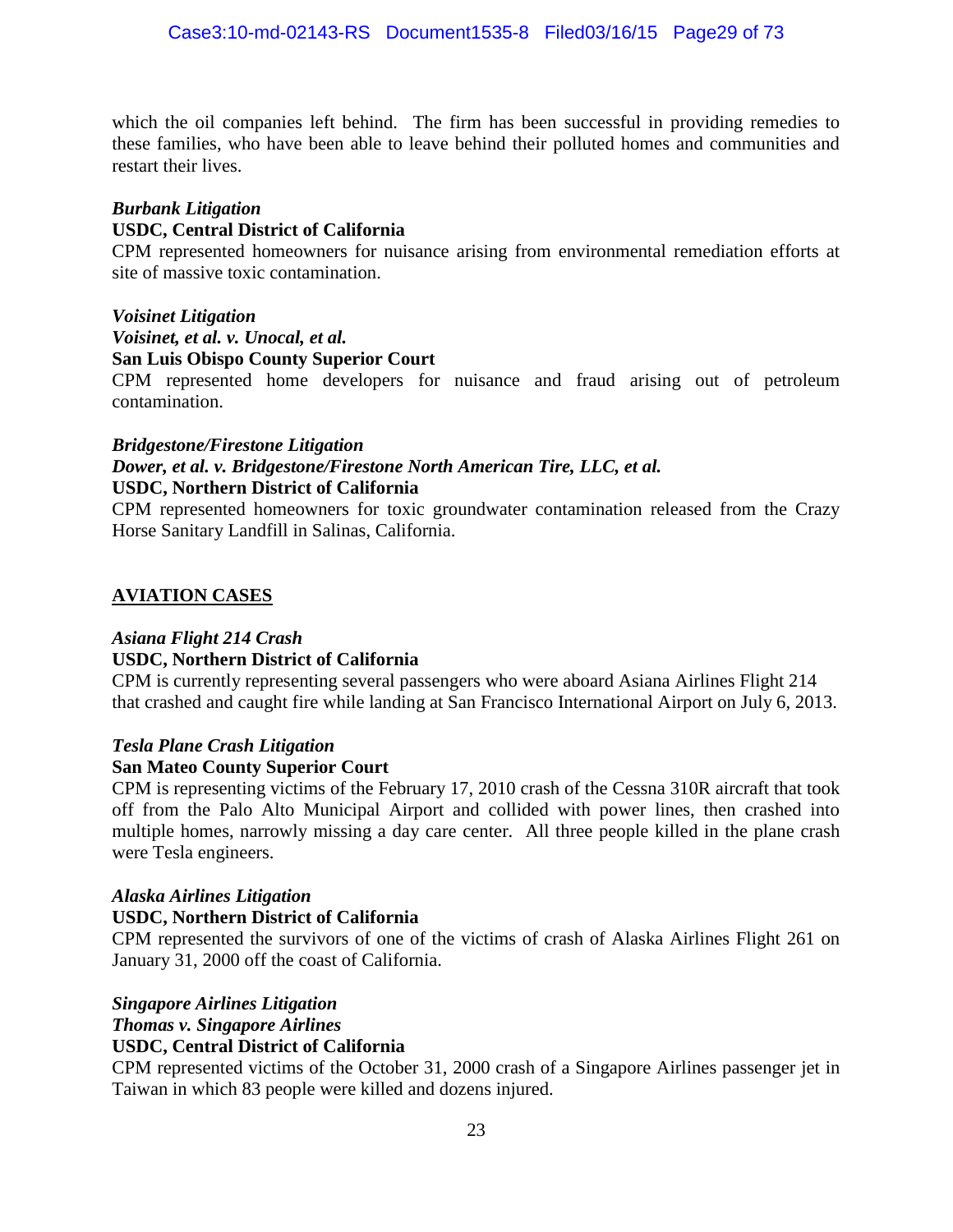which the oil companies left behind. The firm has been successful in providing remedies to these families, who have been able to leave behind their polluted homes and communities and restart their lives.

***Burbank Litigation***
**USDC, Central District of California**
CPM represented homeowners for nuisance arising from environmental remediation efforts at site of massive toxic contamination.

***Voisinet Litigation***
***Voisinet, et al. v. Unocal, et al.***
**San Luis Obispo County Superior Court**
CPM represented home developers for nuisance and fraud arising out of petroleum contamination.

***Bridgestone/Firestone Litigation***
***Dower, et al. v. Bridgestone/Firestone North American Tire, LLC, et al.***
**USDC, Northern District of California**
CPM represented homeowners for toxic groundwater contamination released from the Crazy Horse Sanitary Landfill in Salinas, California.

## AVIATION CASES

***Asiana Flight 214 Crash***
**USDC, Northern District of California**
CPM is currently representing several passengers who were aboard Asiana Airlines Flight 214 that crashed and caught fire while landing at San Francisco International Airport on July 6, 2013.

***Tesla Plane Crash Litigation***
**San Mateo County Superior Court**
CPM is representing victims of the February 17, 2010 crash of the Cessna 310R aircraft that took off from the Palo Alto Municipal Airport and collided with power lines, then crashed into multiple homes, narrowly missing a day care center. All three people killed in the plane crash were Tesla engineers.

***Alaska Airlines Litigation***
**USDC, Northern District of California**
CPM represented the survivors of one of the victims of crash of Alaska Airlines Flight 261 on January 31, 2000 off the coast of California.

***Singapore Airlines Litigation***
***Thomas v. Singapore Airlines***
**USDC, Central District of California**
CPM represented victims of the October 31, 2000 crash of a Singapore Airlines passenger jet in Taiwan in which 83 people were killed and dozens injured.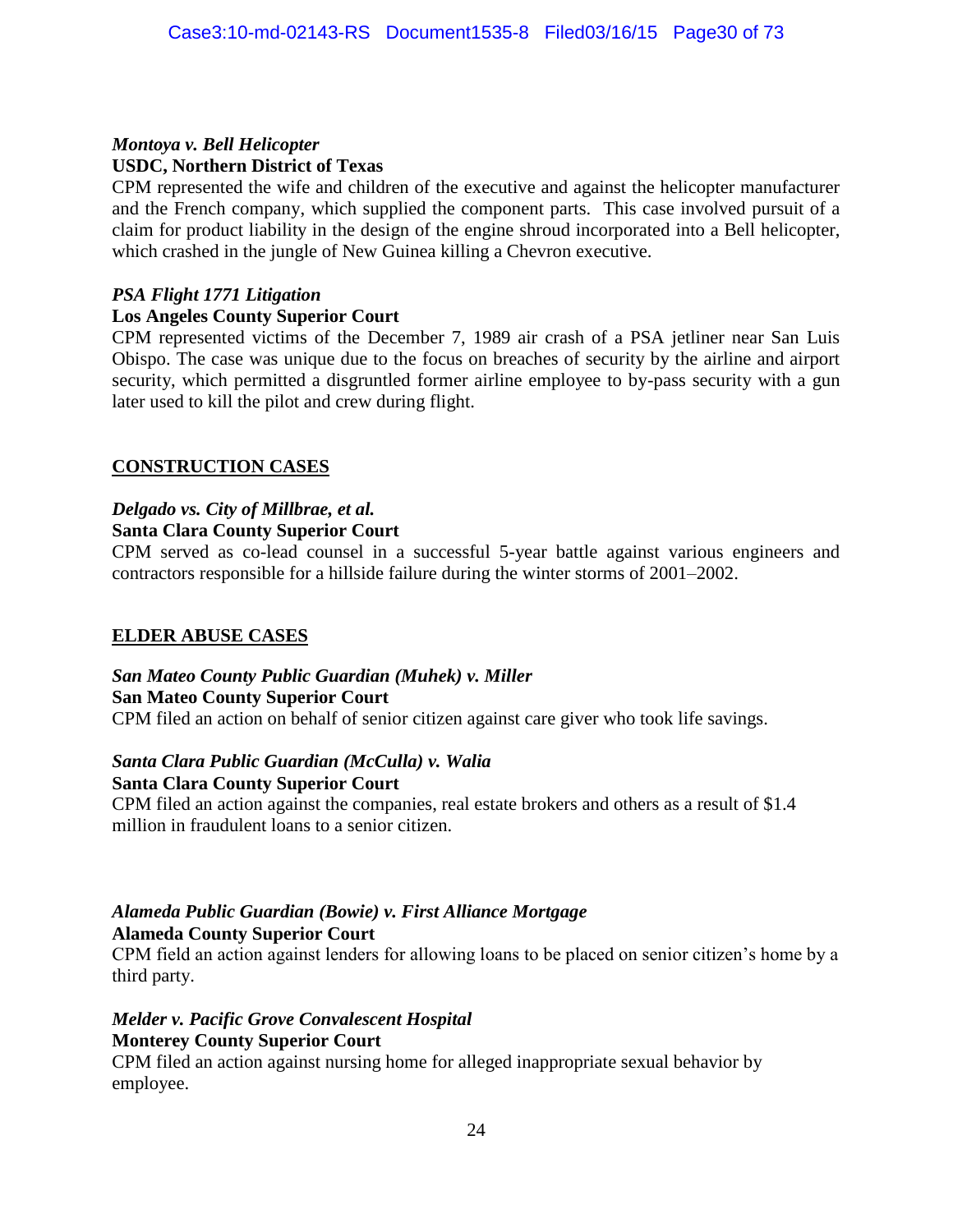***Montoya v. Bell Helicopter***
**USDC, Northern District of Texas**
CPM represented the wife and children of the executive and against the helicopter manufacturer and the French company, which supplied the component parts. This case involved pursuit of a claim for product liability in the design of the engine shroud incorporated into a Bell helicopter, which crashed in the jungle of New Guinea killing a Chevron executive.

***PSA Flight 1771 Litigation***
**Los Angeles County Superior Court**
CPM represented victims of the December 7, 1989 air crash of a PSA jetliner near San Luis Obispo. The case was unique due to the focus on breaches of security by the airline and airport security, which permitted a disgruntled former airline employee to by-pass security with a gun later used to kill the pilot and crew during flight.

## <u>CONSTRUCTION CASES</u>

***Delgado vs. City of Millbrae, et al.***
**Santa Clara County Superior Court**
CPM served as co-lead counsel in a successful 5-year battle against various engineers and contractors responsible for a hillside failure during the winter storms of 2001–2002.

## <u>ELDER ABUSE CASES</u>

***San Mateo County Public Guardian (Muhek) v. Miller***
**San Mateo County Superior Court**
CPM filed an action on behalf of senior citizen against care giver who took life savings.

***Santa Clara Public Guardian (McCulla) v. Walia***
**Santa Clara County Superior Court**
CPM filed an action against the companies, real estate brokers and others as a result of $1.4 million in fraudulent loans to a senior citizen.

***Alameda Public Guardian (Bowie) v. First Alliance Mortgage***
**Alameda County Superior Court**
CPM field an action against lenders for allowing loans to be placed on senior citizen's home by a third party.

***Melder v. Pacific Grove Convalescent Hospital***
**Monterey County Superior Court**
CPM filed an action against nursing home for alleged inappropriate sexual behavior by employee.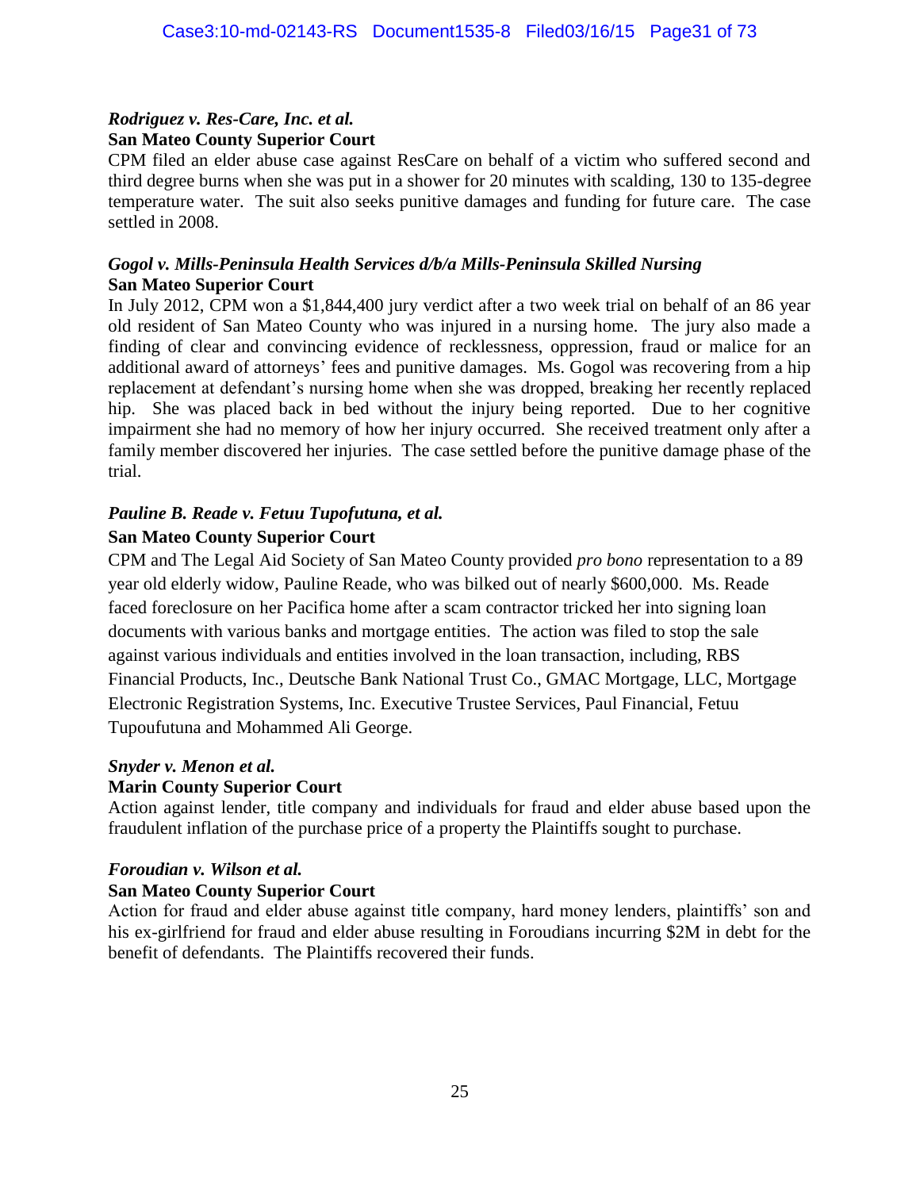***Rodriguez v. Res-Care, Inc. et al.***
**San Mateo County Superior Court**
CPM filed an elder abuse case against ResCare on behalf of a victim who suffered second and third degree burns when she was put in a shower for 20 minutes with scalding, 130 to 135-degree temperature water. The suit also seeks punitive damages and funding for future care. The case settled in 2008.

***Gogol v. Mills-Peninsula Health Services d/b/a Mills-Peninsula Skilled Nursing***
**San Mateo Superior Court**
In July 2012, CPM won a $1,844,400 jury verdict after a two week trial on behalf of an 86 year old resident of San Mateo County who was injured in a nursing home. The jury also made a finding of clear and convincing evidence of recklessness, oppression, fraud or malice for an additional award of attorneys' fees and punitive damages. Ms. Gogol was recovering from a hip replacement at defendant's nursing home when she was dropped, breaking her recently replaced hip. She was placed back in bed without the injury being reported. Due to her cognitive impairment she had no memory of how her injury occurred. She received treatment only after a family member discovered her injuries. The case settled before the punitive damage phase of the trial.

***Pauline B. Reade v. Fetuu Tupofutuna, et al.***
**San Mateo County Superior Court**
CPM and The Legal Aid Society of San Mateo County provided *pro bono* representation to a 89 year old elderly widow, Pauline Reade, who was bilked out of nearly $600,000. Ms. Reade faced foreclosure on her Pacifica home after a scam contractor tricked her into signing loan documents with various banks and mortgage entities. The action was filed to stop the sale against various individuals and entities involved in the loan transaction, including, RBS Financial Products, Inc., Deutsche Bank National Trust Co., GMAC Mortgage, LLC, Mortgage Electronic Registration Systems, Inc. Executive Trustee Services, Paul Financial, Fetuu Tupoufutuna and Mohammed Ali George.

***Snyder v. Menon et al.***
**Marin County Superior Court**
Action against lender, title company and individuals for fraud and elder abuse based upon the fraudulent inflation of the purchase price of a property the Plaintiffs sought to purchase.

***Foroudian v. Wilson et al.***
**San Mateo County Superior Court**
Action for fraud and elder abuse against title company, hard money lenders, plaintiffs' son and his ex-girlfriend for fraud and elder abuse resulting in Foroudians incurring $2M in debt for the benefit of defendants. The Plaintiffs recovered their funds.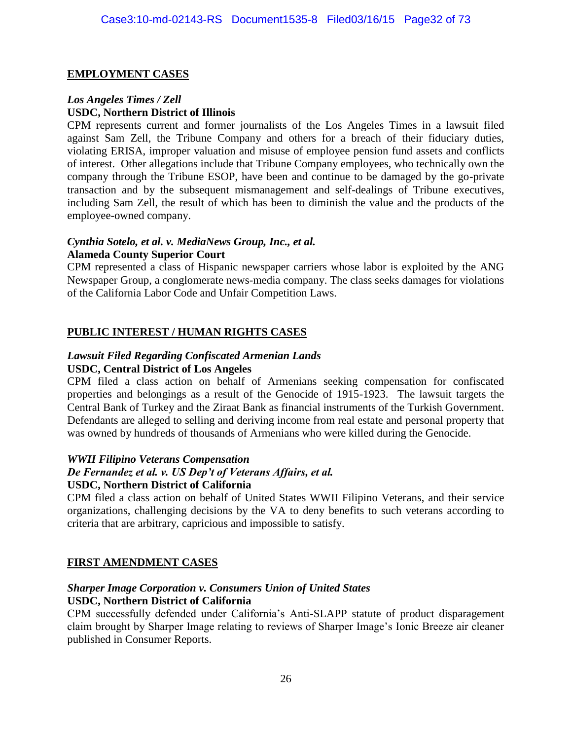## EMPLOYMENT CASES

### *Los Angeles Times / Zell*
**USDC, Northern District of Illinois**

CPM represents current and former journalists of the Los Angeles Times in a lawsuit filed against Sam Zell, the Tribune Company and others for a breach of their fiduciary duties, violating ERISA, improper valuation and misuse of employee pension fund assets and conflicts of interest. Other allegations include that Tribune Company employees, who technically own the company through the Tribune ESOP, have been and continue to be damaged by the go-private transaction and by the subsequent mismanagement and self-dealings of Tribune executives, including Sam Zell, the result of which has been to diminish the value and the products of the employee-owned company.

### *Cynthia Sotelo, et al. v. MediaNews Group, Inc., et al.*
**Alameda County Superior Court**

CPM represented a class of Hispanic newspaper carriers whose labor is exploited by the ANG Newspaper Group, a conglomerate news-media company. The class seeks damages for violations of the California Labor Code and Unfair Competition Laws.

## PUBLIC INTEREST / HUMAN RIGHTS CASES

### *Lawsuit Filed Regarding Confiscated Armenian Lands*
**USDC, Central District of Los Angeles**

CPM filed a class action on behalf of Armenians seeking compensation for confiscated properties and belongings as a result of the Genocide of 1915-1923. The lawsuit targets the Central Bank of Turkey and the Ziraat Bank as financial instruments of the Turkish Government. Defendants are alleged to selling and deriving income from real estate and personal property that was owned by hundreds of thousands of Armenians who were killed during the Genocide.

### *WWII Filipino Veterans Compensation*
### *De Fernandez et al. v. US Dep't of Veterans Affairs, et al.*
**USDC, Northern District of California**

CPM filed a class action on behalf of United States WWII Filipino Veterans, and their service organizations, challenging decisions by the VA to deny benefits to such veterans according to criteria that are arbitrary, capricious and impossible to satisfy.

## FIRST AMENDMENT CASES

### *Sharper Image Corporation v. Consumers Union of United States*
**USDC, Northern District of California**

CPM successfully defended under California's Anti-SLAPP statute of product disparagement claim brought by Sharper Image relating to reviews of Sharper Image's Ionic Breeze air cleaner published in Consumer Reports.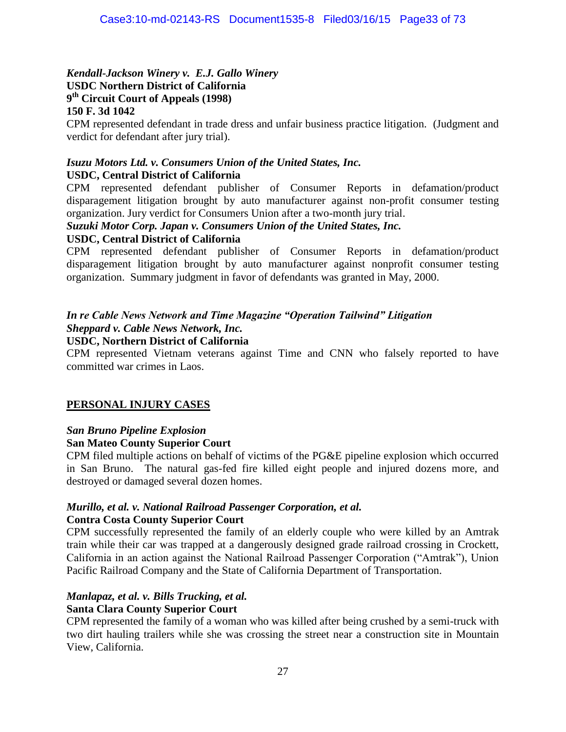***Kendall-Jackson Winery v. E.J. Gallo Winery***
**USDC Northern District of California**
**9th Circuit Court of Appeals (1998)**
**150 F. 3d 1042**
CPM represented defendant in trade dress and unfair business practice litigation. (Judgment and verdict for defendant after jury trial).

***Isuzu Motors Ltd. v. Consumers Union of the United States, Inc.***
**USDC, Central District of California**
CPM represented defendant publisher of Consumer Reports in defamation/product disparagement litigation brought by auto manufacturer against non-profit consumer testing organization. Jury verdict for Consumers Union after a two-month jury trial.

***Suzuki Motor Corp. Japan v. Consumers Union of the United States, Inc.***
**USDC, Central District of California**
CPM represented defendant publisher of Consumer Reports in defamation/product disparagement litigation brought by auto manufacturer against nonprofit consumer testing organization. Summary judgment in favor of defendants was granted in May, 2000.

***In re Cable News Network and Time Magazine "Operation Tailwind" Litigation***
***Sheppard v. Cable News Network, Inc.***
**USDC, Northern District of California**
CPM represented Vietnam veterans against Time and CNN who falsely reported to have committed war crimes in Laos.

## PERSONAL INJURY CASES

***San Bruno Pipeline Explosion***
**San Mateo County Superior Court**
CPM filed multiple actions on behalf of victims of the PG&E pipeline explosion which occurred in San Bruno. The natural gas-fed fire killed eight people and injured dozens more, and destroyed or damaged several dozen homes.

***Murillo, et al. v. National Railroad Passenger Corporation, et al.***
**Contra Costa County Superior Court**
CPM successfully represented the family of an elderly couple who were killed by an Amtrak train while their car was trapped at a dangerously designed grade railroad crossing in Crockett, California in an action against the National Railroad Passenger Corporation ("Amtrak"), Union Pacific Railroad Company and the State of California Department of Transportation.

***Manlapaz, et al. v. Bills Trucking, et al.***
**Santa Clara County Superior Court**
CPM represented the family of a woman who was killed after being crushed by a semi-truck with two dirt hauling trailers while she was crossing the street near a construction site in Mountain View, California.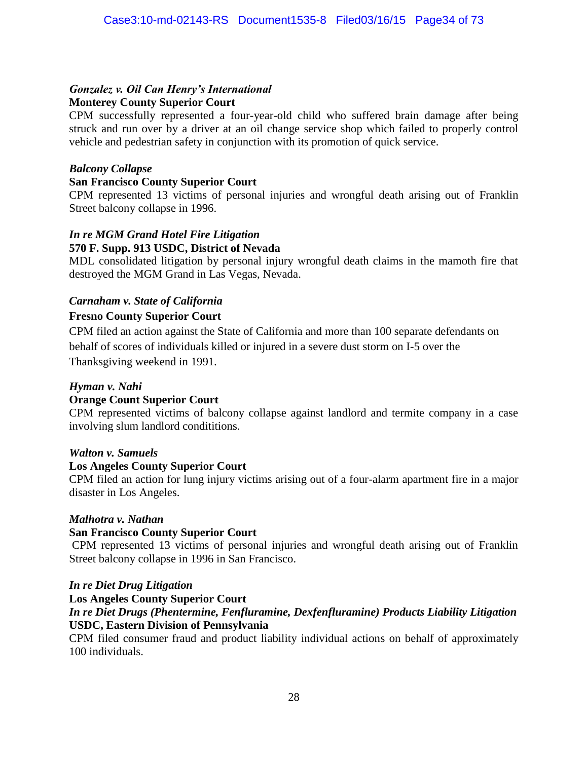*Gonzalez v. Oil Can Henry's International*
**Monterey County Superior Court**
CPM successfully represented a four-year-old child who suffered brain damage after being struck and run over by a driver at an oil change service shop which failed to properly control vehicle and pedestrian safety in conjunction with its promotion of quick service.

*Balcony Collapse*
**San Francisco County Superior Court**
CPM represented 13 victims of personal injuries and wrongful death arising out of Franklin Street balcony collapse in 1996.

*In re MGM Grand Hotel Fire Litigation*
**570 F. Supp. 913 USDC, District of Nevada**
MDL consolidated litigation by personal injury wrongful death claims in the mamoth fire that destroyed the MGM Grand in Las Vegas, Nevada.

*Carnaham v. State of California*
**Fresno County Superior Court**
CPM filed an action against the State of California and more than 100 separate defendants on behalf of scores of individuals killed or injured in a severe dust storm on I-5 over the Thanksgiving weekend in 1991.

*Hyman v. Nahi*
**Orange Count Superior Court**
CPM represented victims of balcony collapse against landlord and termite company in a case involving slum landlord condititions.

*Walton v. Samuels*
**Los Angeles County Superior Court**
CPM filed an action for lung injury victims arising out of a four-alarm apartment fire in a major disaster in Los Angeles.

*Malhotra v. Nathan*
**San Francisco County Superior Court**
CPM represented 13 victims of personal injuries and wrongful death arising out of Franklin Street balcony collapse in 1996 in San Francisco.

*In re Diet Drug Litigation*
**Los Angeles County Superior Court**
***In re Diet Drugs (Phentermine, Fenfluramine, Dexfenfluramine) Products Liability Litigation***
**USDC, Eastern Division of Pennsylvania**
CPM filed consumer fraud and product liability individual actions on behalf of approximately 100 individuals.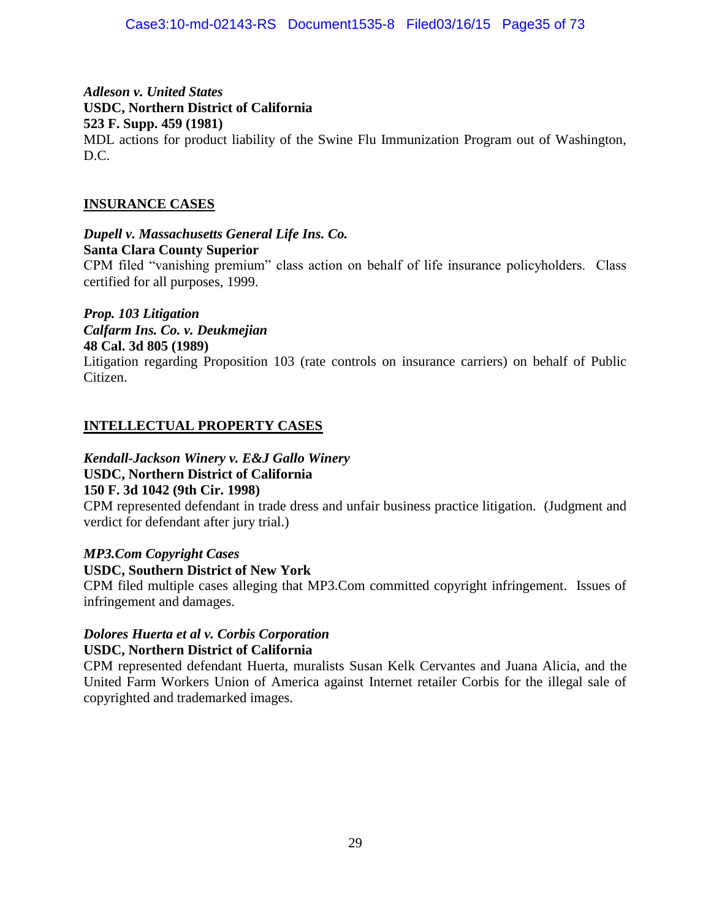***Adleson v. United States***
**USDC, Northern District of California**
**523 F. Supp. 459 (1981)**
MDL actions for product liability of the Swine Flu Immunization Program out of Washington, D.C.

## INSURANCE CASES

***Dupell v. Massachusetts General Life Ins. Co.***
**Santa Clara County Superior**
CPM filed "vanishing premium" class action on behalf of life insurance policyholders. Class certified for all purposes, 1999.

***Prop. 103 Litigation***
***Calfarm Ins. Co. v. Deukmejian***
**48 Cal. 3d 805 (1989)**
Litigation regarding Proposition 103 (rate controls on insurance carriers) on behalf of Public Citizen.

## INTELLECTUAL PROPERTY CASES

***Kendall-Jackson Winery v. E&J Gallo Winery***
**USDC, Northern District of California**
**150 F. 3d 1042 (9th Cir. 1998)**
CPM represented defendant in trade dress and unfair business practice litigation. (Judgment and verdict for defendant after jury trial.)

***MP3.Com Copyright Cases***
**USDC, Southern District of New York**
CPM filed multiple cases alleging that MP3.Com committed copyright infringement. Issues of infringement and damages.

***Dolores Huerta et al v. Corbis Corporation***
**USDC, Northern District of California**
CPM represented defendant Huerta, muralists Susan Kelk Cervantes and Juana Alicia, and the United Farm Workers Union of America against Internet retailer Corbis for the illegal sale of copyrighted and trademarked images.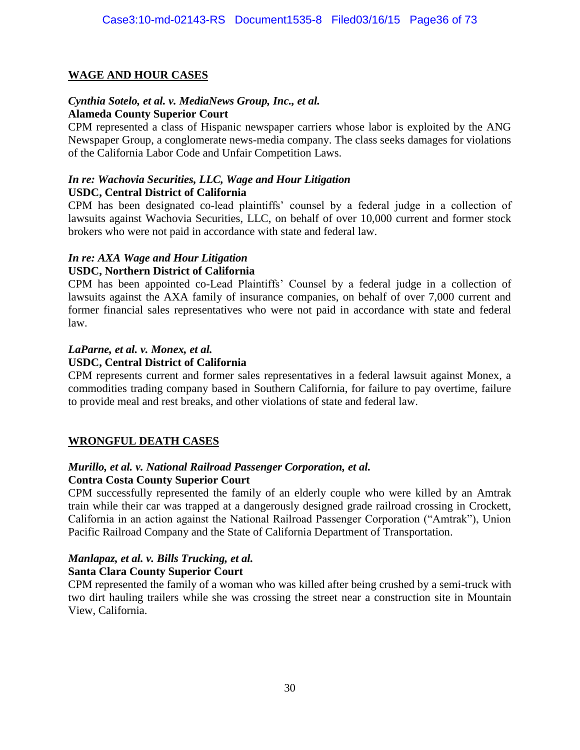## WAGE AND HOUR CASES

***Cynthia Sotelo, et al. v. MediaNews Group, Inc., et al.***
**Alameda County Superior Court**
CPM represented a class of Hispanic newspaper carriers whose labor is exploited by the ANG Newspaper Group, a conglomerate news-media company. The class seeks damages for violations of the California Labor Code and Unfair Competition Laws.

***In re: Wachovia Securities, LLC, Wage and Hour Litigation***
**USDC, Central District of California**
CPM has been designated co-lead plaintiffs' counsel by a federal judge in a collection of lawsuits against Wachovia Securities, LLC, on behalf of over 10,000 current and former stock brokers who were not paid in accordance with state and federal law.

***In re: AXA Wage and Hour Litigation***
**USDC, Northern District of California**
CPM has been appointed co-Lead Plaintiffs' Counsel by a federal judge in a collection of lawsuits against the AXA family of insurance companies, on behalf of over 7,000 current and former financial sales representatives who were not paid in accordance with state and federal law.

***LaParne, et al. v. Monex, et al.***
**USDC, Central District of California**
CPM represents current and former sales representatives in a federal lawsuit against Monex, a commodities trading company based in Southern California, for failure to pay overtime, failure to provide meal and rest breaks, and other violations of state and federal law.

## WRONGFUL DEATH CASES

***Murillo, et al. v. National Railroad Passenger Corporation, et al.***
**Contra Costa County Superior Court**
CPM successfully represented the family of an elderly couple who were killed by an Amtrak train while their car was trapped at a dangerously designed grade railroad crossing in Crockett, California in an action against the National Railroad Passenger Corporation ("Amtrak"), Union Pacific Railroad Company and the State of California Department of Transportation.

***Manlapaz, et al. v. Bills Trucking, et al.***
**Santa Clara County Superior Court**
CPM represented the family of a woman who was killed after being crushed by a semi-truck with two dirt hauling trailers while she was crossing the street near a construction site in Mountain View, California.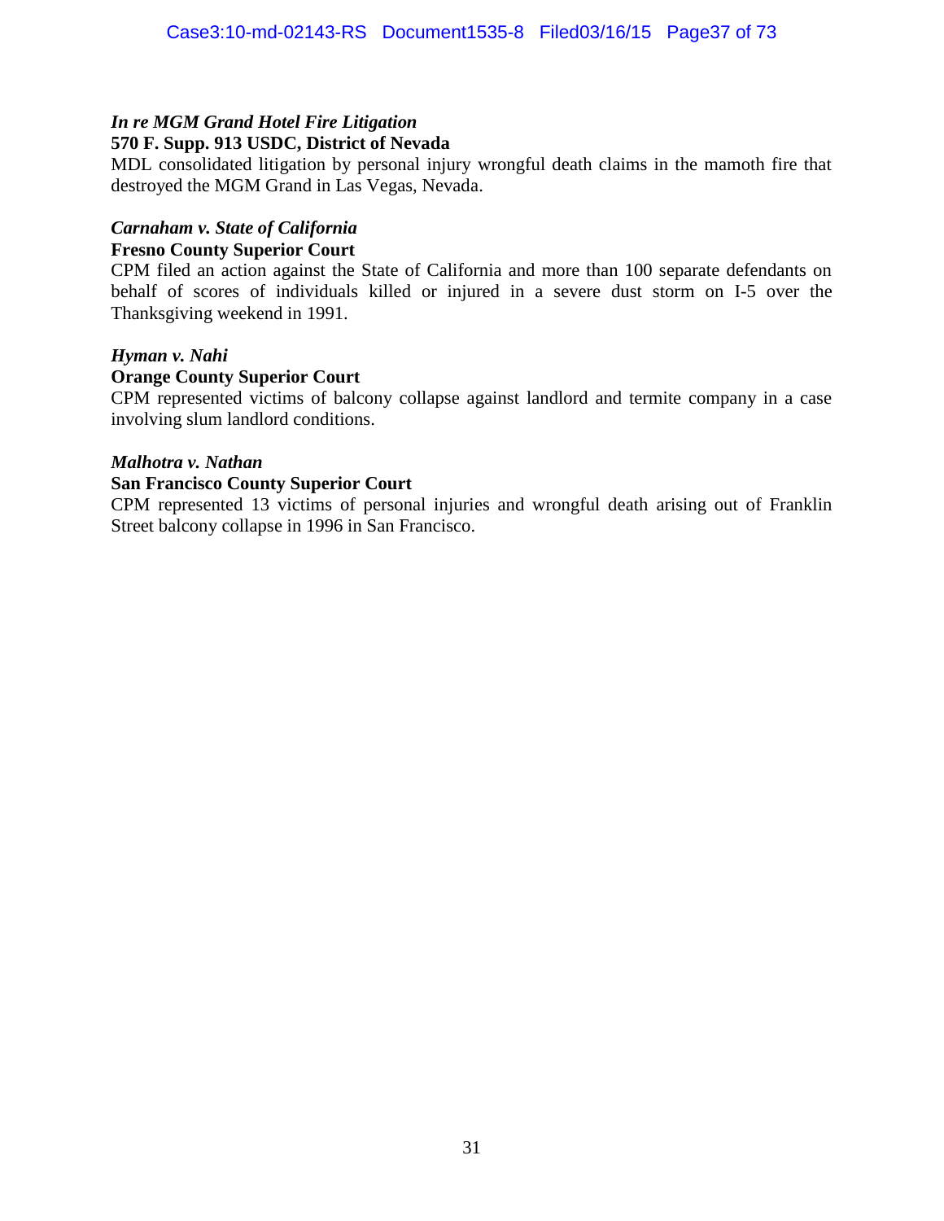***In re MGM Grand Hotel Fire Litigation***
**570 F. Supp. 913 USDC, District of Nevada**
MDL consolidated litigation by personal injury wrongful death claims in the mamoth fire that destroyed the MGM Grand in Las Vegas, Nevada.

***Carnaham v. State of California***
**Fresno County Superior Court**
CPM filed an action against the State of California and more than 100 separate defendants on behalf of scores of individuals killed or injured in a severe dust storm on I-5 over the Thanksgiving weekend in 1991.

***Hyman v. Nahi***
**Orange County Superior Court**
CPM represented victims of balcony collapse against landlord and termite company in a case involving slum landlord conditions.

***Malhotra v. Nathan***
**San Francisco County Superior Court**
CPM represented 13 victims of personal injuries and wrongful death arising out of Franklin Street balcony collapse in 1996 in San Francisco.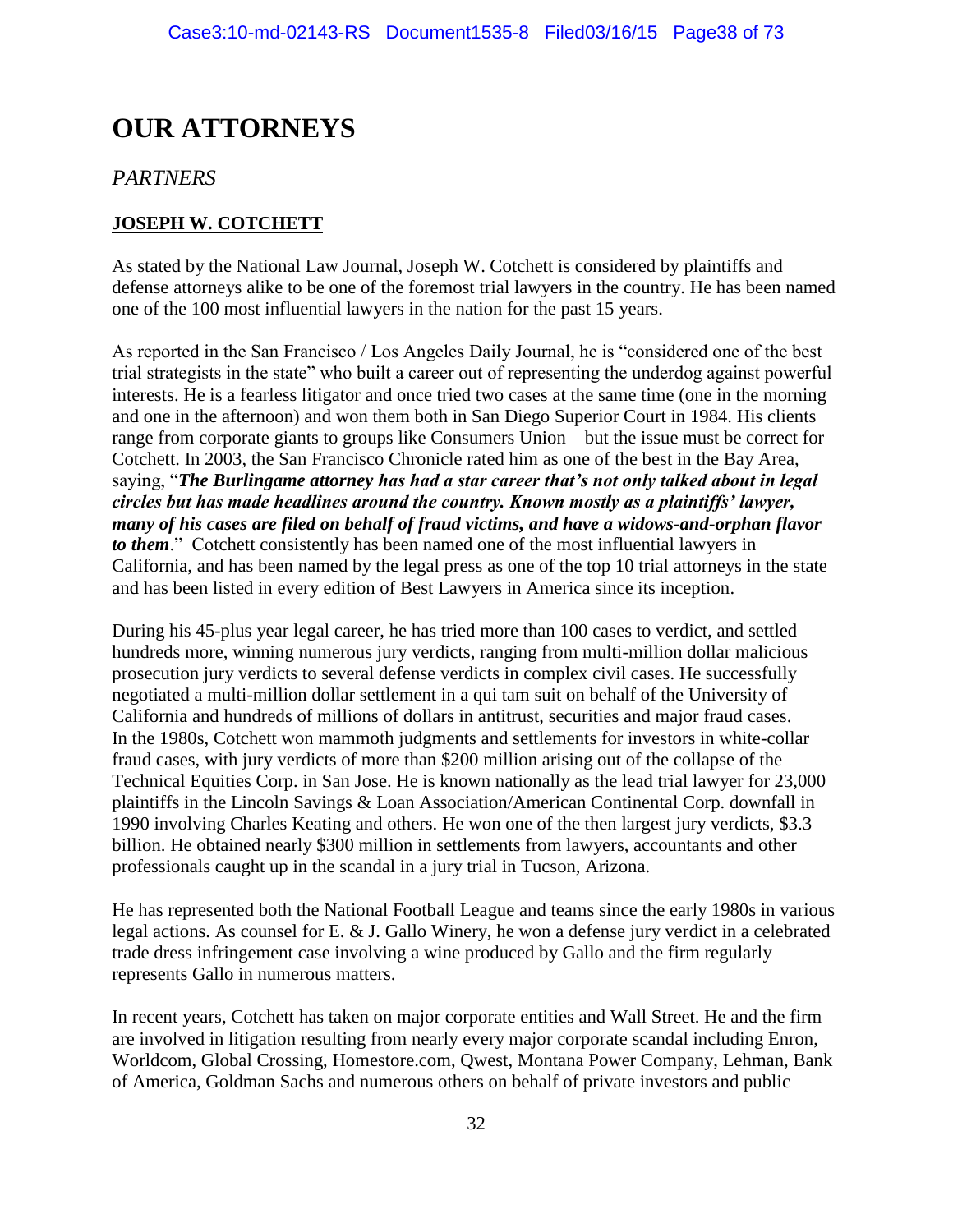# OUR ATTORNEYS

## *PARTNERS*

### **JOSEPH W. COTCHETT**

As stated by the National Law Journal, Joseph W. Cotchett is considered by plaintiffs and defense attorneys alike to be one of the foremost trial lawyers in the country. He has been named one of the 100 most influential lawyers in the nation for the past 15 years.

As reported in the San Francisco / Los Angeles Daily Journal, he is "considered one of the best trial strategists in the state" who built a career out of representing the underdog against powerful interests. He is a fearless litigator and once tried two cases at the same time (one in the morning and one in the afternoon) and won them both in San Diego Superior Court in 1984. His clients range from corporate giants to groups like Consumers Union – but the issue must be correct for Cotchett. In 2003, the San Francisco Chronicle rated him as one of the best in the Bay Area, saying, "***The Burlingame attorney has had a star career that's not only talked about in legal circles but has made headlines around the country. Known mostly as a plaintiffs' lawyer, many of his cases are filed on behalf of fraud victims, and have a widows-and-orphan flavor to them***." Cotchett consistently has been named one of the most influential lawyers in California, and has been named by the legal press as one of the top 10 trial attorneys in the state and has been listed in every edition of Best Lawyers in America since its inception.

During his 45-plus year legal career, he has tried more than 100 cases to verdict, and settled hundreds more, winning numerous jury verdicts, ranging from multi-million dollar malicious prosecution jury verdicts to several defense verdicts in complex civil cases. He successfully negotiated a multi-million dollar settlement in a qui tam suit on behalf of the University of California and hundreds of millions of dollars in antitrust, securities and major fraud cases. In the 1980s, Cotchett won mammoth judgments and settlements for investors in white-collar fraud cases, with jury verdicts of more than $200 million arising out of the collapse of the Technical Equities Corp. in San Jose. He is known nationally as the lead trial lawyer for 23,000 plaintiffs in the Lincoln Savings & Loan Association/American Continental Corp. downfall in 1990 involving Charles Keating and others. He won one of the then largest jury verdicts, $3.3 billion. He obtained nearly $300 million in settlements from lawyers, accountants and other professionals caught up in the scandal in a jury trial in Tucson, Arizona.

He has represented both the National Football League and teams since the early 1980s in various legal actions. As counsel for E. & J. Gallo Winery, he won a defense jury verdict in a celebrated trade dress infringement case involving a wine produced by Gallo and the firm regularly represents Gallo in numerous matters.

In recent years, Cotchett has taken on major corporate entities and Wall Street. He and the firm are involved in litigation resulting from nearly every major corporate scandal including Enron, Worldcom, Global Crossing, Homestore.com, Qwest, Montana Power Company, Lehman, Bank of America, Goldman Sachs and numerous others on behalf of private investors and public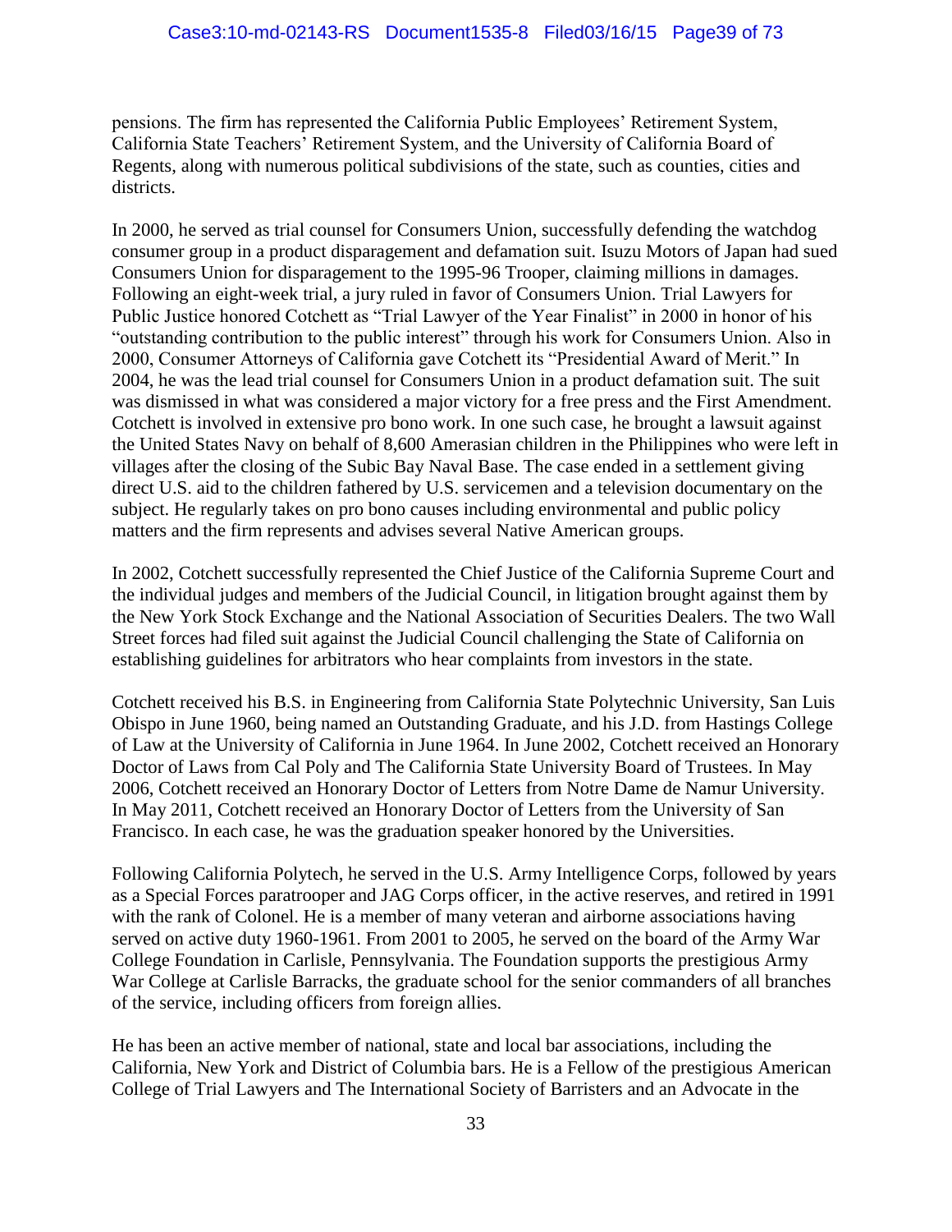pensions. The firm has represented the California Public Employees' Retirement System, California State Teachers' Retirement System, and the University of California Board of Regents, along with numerous political subdivisions of the state, such as counties, cities and districts.

In 2000, he served as trial counsel for Consumers Union, successfully defending the watchdog consumer group in a product disparagement and defamation suit. Isuzu Motors of Japan had sued Consumers Union for disparagement to the 1995-96 Trooper, claiming millions in damages. Following an eight-week trial, a jury ruled in favor of Consumers Union. Trial Lawyers for Public Justice honored Cotchett as "Trial Lawyer of the Year Finalist" in 2000 in honor of his "outstanding contribution to the public interest" through his work for Consumers Union. Also in 2000, Consumer Attorneys of California gave Cotchett its "Presidential Award of Merit." In 2004, he was the lead trial counsel for Consumers Union in a product defamation suit. The suit was dismissed in what was considered a major victory for a free press and the First Amendment. Cotchett is involved in extensive pro bono work. In one such case, he brought a lawsuit against the United States Navy on behalf of 8,600 Amerasian children in the Philippines who were left in villages after the closing of the Subic Bay Naval Base. The case ended in a settlement giving direct U.S. aid to the children fathered by U.S. servicemen and a television documentary on the subject. He regularly takes on pro bono causes including environmental and public policy matters and the firm represents and advises several Native American groups.

In 2002, Cotchett successfully represented the Chief Justice of the California Supreme Court and the individual judges and members of the Judicial Council, in litigation brought against them by the New York Stock Exchange and the National Association of Securities Dealers. The two Wall Street forces had filed suit against the Judicial Council challenging the State of California on establishing guidelines for arbitrators who hear complaints from investors in the state.

Cotchett received his B.S. in Engineering from California State Polytechnic University, San Luis Obispo in June 1960, being named an Outstanding Graduate, and his J.D. from Hastings College of Law at the University of California in June 1964. In June 2002, Cotchett received an Honorary Doctor of Laws from Cal Poly and The California State University Board of Trustees. In May 2006, Cotchett received an Honorary Doctor of Letters from Notre Dame de Namur University. In May 2011, Cotchett received an Honorary Doctor of Letters from the University of San Francisco. In each case, he was the graduation speaker honored by the Universities.

Following California Polytech, he served in the U.S. Army Intelligence Corps, followed by years as a Special Forces paratrooper and JAG Corps officer, in the active reserves, and retired in 1991 with the rank of Colonel. He is a member of many veteran and airborne associations having served on active duty 1960-1961. From 2001 to 2005, he served on the board of the Army War College Foundation in Carlisle, Pennsylvania. The Foundation supports the prestigious Army War College at Carlisle Barracks, the graduate school for the senior commanders of all branches of the service, including officers from foreign allies.

He has been an active member of national, state and local bar associations, including the California, New York and District of Columbia bars. He is a Fellow of the prestigious American College of Trial Lawyers and The International Society of Barristers and an Advocate in the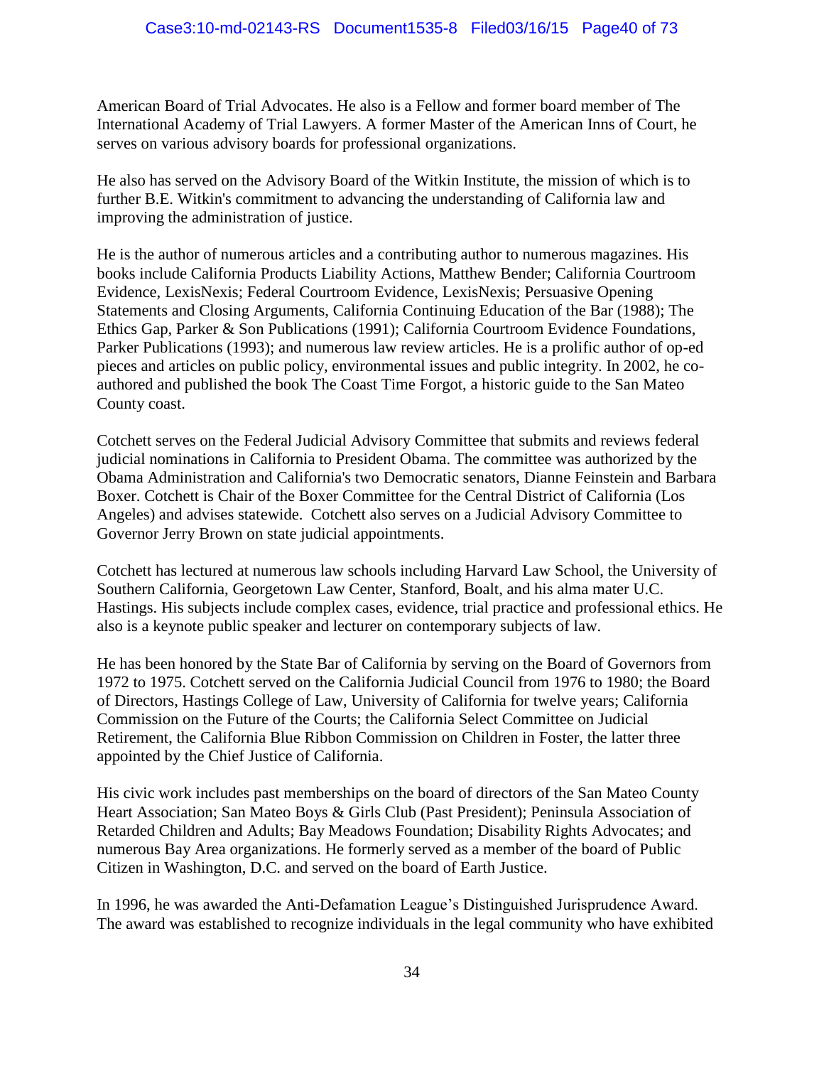American Board of Trial Advocates. He also is a Fellow and former board member of The International Academy of Trial Lawyers. A former Master of the American Inns of Court, he serves on various advisory boards for professional organizations.

He also has served on the Advisory Board of the Witkin Institute, the mission of which is to further B.E. Witkin's commitment to advancing the understanding of California law and improving the administration of justice.

He is the author of numerous articles and a contributing author to numerous magazines. His books include California Products Liability Actions, Matthew Bender; California Courtroom Evidence, LexisNexis; Federal Courtroom Evidence, LexisNexis; Persuasive Opening Statements and Closing Arguments, California Continuing Education of the Bar (1988); The Ethics Gap, Parker & Son Publications (1991); California Courtroom Evidence Foundations, Parker Publications (1993); and numerous law review articles. He is a prolific author of op-ed pieces and articles on public policy, environmental issues and public integrity. In 2002, he co-authored and published the book The Coast Time Forgot, a historic guide to the San Mateo County coast.

Cotchett serves on the Federal Judicial Advisory Committee that submits and reviews federal judicial nominations in California to President Obama. The committee was authorized by the Obama Administration and California's two Democratic senators, Dianne Feinstein and Barbara Boxer. Cotchett is Chair of the Boxer Committee for the Central District of California (Los Angeles) and advises statewide. Cotchett also serves on a Judicial Advisory Committee to Governor Jerry Brown on state judicial appointments.

Cotchett has lectured at numerous law schools including Harvard Law School, the University of Southern California, Georgetown Law Center, Stanford, Boalt, and his alma mater U.C. Hastings. His subjects include complex cases, evidence, trial practice and professional ethics. He also is a keynote public speaker and lecturer on contemporary subjects of law.

He has been honored by the State Bar of California by serving on the Board of Governors from 1972 to 1975. Cotchett served on the California Judicial Council from 1976 to 1980; the Board of Directors, Hastings College of Law, University of California for twelve years; California Commission on the Future of the Courts; the California Select Committee on Judicial Retirement, the California Blue Ribbon Commission on Children in Foster, the latter three appointed by the Chief Justice of California.

His civic work includes past memberships on the board of directors of the San Mateo County Heart Association; San Mateo Boys & Girls Club (Past President); Peninsula Association of Retarded Children and Adults; Bay Meadows Foundation; Disability Rights Advocates; and numerous Bay Area organizations. He formerly served as a member of the board of Public Citizen in Washington, D.C. and served on the board of Earth Justice.

In 1996, he was awarded the Anti-Defamation League's Distinguished Jurisprudence Award. The award was established to recognize individuals in the legal community who have exhibited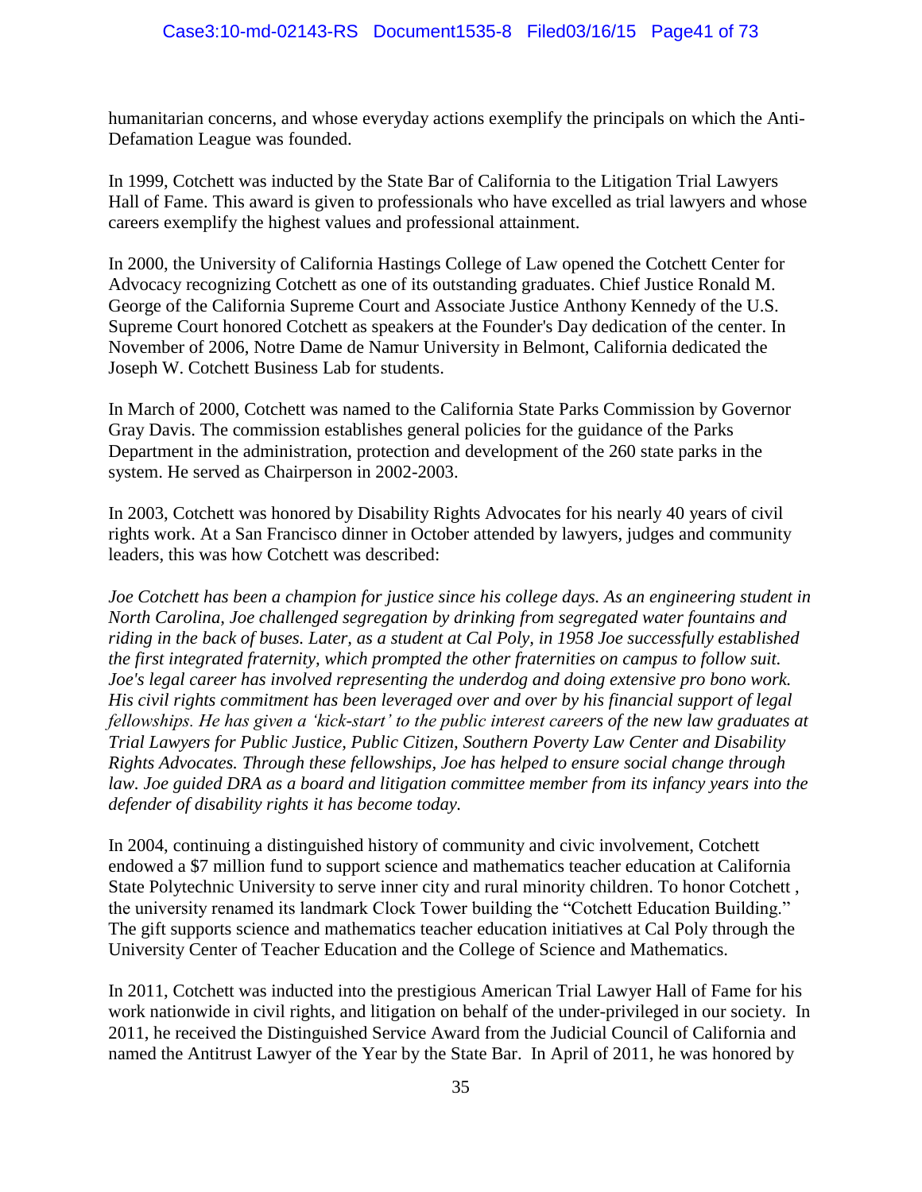humanitarian concerns, and whose everyday actions exemplify the principals on which the Anti-Defamation League was founded.

In 1999, Cotchett was inducted by the State Bar of California to the Litigation Trial Lawyers Hall of Fame. This award is given to professionals who have excelled as trial lawyers and whose careers exemplify the highest values and professional attainment.

In 2000, the University of California Hastings College of Law opened the Cotchett Center for Advocacy recognizing Cotchett as one of its outstanding graduates. Chief Justice Ronald M. George of the California Supreme Court and Associate Justice Anthony Kennedy of the U.S. Supreme Court honored Cotchett as speakers at the Founder's Day dedication of the center. In November of 2006, Notre Dame de Namur University in Belmont, California dedicated the Joseph W. Cotchett Business Lab for students.

In March of 2000, Cotchett was named to the California State Parks Commission by Governor Gray Davis. The commission establishes general policies for the guidance of the Parks Department in the administration, protection and development of the 260 state parks in the system. He served as Chairperson in 2002-2003.

In 2003, Cotchett was honored by Disability Rights Advocates for his nearly 40 years of civil rights work. At a San Francisco dinner in October attended by lawyers, judges and community leaders, this was how Cotchett was described:

*Joe Cotchett has been a champion for justice since his college days. As an engineering student in North Carolina, Joe challenged segregation by drinking from segregated water fountains and riding in the back of buses. Later, as a student at Cal Poly, in 1958 Joe successfully established the first integrated fraternity, which prompted the other fraternities on campus to follow suit. Joe's legal career has involved representing the underdog and doing extensive pro bono work. His civil rights commitment has been leveraged over and over by his financial support of legal fellowships. He has given a 'kick-start' to the public interest careers of the new law graduates at Trial Lawyers for Public Justice, Public Citizen, Southern Poverty Law Center and Disability Rights Advocates. Through these fellowships, Joe has helped to ensure social change through law. Joe guided DRA as a board and litigation committee member from its infancy years into the defender of disability rights it has become today.*

In 2004, continuing a distinguished history of community and civic involvement, Cotchett endowed a $7 million fund to support science and mathematics teacher education at California State Polytechnic University to serve inner city and rural minority children. To honor Cotchett , the university renamed its landmark Clock Tower building the "Cotchett Education Building." The gift supports science and mathematics teacher education initiatives at Cal Poly through the University Center of Teacher Education and the College of Science and Mathematics.

In 2011, Cotchett was inducted into the prestigious American Trial Lawyer Hall of Fame for his work nationwide in civil rights, and litigation on behalf of the under-privileged in our society. In 2011, he received the Distinguished Service Award from the Judicial Council of California and named the Antitrust Lawyer of the Year by the State Bar. In April of 2011, he was honored by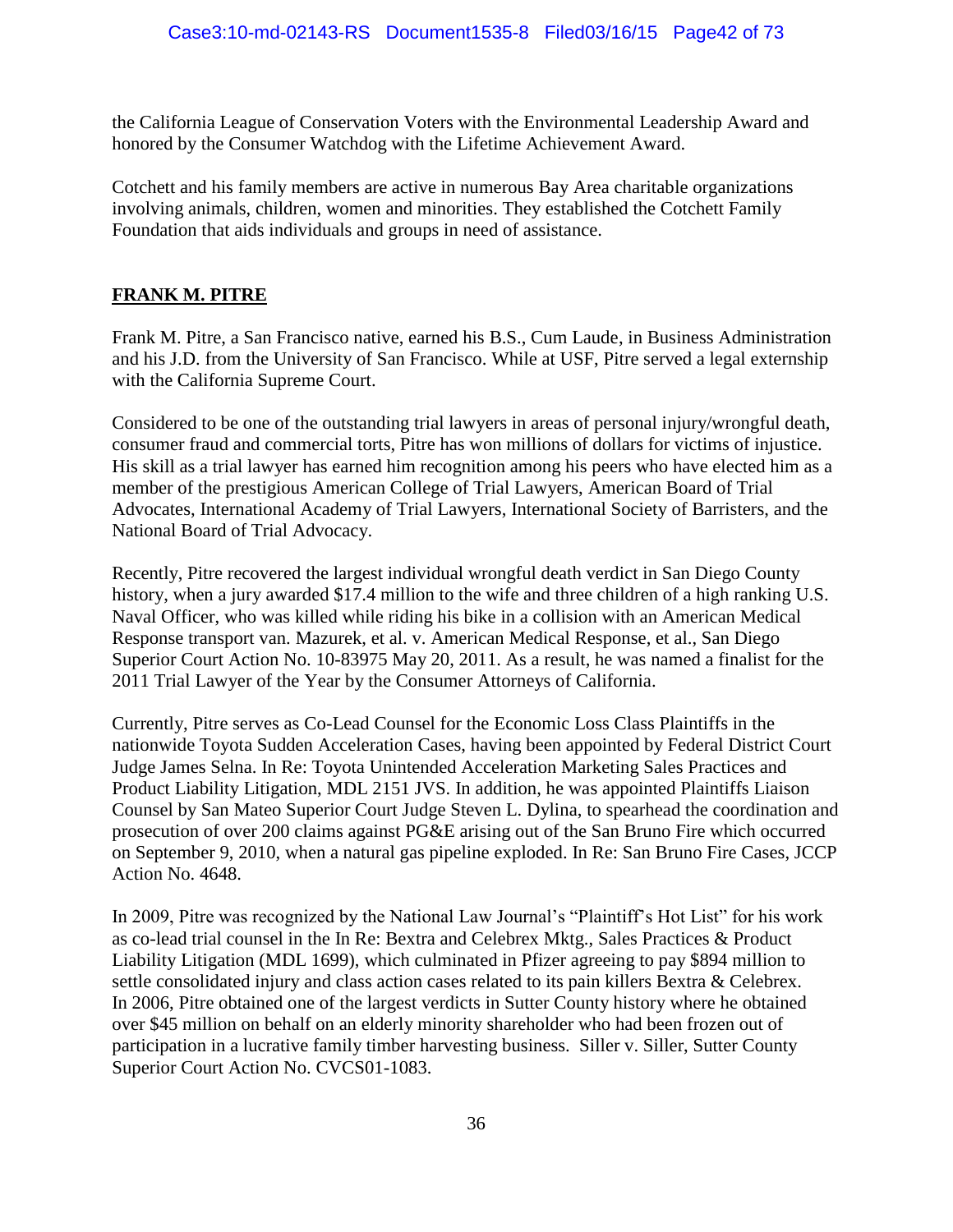the California League of Conservation Voters with the Environmental Leadership Award and honored by the Consumer Watchdog with the Lifetime Achievement Award.

Cotchett and his family members are active in numerous Bay Area charitable organizations involving animals, children, women and minorities. They established the Cotchett Family Foundation that aids individuals and groups in need of assistance.

## FRANK M. PITRE

Frank M. Pitre, a San Francisco native, earned his B.S., Cum Laude, in Business Administration and his J.D. from the University of San Francisco. While at USF, Pitre served a legal externship with the California Supreme Court.

Considered to be one of the outstanding trial lawyers in areas of personal injury/wrongful death, consumer fraud and commercial torts, Pitre has won millions of dollars for victims of injustice. His skill as a trial lawyer has earned him recognition among his peers who have elected him as a member of the prestigious American College of Trial Lawyers, American Board of Trial Advocates, International Academy of Trial Lawyers, International Society of Barristers, and the National Board of Trial Advocacy.

Recently, Pitre recovered the largest individual wrongful death verdict in San Diego County history, when a jury awarded $17.4 million to the wife and three children of a high ranking U.S. Naval Officer, who was killed while riding his bike in a collision with an American Medical Response transport van. Mazurek, et al. v. American Medical Response, et al., San Diego Superior Court Action No. 10-83975 May 20, 2011. As a result, he was named a finalist for the 2011 Trial Lawyer of the Year by the Consumer Attorneys of California.

Currently, Pitre serves as Co-Lead Counsel for the Economic Loss Class Plaintiffs in the nationwide Toyota Sudden Acceleration Cases, having been appointed by Federal District Court Judge James Selna. In Re: Toyota Unintended Acceleration Marketing Sales Practices and Product Liability Litigation, MDL 2151 JVS. In addition, he was appointed Plaintiffs Liaison Counsel by San Mateo Superior Court Judge Steven L. Dylina, to spearhead the coordination and prosecution of over 200 claims against PG&E arising out of the San Bruno Fire which occurred on September 9, 2010, when a natural gas pipeline exploded. In Re: San Bruno Fire Cases, JCCP Action No. 4648.

In 2009, Pitre was recognized by the National Law Journal's "Plaintiff's Hot List" for his work as co-lead trial counsel in the In Re: Bextra and Celebrex Mktg., Sales Practices & Product Liability Litigation (MDL 1699), which culminated in Pfizer agreeing to pay $894 million to settle consolidated injury and class action cases related to its pain killers Bextra & Celebrex. In 2006, Pitre obtained one of the largest verdicts in Sutter County history where he obtained over $45 million on behalf on an elderly minority shareholder who had been frozen out of participation in a lucrative family timber harvesting business. Siller v. Siller, Sutter County Superior Court Action No. CVCS01-1083.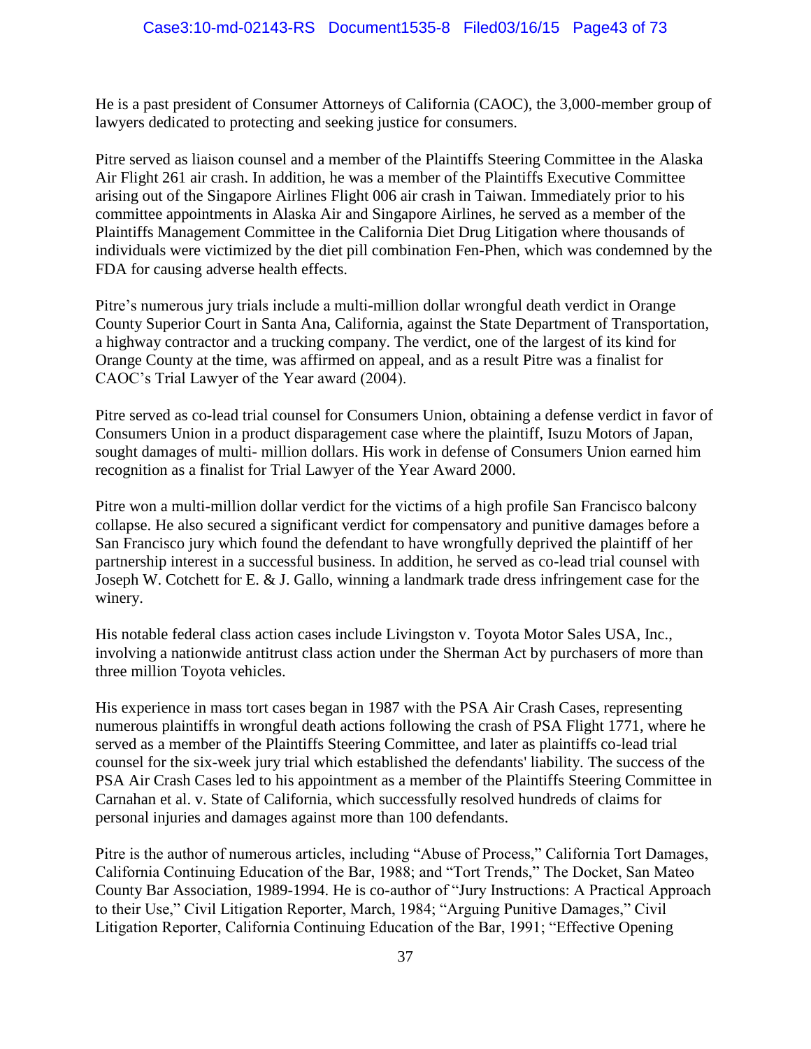He is a past president of Consumer Attorneys of California (CAOC), the 3,000-member group of lawyers dedicated to protecting and seeking justice for consumers.

Pitre served as liaison counsel and a member of the Plaintiffs Steering Committee in the Alaska Air Flight 261 air crash. In addition, he was a member of the Plaintiffs Executive Committee arising out of the Singapore Airlines Flight 006 air crash in Taiwan. Immediately prior to his committee appointments in Alaska Air and Singapore Airlines, he served as a member of the Plaintiffs Management Committee in the California Diet Drug Litigation where thousands of individuals were victimized by the diet pill combination Fen-Phen, which was condemned by the FDA for causing adverse health effects.

Pitre's numerous jury trials include a multi-million dollar wrongful death verdict in Orange County Superior Court in Santa Ana, California, against the State Department of Transportation, a highway contractor and a trucking company. The verdict, one of the largest of its kind for Orange County at the time, was affirmed on appeal, and as a result Pitre was a finalist for CAOC's Trial Lawyer of the Year award (2004).

Pitre served as co-lead trial counsel for Consumers Union, obtaining a defense verdict in favor of Consumers Union in a product disparagement case where the plaintiff, Isuzu Motors of Japan, sought damages of multi- million dollars. His work in defense of Consumers Union earned him recognition as a finalist for Trial Lawyer of the Year Award 2000.

Pitre won a multi-million dollar verdict for the victims of a high profile San Francisco balcony collapse. He also secured a significant verdict for compensatory and punitive damages before a San Francisco jury which found the defendant to have wrongfully deprived the plaintiff of her partnership interest in a successful business. In addition, he served as co-lead trial counsel with Joseph W. Cotchett for E. & J. Gallo, winning a landmark trade dress infringement case for the winery.

His notable federal class action cases include Livingston v. Toyota Motor Sales USA, Inc., involving a nationwide antitrust class action under the Sherman Act by purchasers of more than three million Toyota vehicles.

His experience in mass tort cases began in 1987 with the PSA Air Crash Cases, representing numerous plaintiffs in wrongful death actions following the crash of PSA Flight 1771, where he served as a member of the Plaintiffs Steering Committee, and later as plaintiffs co-lead trial counsel for the six-week jury trial which established the defendants' liability. The success of the PSA Air Crash Cases led to his appointment as a member of the Plaintiffs Steering Committee in Carnahan et al. v. State of California, which successfully resolved hundreds of claims for personal injuries and damages against more than 100 defendants.

Pitre is the author of numerous articles, including "Abuse of Process," California Tort Damages, California Continuing Education of the Bar, 1988; and "Tort Trends," The Docket, San Mateo County Bar Association, 1989-1994. He is co-author of "Jury Instructions: A Practical Approach to their Use," Civil Litigation Reporter, March, 1984; "Arguing Punitive Damages," Civil Litigation Reporter, California Continuing Education of the Bar, 1991; "Effective Opening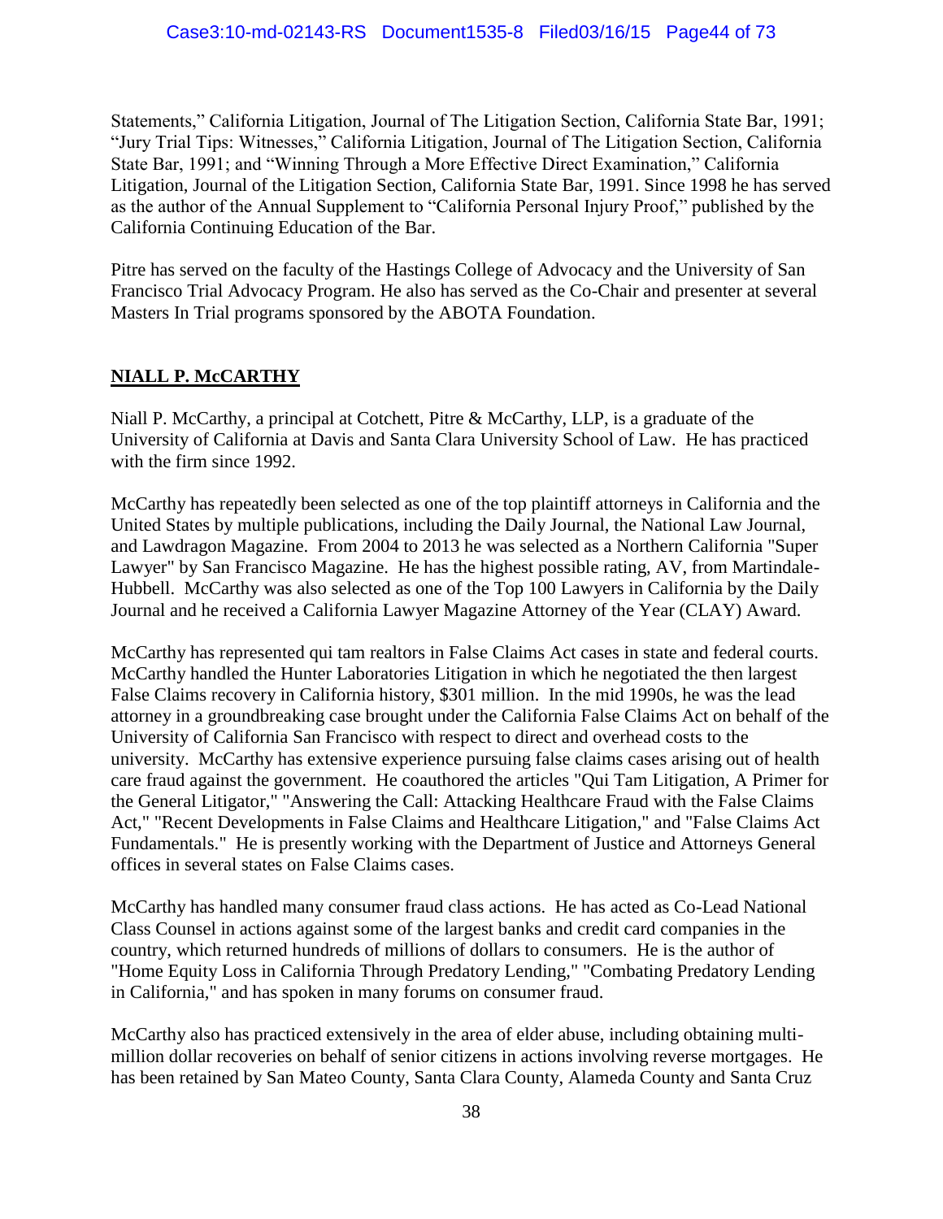Statements," California Litigation, Journal of The Litigation Section, California State Bar, 1991; "Jury Trial Tips: Witnesses," California Litigation, Journal of The Litigation Section, California State Bar, 1991; and "Winning Through a More Effective Direct Examination," California Litigation, Journal of the Litigation Section, California State Bar, 1991. Since 1998 he has served as the author of the Annual Supplement to "California Personal Injury Proof," published by the California Continuing Education of the Bar.

Pitre has served on the faculty of the Hastings College of Advocacy and the University of San Francisco Trial Advocacy Program. He also has served as the Co-Chair and presenter at several Masters In Trial programs sponsored by the ABOTA Foundation.

**NIALL P. McCARTHY**

Niall P. McCarthy, a principal at Cotchett, Pitre & McCarthy, LLP, is a graduate of the University of California at Davis and Santa Clara University School of Law. He has practiced with the firm since 1992.

McCarthy has repeatedly been selected as one of the top plaintiff attorneys in California and the United States by multiple publications, including the Daily Journal, the National Law Journal, and Lawdragon Magazine. From 2004 to 2013 he was selected as a Northern California "Super Lawyer" by San Francisco Magazine. He has the highest possible rating, AV, from Martindale-Hubbell. McCarthy was also selected as one of the Top 100 Lawyers in California by the Daily Journal and he received a California Lawyer Magazine Attorney of the Year (CLAY) Award.

McCarthy has represented qui tam realtors in False Claims Act cases in state and federal courts. McCarthy handled the Hunter Laboratories Litigation in which he negotiated the then largest False Claims recovery in California history, $301 million. In the mid 1990s, he was the lead attorney in a groundbreaking case brought under the California False Claims Act on behalf of the University of California San Francisco with respect to direct and overhead costs to the university. McCarthy has extensive experience pursuing false claims cases arising out of health care fraud against the government. He coauthored the articles "Qui Tam Litigation, A Primer for the General Litigator," "Answering the Call: Attacking Healthcare Fraud with the False Claims Act," "Recent Developments in False Claims and Healthcare Litigation," and "False Claims Act Fundamentals." He is presently working with the Department of Justice and Attorneys General offices in several states on False Claims cases.

McCarthy has handled many consumer fraud class actions. He has acted as Co-Lead National Class Counsel in actions against some of the largest banks and credit card companies in the country, which returned hundreds of millions of dollars to consumers. He is the author of "Home Equity Loss in California Through Predatory Lending," "Combating Predatory Lending in California," and has spoken in many forums on consumer fraud.

McCarthy also has practiced extensively in the area of elder abuse, including obtaining multi-million dollar recoveries on behalf of senior citizens in actions involving reverse mortgages. He has been retained by San Mateo County, Santa Clara County, Alameda County and Santa Cruz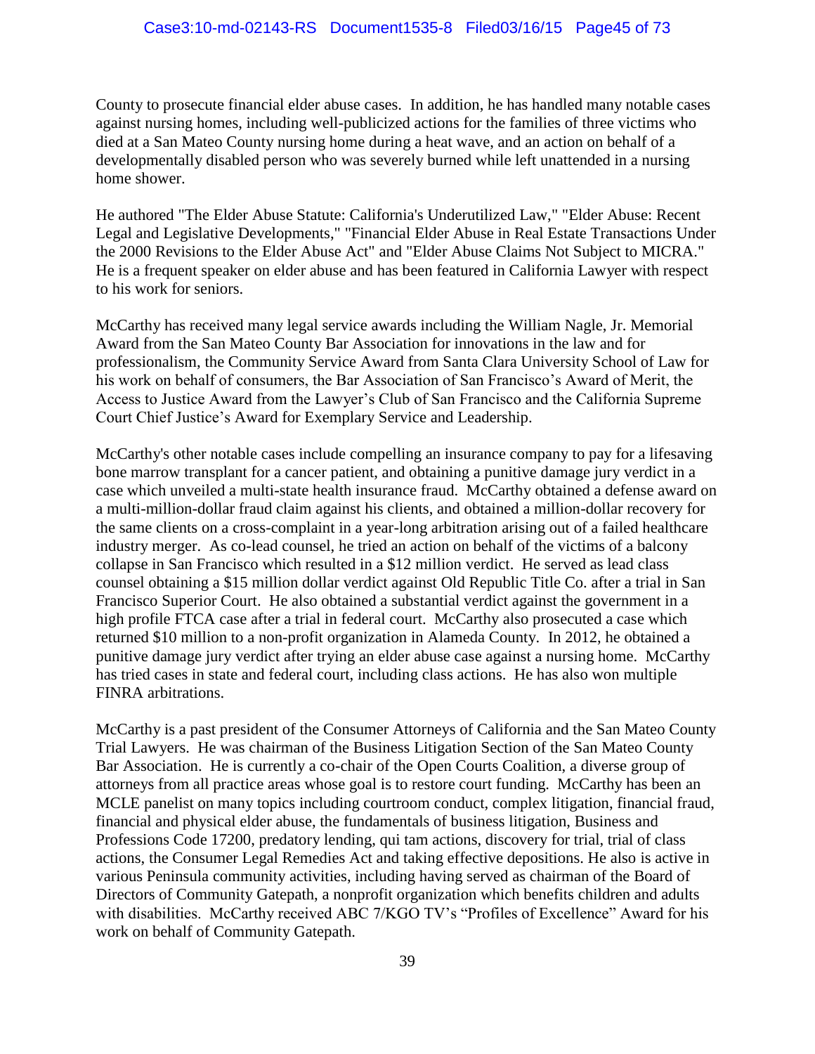County to prosecute financial elder abuse cases. In addition, he has handled many notable cases against nursing homes, including well-publicized actions for the families of three victims who died at a San Mateo County nursing home during a heat wave, and an action on behalf of a developmentally disabled person who was severely burned while left unattended in a nursing home shower.

He authored "The Elder Abuse Statute: California's Underutilized Law," "Elder Abuse: Recent Legal and Legislative Developments," "Financial Elder Abuse in Real Estate Transactions Under the 2000 Revisions to the Elder Abuse Act" and "Elder Abuse Claims Not Subject to MICRA." He is a frequent speaker on elder abuse and has been featured in California Lawyer with respect to his work for seniors.

McCarthy has received many legal service awards including the William Nagle, Jr. Memorial Award from the San Mateo County Bar Association for innovations in the law and for professionalism, the Community Service Award from Santa Clara University School of Law for his work on behalf of consumers, the Bar Association of San Francisco's Award of Merit, the Access to Justice Award from the Lawyer's Club of San Francisco and the California Supreme Court Chief Justice's Award for Exemplary Service and Leadership.

McCarthy's other notable cases include compelling an insurance company to pay for a lifesaving bone marrow transplant for a cancer patient, and obtaining a punitive damage jury verdict in a case which unveiled a multi-state health insurance fraud. McCarthy obtained a defense award on a multi-million-dollar fraud claim against his clients, and obtained a million-dollar recovery for the same clients on a cross-complaint in a year-long arbitration arising out of a failed healthcare industry merger. As co-lead counsel, he tried an action on behalf of the victims of a balcony collapse in San Francisco which resulted in a $12 million verdict. He served as lead class counsel obtaining a $15 million dollar verdict against Old Republic Title Co. after a trial in San Francisco Superior Court. He also obtained a substantial verdict against the government in a high profile FTCA case after a trial in federal court. McCarthy also prosecuted a case which returned $10 million to a non-profit organization in Alameda County. In 2012, he obtained a punitive damage jury verdict after trying an elder abuse case against a nursing home. McCarthy has tried cases in state and federal court, including class actions. He has also won multiple FINRA arbitrations.

McCarthy is a past president of the Consumer Attorneys of California and the San Mateo County Trial Lawyers. He was chairman of the Business Litigation Section of the San Mateo County Bar Association. He is currently a co-chair of the Open Courts Coalition, a diverse group of attorneys from all practice areas whose goal is to restore court funding. McCarthy has been an MCLE panelist on many topics including courtroom conduct, complex litigation, financial fraud, financial and physical elder abuse, the fundamentals of business litigation, Business and Professions Code 17200, predatory lending, qui tam actions, discovery for trial, trial of class actions, the Consumer Legal Remedies Act and taking effective depositions. He also is active in various Peninsula community activities, including having served as chairman of the Board of Directors of Community Gatepath, a nonprofit organization which benefits children and adults with disabilities. McCarthy received ABC 7/KGO TV's "Profiles of Excellence" Award for his work on behalf of Community Gatepath.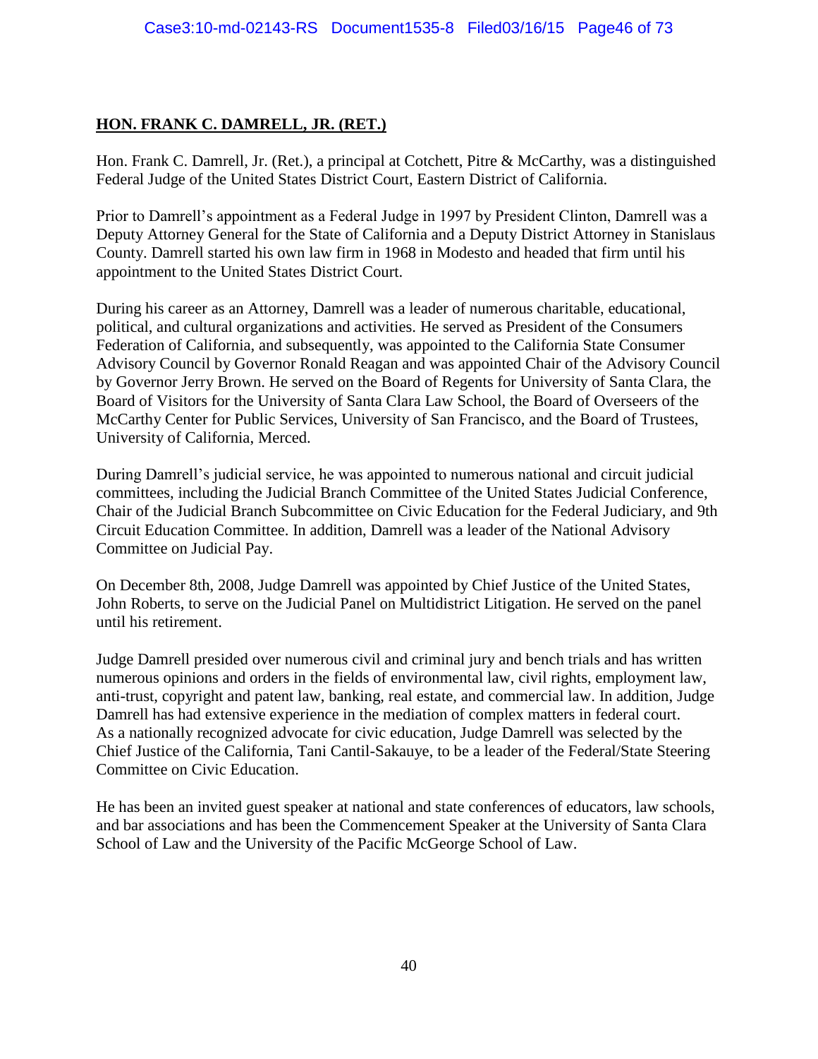**HON. FRANK C. DAMRELL, JR. (RET.)**

Hon. Frank C. Damrell, Jr. (Ret.), a principal at Cotchett, Pitre & McCarthy, was a distinguished Federal Judge of the United States District Court, Eastern District of California.

Prior to Damrell's appointment as a Federal Judge in 1997 by President Clinton, Damrell was a Deputy Attorney General for the State of California and a Deputy District Attorney in Stanislaus County. Damrell started his own law firm in 1968 in Modesto and headed that firm until his appointment to the United States District Court.

During his career as an Attorney, Damrell was a leader of numerous charitable, educational, political, and cultural organizations and activities. He served as President of the Consumers Federation of California, and subsequently, was appointed to the California State Consumer Advisory Council by Governor Ronald Reagan and was appointed Chair of the Advisory Council by Governor Jerry Brown. He served on the Board of Regents for University of Santa Clara, the Board of Visitors for the University of Santa Clara Law School, the Board of Overseers of the McCarthy Center for Public Services, University of San Francisco, and the Board of Trustees, University of California, Merced.

During Damrell's judicial service, he was appointed to numerous national and circuit judicial committees, including the Judicial Branch Committee of the United States Judicial Conference, Chair of the Judicial Branch Subcommittee on Civic Education for the Federal Judiciary, and 9th Circuit Education Committee. In addition, Damrell was a leader of the National Advisory Committee on Judicial Pay.

On December 8th, 2008, Judge Damrell was appointed by Chief Justice of the United States, John Roberts, to serve on the Judicial Panel on Multidistrict Litigation. He served on the panel until his retirement.

Judge Damrell presided over numerous civil and criminal jury and bench trials and has written numerous opinions and orders in the fields of environmental law, civil rights, employment law, anti-trust, copyright and patent law, banking, real estate, and commercial law. In addition, Judge Damrell has had extensive experience in the mediation of complex matters in federal court. As a nationally recognized advocate for civic education, Judge Damrell was selected by the Chief Justice of the California, Tani Cantil-Sakauye, to be a leader of the Federal/State Steering Committee on Civic Education.

He has been an invited guest speaker at national and state conferences of educators, law schools, and bar associations and has been the Commencement Speaker at the University of Santa Clara School of Law and the University of the Pacific McGeorge School of Law.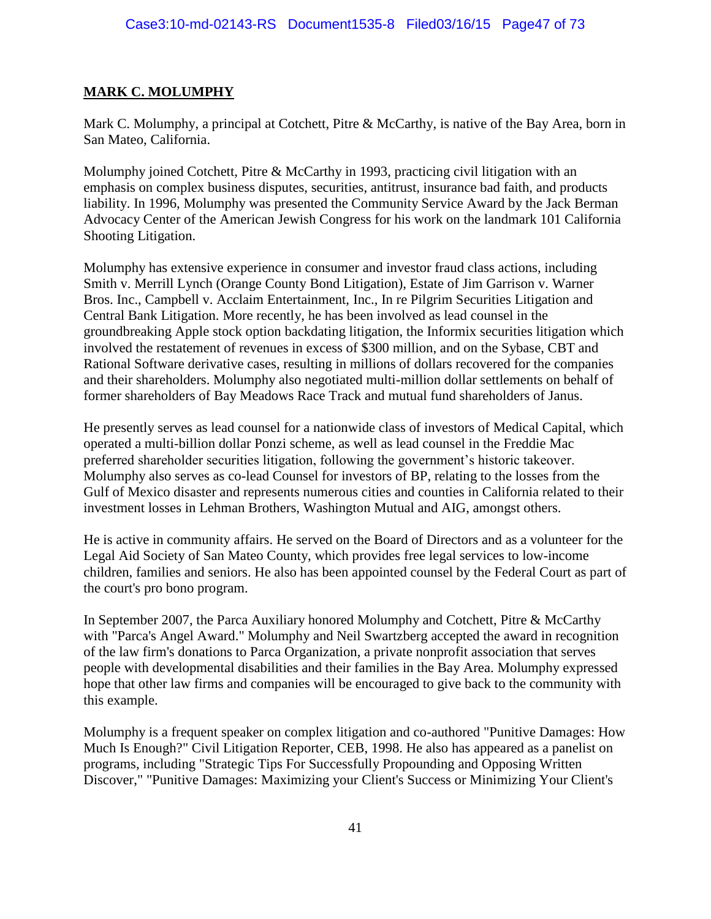**MARK C. MOLUMPHY**

Mark C. Molumphy, a principal at Cotchett, Pitre & McCarthy, is native of the Bay Area, born in San Mateo, California.

Molumphy joined Cotchett, Pitre & McCarthy in 1993, practicing civil litigation with an emphasis on complex business disputes, securities, antitrust, insurance bad faith, and products liability. In 1996, Molumphy was presented the Community Service Award by the Jack Berman Advocacy Center of the American Jewish Congress for his work on the landmark 101 California Shooting Litigation.

Molumphy has extensive experience in consumer and investor fraud class actions, including Smith v. Merrill Lynch (Orange County Bond Litigation), Estate of Jim Garrison v. Warner Bros. Inc., Campbell v. Acclaim Entertainment, Inc., In re Pilgrim Securities Litigation and Central Bank Litigation. More recently, he has been involved as lead counsel in the groundbreaking Apple stock option backdating litigation, the Informix securities litigation which involved the restatement of revenues in excess of $300 million, and on the Sybase, CBT and Rational Software derivative cases, resulting in millions of dollars recovered for the companies and their shareholders. Molumphy also negotiated multi-million dollar settlements on behalf of former shareholders of Bay Meadows Race Track and mutual fund shareholders of Janus.

He presently serves as lead counsel for a nationwide class of investors of Medical Capital, which operated a multi-billion dollar Ponzi scheme, as well as lead counsel in the Freddie Mac preferred shareholder securities litigation, following the government's historic takeover. Molumphy also serves as co-lead Counsel for investors of BP, relating to the losses from the Gulf of Mexico disaster and represents numerous cities and counties in California related to their investment losses in Lehman Brothers, Washington Mutual and AIG, amongst others.

He is active in community affairs. He served on the Board of Directors and as a volunteer for the Legal Aid Society of San Mateo County, which provides free legal services to low-income children, families and seniors. He also has been appointed counsel by the Federal Court as part of the court's pro bono program.

In September 2007, the Parca Auxiliary honored Molumphy and Cotchett, Pitre & McCarthy with "Parca's Angel Award." Molumphy and Neil Swartzberg accepted the award in recognition of the law firm's donations to Parca Organization, a private nonprofit association that serves people with developmental disabilities and their families in the Bay Area. Molumphy expressed hope that other law firms and companies will be encouraged to give back to the community with this example.

Molumphy is a frequent speaker on complex litigation and co-authored "Punitive Damages: How Much Is Enough?" Civil Litigation Reporter, CEB, 1998. He also has appeared as a panelist on programs, including "Strategic Tips For Successfully Propounding and Opposing Written Discover," "Punitive Damages: Maximizing your Client's Success or Minimizing Your Client's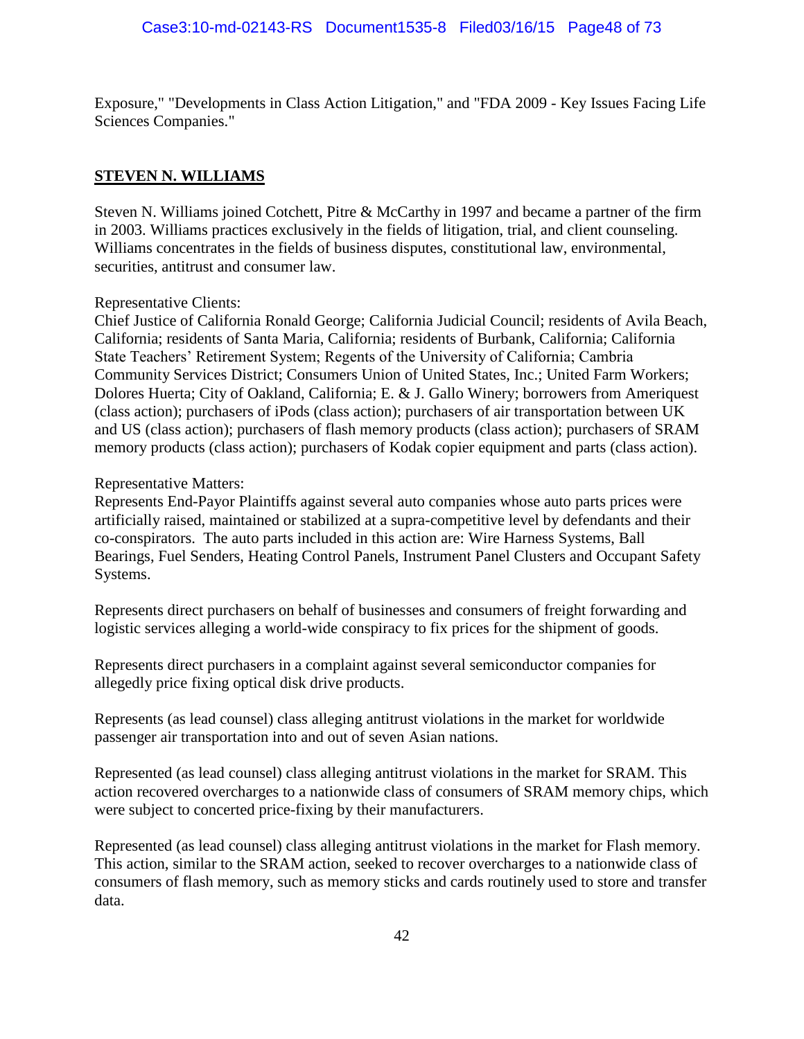Exposure," "Developments in Class Action Litigation," and "FDA 2009 - Key Issues Facing Life Sciences Companies."

## STEVEN N. WILLIAMS

Steven N. Williams joined Cotchett, Pitre & McCarthy in 1997 and became a partner of the firm in 2003. Williams practices exclusively in the fields of litigation, trial, and client counseling. Williams concentrates in the fields of business disputes, constitutional law, environmental, securities, antitrust and consumer law.

Representative Clients:
Chief Justice of California Ronald George; California Judicial Council; residents of Avila Beach, California; residents of Santa Maria, California; residents of Burbank, California; California State Teachers' Retirement System; Regents of the University of California; Cambria Community Services District; Consumers Union of United States, Inc.; United Farm Workers; Dolores Huerta; City of Oakland, California; E. & J. Gallo Winery; borrowers from Ameriquest (class action); purchasers of iPods (class action); purchasers of air transportation between UK and US (class action); purchasers of flash memory products (class action); purchasers of SRAM memory products (class action); purchasers of Kodak copier equipment and parts (class action).

Representative Matters:
Represents End-Payor Plaintiffs against several auto companies whose auto parts prices were artificially raised, maintained or stabilized at a supra-competitive level by defendants and their co-conspirators. The auto parts included in this action are: Wire Harness Systems, Ball Bearings, Fuel Senders, Heating Control Panels, Instrument Panel Clusters and Occupant Safety Systems.

Represents direct purchasers on behalf of businesses and consumers of freight forwarding and logistic services alleging a world-wide conspiracy to fix prices for the shipment of goods.

Represents direct purchasers in a complaint against several semiconductor companies for allegedly price fixing optical disk drive products.

Represents (as lead counsel) class alleging antitrust violations in the market for worldwide passenger air transportation into and out of seven Asian nations.

Represented (as lead counsel) class alleging antitrust violations in the market for SRAM. This action recovered overcharges to a nationwide class of consumers of SRAM memory chips, which were subject to concerted price-fixing by their manufacturers.

Represented (as lead counsel) class alleging antitrust violations in the market for Flash memory. This action, similar to the SRAM action, seeked to recover overcharges to a nationwide class of consumers of flash memory, such as memory sticks and cards routinely used to store and transfer data.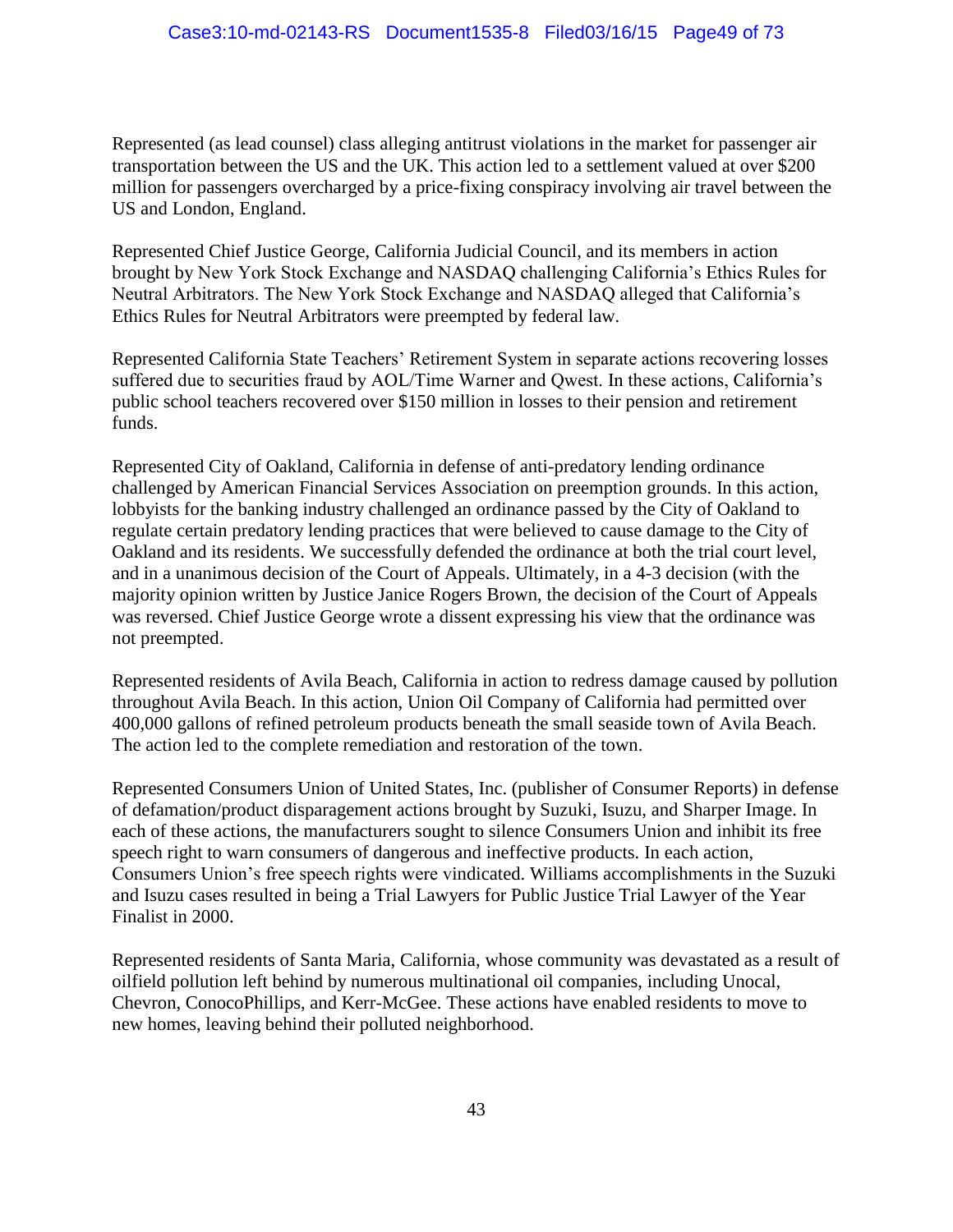Represented (as lead counsel) class alleging antitrust violations in the market for passenger air transportation between the US and the UK. This action led to a settlement valued at over $200 million for passengers overcharged by a price-fixing conspiracy involving air travel between the US and London, England.

Represented Chief Justice George, California Judicial Council, and its members in action brought by New York Stock Exchange and NASDAQ challenging California's Ethics Rules for Neutral Arbitrators. The New York Stock Exchange and NASDAQ alleged that California's Ethics Rules for Neutral Arbitrators were preempted by federal law.

Represented California State Teachers' Retirement System in separate actions recovering losses suffered due to securities fraud by AOL/Time Warner and Qwest. In these actions, California's public school teachers recovered over $150 million in losses to their pension and retirement funds.

Represented City of Oakland, California in defense of anti-predatory lending ordinance challenged by American Financial Services Association on preemption grounds. In this action, lobbyists for the banking industry challenged an ordinance passed by the City of Oakland to regulate certain predatory lending practices that were believed to cause damage to the City of Oakland and its residents. We successfully defended the ordinance at both the trial court level, and in a unanimous decision of the Court of Appeals. Ultimately, in a 4-3 decision (with the majority opinion written by Justice Janice Rogers Brown, the decision of the Court of Appeals was reversed. Chief Justice George wrote a dissent expressing his view that the ordinance was not preempted.

Represented residents of Avila Beach, California in action to redress damage caused by pollution throughout Avila Beach. In this action, Union Oil Company of California had permitted over 400,000 gallons of refined petroleum products beneath the small seaside town of Avila Beach. The action led to the complete remediation and restoration of the town.

Represented Consumers Union of United States, Inc. (publisher of Consumer Reports) in defense of defamation/product disparagement actions brought by Suzuki, Isuzu, and Sharper Image. In each of these actions, the manufacturers sought to silence Consumers Union and inhibit its free speech right to warn consumers of dangerous and ineffective products. In each action, Consumers Union's free speech rights were vindicated. Williams accomplishments in the Suzuki and Isuzu cases resulted in being a Trial Lawyers for Public Justice Trial Lawyer of the Year Finalist in 2000.

Represented residents of Santa Maria, California, whose community was devastated as a result of oilfield pollution left behind by numerous multinational oil companies, including Unocal, Chevron, ConocoPhillips, and Kerr-McGee. These actions have enabled residents to move to new homes, leaving behind their polluted neighborhood.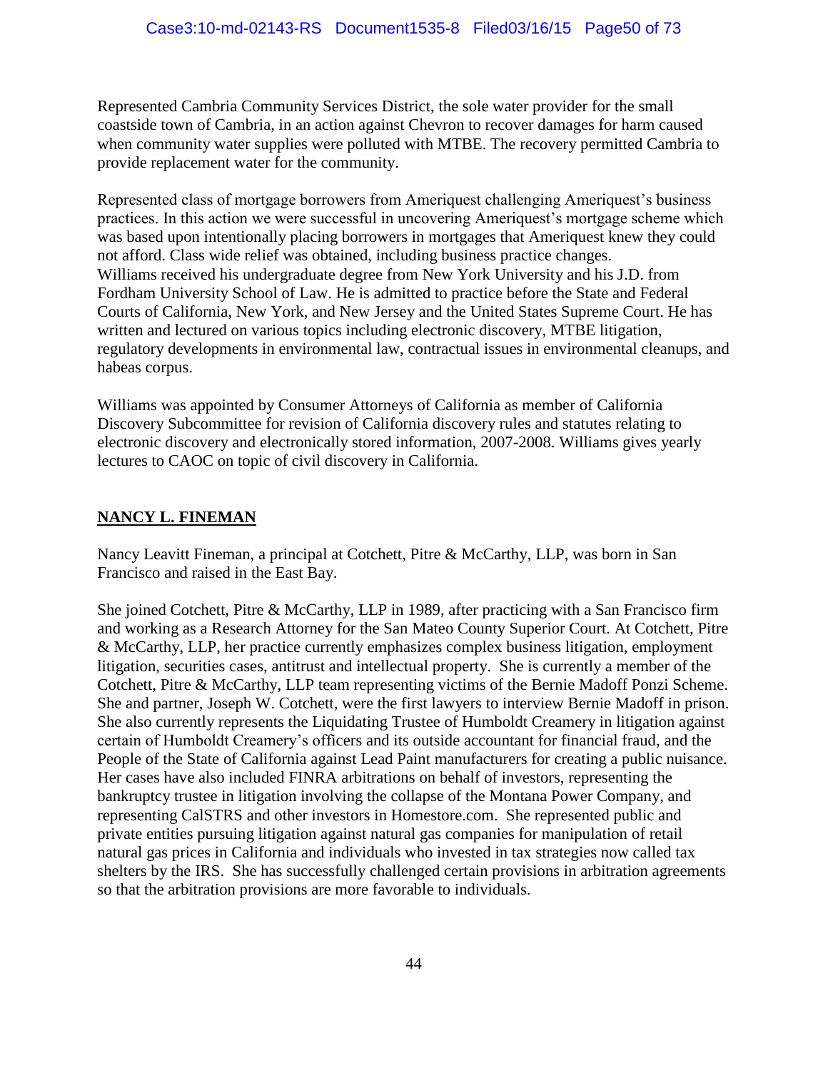Represented Cambria Community Services District, the sole water provider for the small coastside town of Cambria, in an action against Chevron to recover damages for harm caused when community water supplies were polluted with MTBE. The recovery permitted Cambria to provide replacement water for the community.

Represented class of mortgage borrowers from Ameriquest challenging Ameriquest's business practices. In this action we were successful in uncovering Ameriquest's mortgage scheme which was based upon intentionally placing borrowers in mortgages that Ameriquest knew they could not afford. Class wide relief was obtained, including business practice changes.
Williams received his undergraduate degree from New York University and his J.D. from Fordham University School of Law. He is admitted to practice before the State and Federal Courts of California, New York, and New Jersey and the United States Supreme Court. He has written and lectured on various topics including electronic discovery, MTBE litigation, regulatory developments in environmental law, contractual issues in environmental cleanups, and habeas corpus.

Williams was appointed by Consumer Attorneys of California as member of California Discovery Subcommittee for revision of California discovery rules and statutes relating to electronic discovery and electronically stored information, 2007-2008. Williams gives yearly lectures to CAOC on topic of civil discovery in California.

## NANCY L. FINEMAN

Nancy Leavitt Fineman, a principal at Cotchett, Pitre & McCarthy, LLP, was born in San Francisco and raised in the East Bay.

She joined Cotchett, Pitre & McCarthy, LLP in 1989, after practicing with a San Francisco firm and working as a Research Attorney for the San Mateo County Superior Court. At Cotchett, Pitre & McCarthy, LLP, her practice currently emphasizes complex business litigation, employment litigation, securities cases, antitrust and intellectual property. She is currently a member of the Cotchett, Pitre & McCarthy, LLP team representing victims of the Bernie Madoff Ponzi Scheme. She and partner, Joseph W. Cotchett, were the first lawyers to interview Bernie Madoff in prison. She also currently represents the Liquidating Trustee of Humboldt Creamery in litigation against certain of Humboldt Creamery's officers and its outside accountant for financial fraud, and the People of the State of California against Lead Paint manufacturers for creating a public nuisance. Her cases have also included FINRA arbitrations on behalf of investors, representing the bankruptcy trustee in litigation involving the collapse of the Montana Power Company, and representing CalSTRS and other investors in Homestore.com. She represented public and private entities pursuing litigation against natural gas companies for manipulation of retail natural gas prices in California and individuals who invested in tax strategies now called tax shelters by the IRS. She has successfully challenged certain provisions in arbitration agreements so that the arbitration provisions are more favorable to individuals.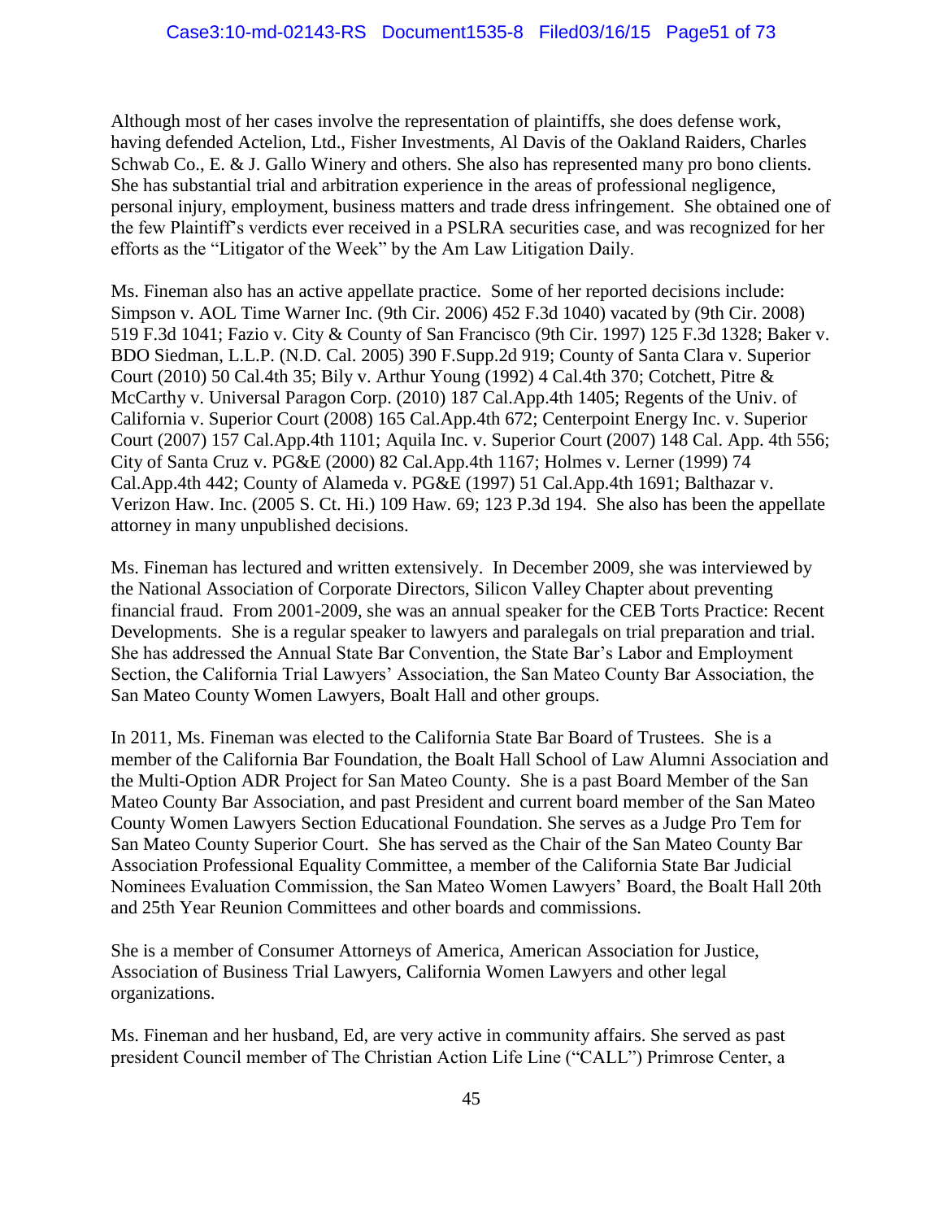Although most of her cases involve the representation of plaintiffs, she does defense work, having defended Actelion, Ltd., Fisher Investments, Al Davis of the Oakland Raiders, Charles Schwab Co., E. & J. Gallo Winery and others. She also has represented many pro bono clients. She has substantial trial and arbitration experience in the areas of professional negligence, personal injury, employment, business matters and trade dress infringement. She obtained one of the few Plaintiff's verdicts ever received in a PSLRA securities case, and was recognized for her efforts as the "Litigator of the Week" by the Am Law Litigation Daily.

Ms. Fineman also has an active appellate practice. Some of her reported decisions include: Simpson v. AOL Time Warner Inc. (9th Cir. 2006) 452 F.3d 1040) vacated by (9th Cir. 2008) 519 F.3d 1041; Fazio v. City & County of San Francisco (9th Cir. 1997) 125 F.3d 1328; Baker v. BDO Siedman, L.L.P. (N.D. Cal. 2005) 390 F.Supp.2d 919; County of Santa Clara v. Superior Court (2010) 50 Cal.4th 35; Bily v. Arthur Young (1992) 4 Cal.4th 370; Cotchett, Pitre & McCarthy v. Universal Paragon Corp. (2010) 187 Cal.App.4th 1405; Regents of the Univ. of California v. Superior Court (2008) 165 Cal.App.4th 672; Centerpoint Energy Inc. v. Superior Court (2007) 157 Cal.App.4th 1101; Aquila Inc. v. Superior Court (2007) 148 Cal. App. 4th 556; City of Santa Cruz v. PG&E (2000) 82 Cal.App.4th 1167; Holmes v. Lerner (1999) 74 Cal.App.4th 442; County of Alameda v. PG&E (1997) 51 Cal.App.4th 1691; Balthazar v. Verizon Haw. Inc. (2005 S. Ct. Hi.) 109 Haw. 69; 123 P.3d 194. She also has been the appellate attorney in many unpublished decisions.

Ms. Fineman has lectured and written extensively. In December 2009, she was interviewed by the National Association of Corporate Directors, Silicon Valley Chapter about preventing financial fraud. From 2001-2009, she was an annual speaker for the CEB Torts Practice: Recent Developments. She is a regular speaker to lawyers and paralegals on trial preparation and trial. She has addressed the Annual State Bar Convention, the State Bar's Labor and Employment Section, the California Trial Lawyers' Association, the San Mateo County Bar Association, the San Mateo County Women Lawyers, Boalt Hall and other groups.

In 2011, Ms. Fineman was elected to the California State Bar Board of Trustees. She is a member of the California Bar Foundation, the Boalt Hall School of Law Alumni Association and the Multi-Option ADR Project for San Mateo County. She is a past Board Member of the San Mateo County Bar Association, and past President and current board member of the San Mateo County Women Lawyers Section Educational Foundation. She serves as a Judge Pro Tem for San Mateo County Superior Court. She has served as the Chair of the San Mateo County Bar Association Professional Equality Committee, a member of the California State Bar Judicial Nominees Evaluation Commission, the San Mateo Women Lawyers' Board, the Boalt Hall 20th and 25th Year Reunion Committees and other boards and commissions.

She is a member of Consumer Attorneys of America, American Association for Justice, Association of Business Trial Lawyers, California Women Lawyers and other legal organizations.

Ms. Fineman and her husband, Ed, are very active in community affairs. She served as past president Council member of The Christian Action Life Line ("CALL") Primrose Center, a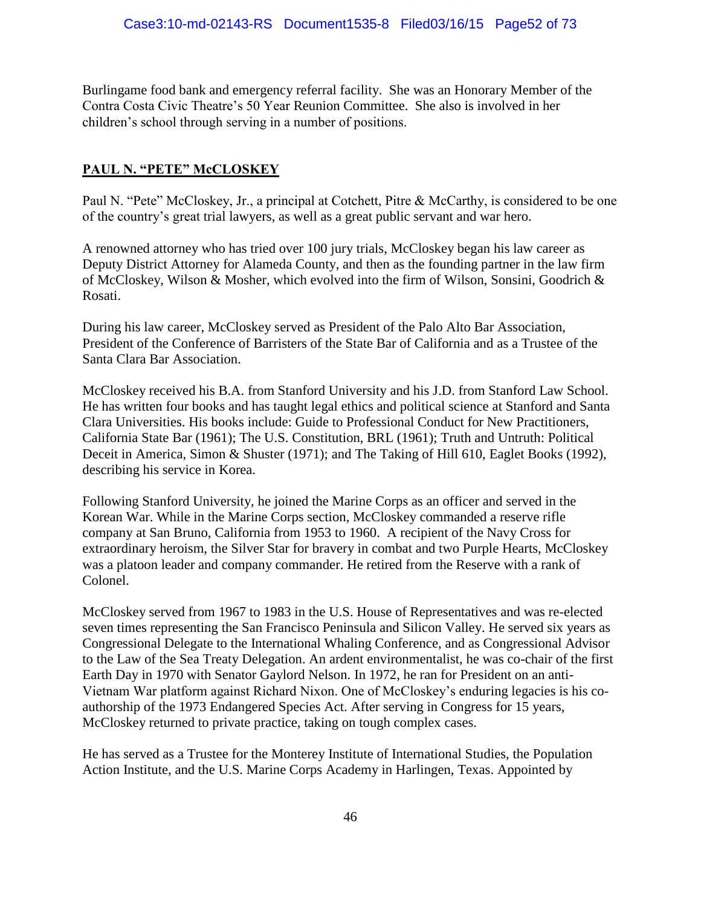Burlingame food bank and emergency referral facility. She was an Honorary Member of the Contra Costa Civic Theatre's 50 Year Reunion Committee. She also is involved in her children's school through serving in a number of positions.

## PAUL N. "PETE" McCLOSKEY

Paul N. "Pete" McCloskey, Jr., a principal at Cotchett, Pitre & McCarthy, is considered to be one of the country's great trial lawyers, as well as a great public servant and war hero.

A renowned attorney who has tried over 100 jury trials, McCloskey began his law career as Deputy District Attorney for Alameda County, and then as the founding partner in the law firm of McCloskey, Wilson & Mosher, which evolved into the firm of Wilson, Sonsini, Goodrich & Rosati.

During his law career, McCloskey served as President of the Palo Alto Bar Association, President of the Conference of Barristers of the State Bar of California and as a Trustee of the Santa Clara Bar Association.

McCloskey received his B.A. from Stanford University and his J.D. from Stanford Law School. He has written four books and has taught legal ethics and political science at Stanford and Santa Clara Universities. His books include: Guide to Professional Conduct for New Practitioners, California State Bar (1961); The U.S. Constitution, BRL (1961); Truth and Untruth: Political Deceit in America, Simon & Shuster (1971); and The Taking of Hill 610, Eaglet Books (1992), describing his service in Korea.

Following Stanford University, he joined the Marine Corps as an officer and served in the Korean War. While in the Marine Corps section, McCloskey commanded a reserve rifle company at San Bruno, California from 1953 to 1960. A recipient of the Navy Cross for extraordinary heroism, the Silver Star for bravery in combat and two Purple Hearts, McCloskey was a platoon leader and company commander. He retired from the Reserve with a rank of Colonel.

McCloskey served from 1967 to 1983 in the U.S. House of Representatives and was re-elected seven times representing the San Francisco Peninsula and Silicon Valley. He served six years as Congressional Delegate to the International Whaling Conference, and as Congressional Advisor to the Law of the Sea Treaty Delegation. An ardent environmentalist, he was co-chair of the first Earth Day in 1970 with Senator Gaylord Nelson. In 1972, he ran for President on an anti-Vietnam War platform against Richard Nixon. One of McCloskey's enduring legacies is his co-authorship of the 1973 Endangered Species Act. After serving in Congress for 15 years, McCloskey returned to private practice, taking on tough complex cases.

He has served as a Trustee for the Monterey Institute of International Studies, the Population Action Institute, and the U.S. Marine Corps Academy in Harlingen, Texas. Appointed by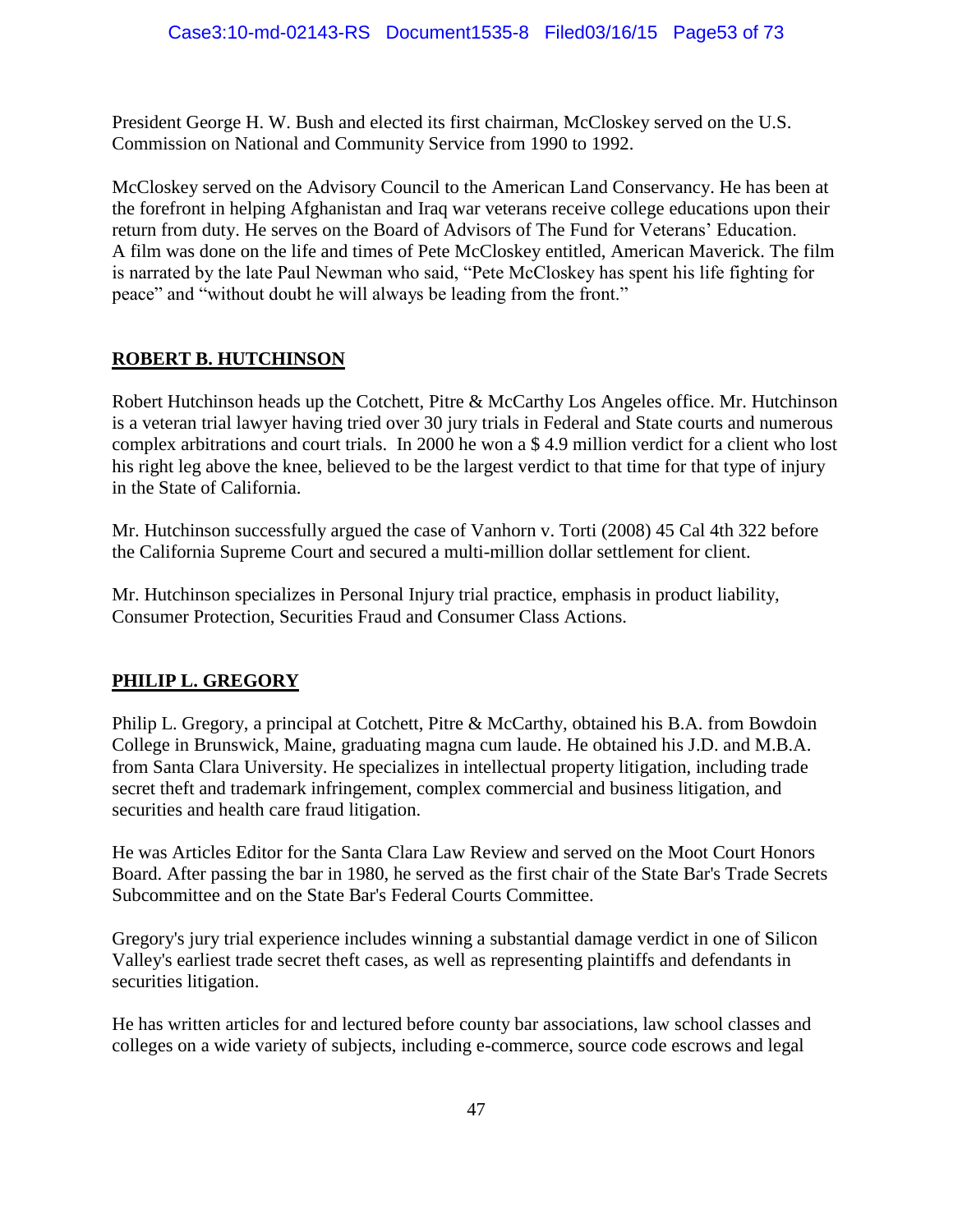President George H. W. Bush and elected its first chairman, McCloskey served on the U.S. Commission on National and Community Service from 1990 to 1992.

McCloskey served on the Advisory Council to the American Land Conservancy. He has been at the forefront in helping Afghanistan and Iraq war veterans receive college educations upon their return from duty. He serves on the Board of Advisors of The Fund for Veterans' Education. A film was done on the life and times of Pete McCloskey entitled, American Maverick. The film is narrated by the late Paul Newman who said, "Pete McCloskey has spent his life fighting for peace" and "without doubt he will always be leading from the front."

## **ROBERT B. HUTCHINSON**

Robert Hutchinson heads up the Cotchett, Pitre & McCarthy Los Angeles office. Mr. Hutchinson is a veteran trial lawyer having tried over 30 jury trials in Federal and State courts and numerous complex arbitrations and court trials. In 2000 he won a $ 4.9 million verdict for a client who lost his right leg above the knee, believed to be the largest verdict to that time for that type of injury in the State of California.

Mr. Hutchinson successfully argued the case of Vanhorn v. Torti (2008) 45 Cal 4th 322 before the California Supreme Court and secured a multi-million dollar settlement for client.

Mr. Hutchinson specializes in Personal Injury trial practice, emphasis in product liability, Consumer Protection, Securities Fraud and Consumer Class Actions.

## **PHILIP L. GREGORY**

Philip L. Gregory, a principal at Cotchett, Pitre & McCarthy, obtained his B.A. from Bowdoin College in Brunswick, Maine, graduating magna cum laude. He obtained his J.D. and M.B.A. from Santa Clara University. He specializes in intellectual property litigation, including trade secret theft and trademark infringement, complex commercial and business litigation, and securities and health care fraud litigation.

He was Articles Editor for the Santa Clara Law Review and served on the Moot Court Honors Board. After passing the bar in 1980, he served as the first chair of the State Bar's Trade Secrets Subcommittee and on the State Bar's Federal Courts Committee.

Gregory's jury trial experience includes winning a substantial damage verdict in one of Silicon Valley's earliest trade secret theft cases, as well as representing plaintiffs and defendants in securities litigation.

He has written articles for and lectured before county bar associations, law school classes and colleges on a wide variety of subjects, including e-commerce, source code escrows and legal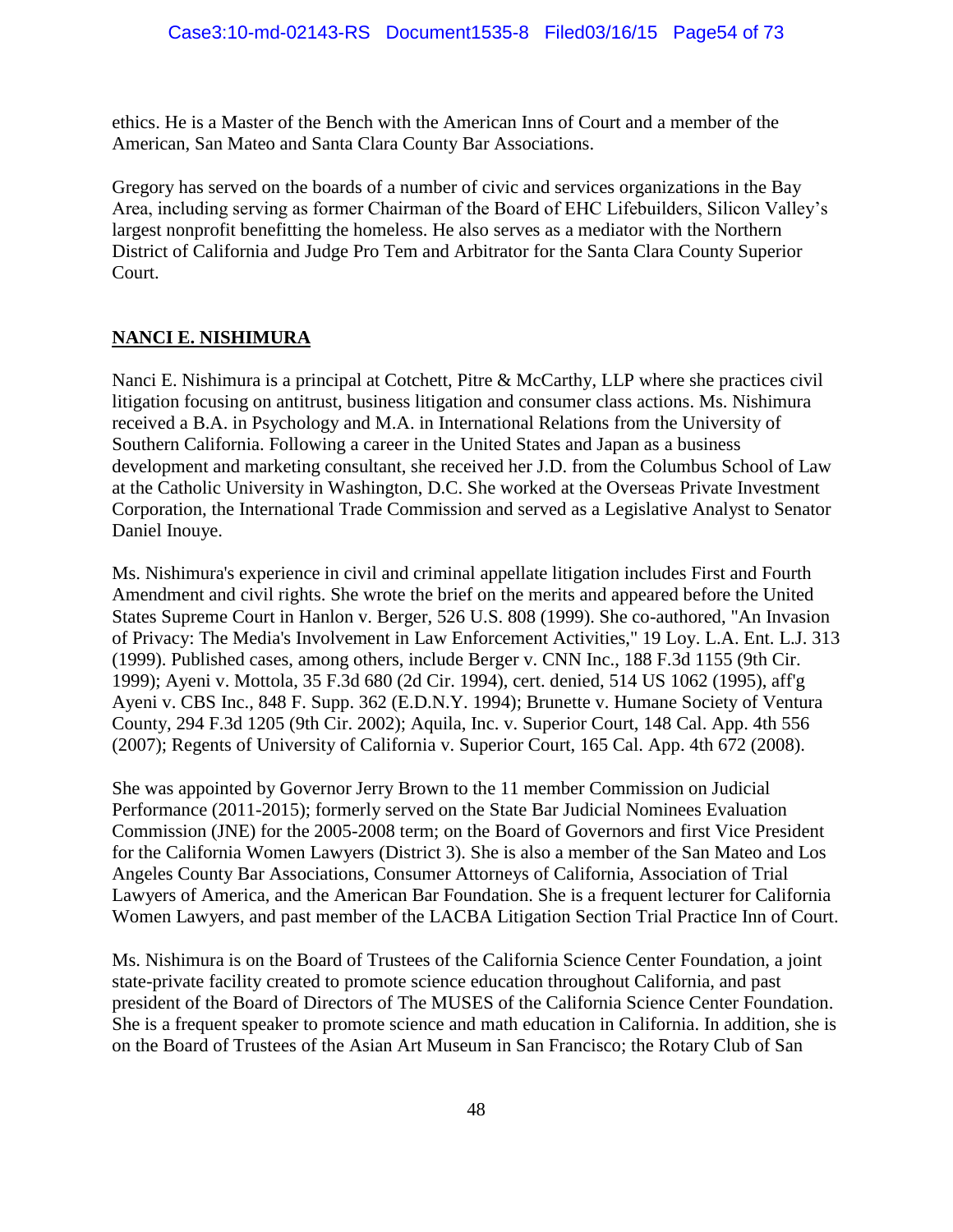ethics. He is a Master of the Bench with the American Inns of Court and a member of the American, San Mateo and Santa Clara County Bar Associations.

Gregory has served on the boards of a number of civic and services organizations in the Bay Area, including serving as former Chairman of the Board of EHC Lifebuilders, Silicon Valley's largest nonprofit benefitting the homeless. He also serves as a mediator with the Northern District of California and Judge Pro Tem and Arbitrator for the Santa Clara County Superior Court.

## NANCI E. NISHIMURA

Nanci E. Nishimura is a principal at Cotchett, Pitre & McCarthy, LLP where she practices civil litigation focusing on antitrust, business litigation and consumer class actions. Ms. Nishimura received a B.A. in Psychology and M.A. in International Relations from the University of Southern California. Following a career in the United States and Japan as a business development and marketing consultant, she received her J.D. from the Columbus School of Law at the Catholic University in Washington, D.C. She worked at the Overseas Private Investment Corporation, the International Trade Commission and served as a Legislative Analyst to Senator Daniel Inouye.

Ms. Nishimura's experience in civil and criminal appellate litigation includes First and Fourth Amendment and civil rights. She wrote the brief on the merits and appeared before the United States Supreme Court in Hanlon v. Berger, 526 U.S. 808 (1999). She co-authored, "An Invasion of Privacy: The Media's Involvement in Law Enforcement Activities," 19 Loy. L.A. Ent. L.J. 313 (1999). Published cases, among others, include Berger v. CNN Inc., 188 F.3d 1155 (9th Cir. 1999); Ayeni v. Mottola, 35 F.3d 680 (2d Cir. 1994), cert. denied, 514 US 1062 (1995), aff'g Ayeni v. CBS Inc., 848 F. Supp. 362 (E.D.N.Y. 1994); Brunette v. Humane Society of Ventura County, 294 F.3d 1205 (9th Cir. 2002); Aquila, Inc. v. Superior Court, 148 Cal. App. 4th 556 (2007); Regents of University of California v. Superior Court, 165 Cal. App. 4th 672 (2008).

She was appointed by Governor Jerry Brown to the 11 member Commission on Judicial Performance (2011-2015); formerly served on the State Bar Judicial Nominees Evaluation Commission (JNE) for the 2005-2008 term; on the Board of Governors and first Vice President for the California Women Lawyers (District 3). She is also a member of the San Mateo and Los Angeles County Bar Associations, Consumer Attorneys of California, Association of Trial Lawyers of America, and the American Bar Foundation. She is a frequent lecturer for California Women Lawyers, and past member of the LACBA Litigation Section Trial Practice Inn of Court.

Ms. Nishimura is on the Board of Trustees of the California Science Center Foundation, a joint state-private facility created to promote science education throughout California, and past president of the Board of Directors of The MUSES of the California Science Center Foundation. She is a frequent speaker to promote science and math education in California. In addition, she is on the Board of Trustees of the Asian Art Museum in San Francisco; the Rotary Club of San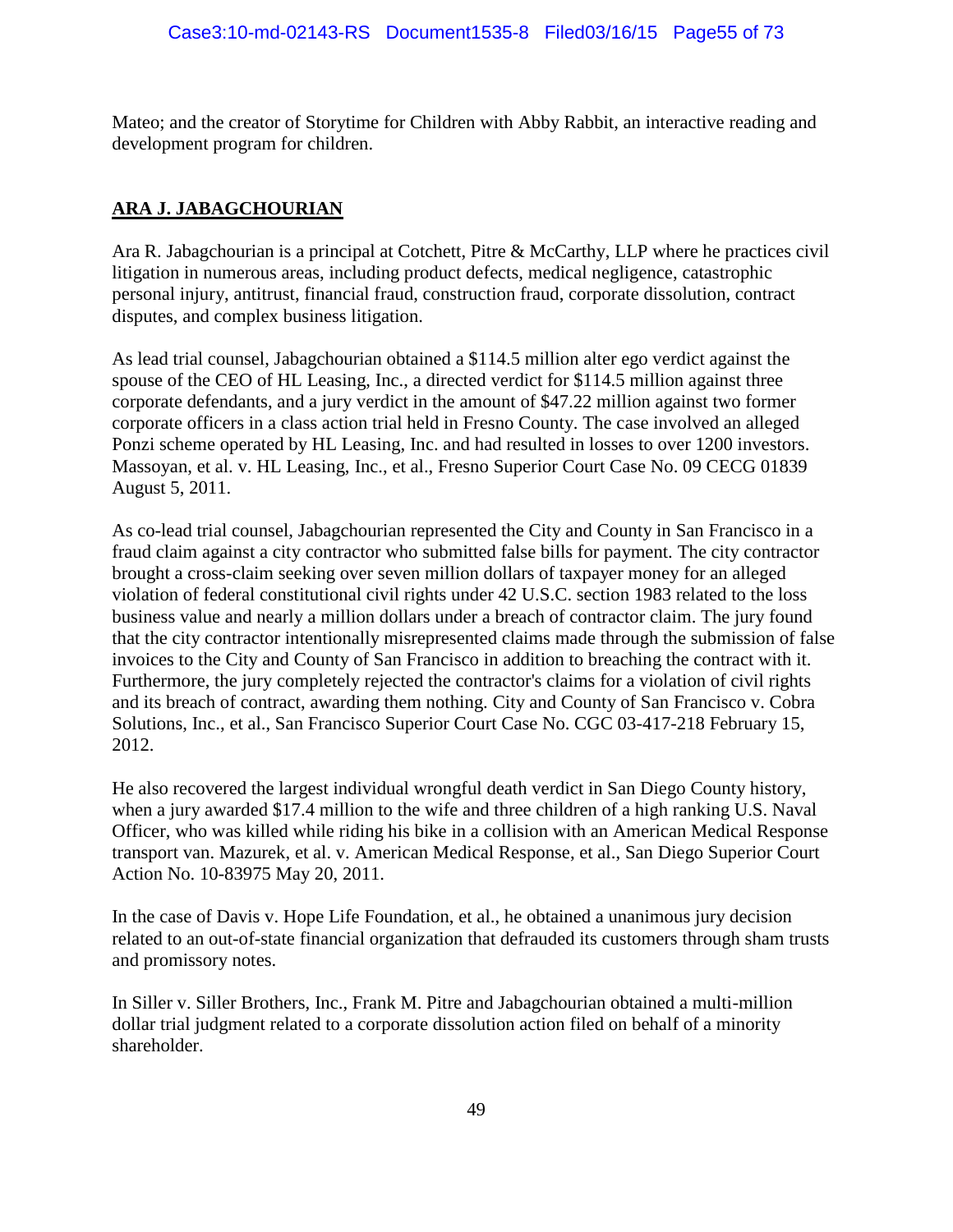Mateo; and the creator of Storytime for Children with Abby Rabbit, an interactive reading and development program for children.

## **ARA J. JABAGCHOURIAN**

Ara R. Jabagchourian is a principal at Cotchett, Pitre & McCarthy, LLP where he practices civil litigation in numerous areas, including product defects, medical negligence, catastrophic personal injury, antitrust, financial fraud, construction fraud, corporate dissolution, contract disputes, and complex business litigation.

As lead trial counsel, Jabagchourian obtained a $114.5 million alter ego verdict against the spouse of the CEO of HL Leasing, Inc., a directed verdict for $114.5 million against three corporate defendants, and a jury verdict in the amount of $47.22 million against two former corporate officers in a class action trial held in Fresno County. The case involved an alleged Ponzi scheme operated by HL Leasing, Inc. and had resulted in losses to over 1200 investors. Massoyan, et al. v. HL Leasing, Inc., et al., Fresno Superior Court Case No. 09 CECG 01839 August 5, 2011.

As co-lead trial counsel, Jabagchourian represented the City and County in San Francisco in a fraud claim against a city contractor who submitted false bills for payment. The city contractor brought a cross-claim seeking over seven million dollars of taxpayer money for an alleged violation of federal constitutional civil rights under 42 U.S.C. section 1983 related to the loss business value and nearly a million dollars under a breach of contractor claim. The jury found that the city contractor intentionally misrepresented claims made through the submission of false invoices to the City and County of San Francisco in addition to breaching the contract with it. Furthermore, the jury completely rejected the contractor's claims for a violation of civil rights and its breach of contract, awarding them nothing. City and County of San Francisco v. Cobra Solutions, Inc., et al., San Francisco Superior Court Case No. CGC 03-417-218 February 15, 2012.

He also recovered the largest individual wrongful death verdict in San Diego County history, when a jury awarded $17.4 million to the wife and three children of a high ranking U.S. Naval Officer, who was killed while riding his bike in a collision with an American Medical Response transport van. Mazurek, et al. v. American Medical Response, et al., San Diego Superior Court Action No. 10-83975 May 20, 2011.

In the case of Davis v. Hope Life Foundation, et al., he obtained a unanimous jury decision related to an out-of-state financial organization that defrauded its customers through sham trusts and promissory notes.

In Siller v. Siller Brothers, Inc., Frank M. Pitre and Jabagchourian obtained a multi-million dollar trial judgment related to a corporate dissolution action filed on behalf of a minority shareholder.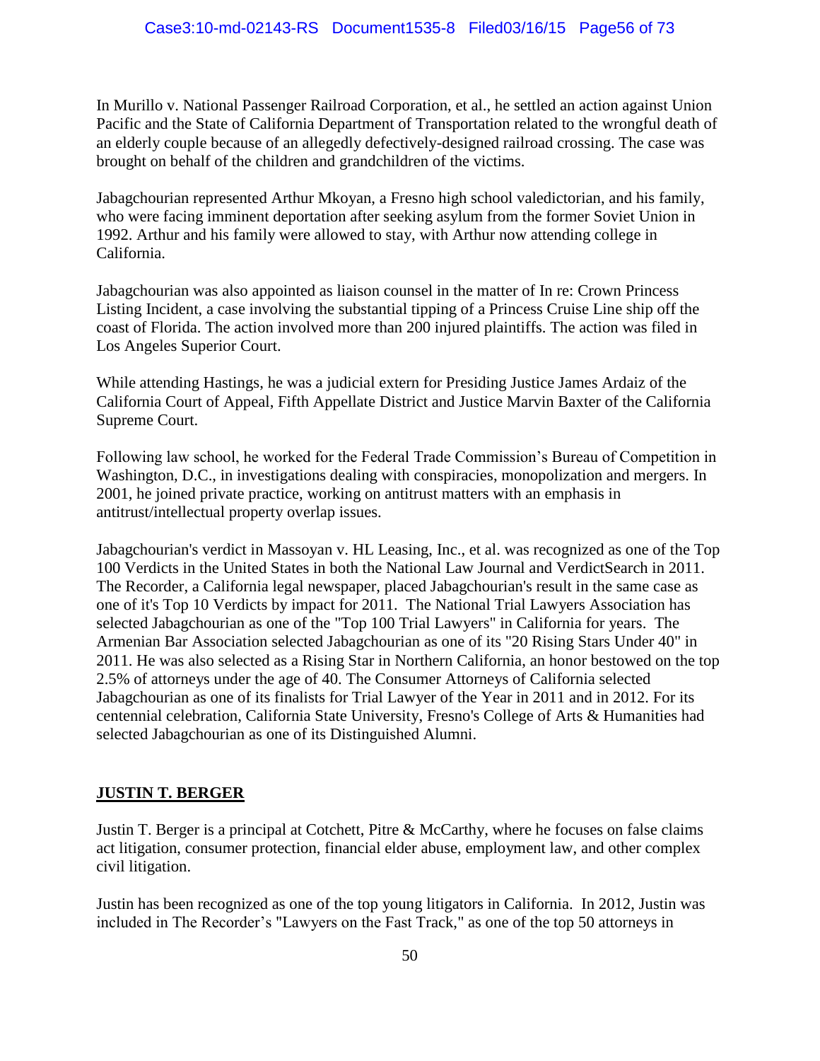In Murillo v. National Passenger Railroad Corporation, et al., he settled an action against Union Pacific and the State of California Department of Transportation related to the wrongful death of an elderly couple because of an allegedly defectively-designed railroad crossing. The case was brought on behalf of the children and grandchildren of the victims.

Jabagchourian represented Arthur Mkoyan, a Fresno high school valedictorian, and his family, who were facing imminent deportation after seeking asylum from the former Soviet Union in 1992. Arthur and his family were allowed to stay, with Arthur now attending college in California.

Jabagchourian was also appointed as liaison counsel in the matter of In re: Crown Princess Listing Incident, a case involving the substantial tipping of a Princess Cruise Line ship off the coast of Florida. The action involved more than 200 injured plaintiffs. The action was filed in Los Angeles Superior Court.

While attending Hastings, he was a judicial extern for Presiding Justice James Ardaiz of the California Court of Appeal, Fifth Appellate District and Justice Marvin Baxter of the California Supreme Court.

Following law school, he worked for the Federal Trade Commission's Bureau of Competition in Washington, D.C., in investigations dealing with conspiracies, monopolization and mergers. In 2001, he joined private practice, working on antitrust matters with an emphasis in antitrust/intellectual property overlap issues.

Jabagchourian's verdict in Massoyan v. HL Leasing, Inc., et al. was recognized as one of the Top 100 Verdicts in the United States in both the National Law Journal and VerdictSearch in 2011. The Recorder, a California legal newspaper, placed Jabagchourian's result in the same case as one of it's Top 10 Verdicts by impact for 2011. The National Trial Lawyers Association has selected Jabagchourian as one of the "Top 100 Trial Lawyers" in California for years. The Armenian Bar Association selected Jabagchourian as one of its "20 Rising Stars Under 40" in 2011. He was also selected as a Rising Star in Northern California, an honor bestowed on the top 2.5% of attorneys under the age of 40. The Consumer Attorneys of California selected Jabagchourian as one of its finalists for Trial Lawyer of the Year in 2011 and in 2012. For its centennial celebration, California State University, Fresno's College of Arts & Humanities had selected Jabagchourian as one of its Distinguished Alumni.

## JUSTIN T. BERGER

Justin T. Berger is a principal at Cotchett, Pitre & McCarthy, where he focuses on false claims act litigation, consumer protection, financial elder abuse, employment law, and other complex civil litigation.

Justin has been recognized as one of the top young litigators in California. In 2012, Justin was included in The Recorder's "Lawyers on the Fast Track," as one of the top 50 attorneys in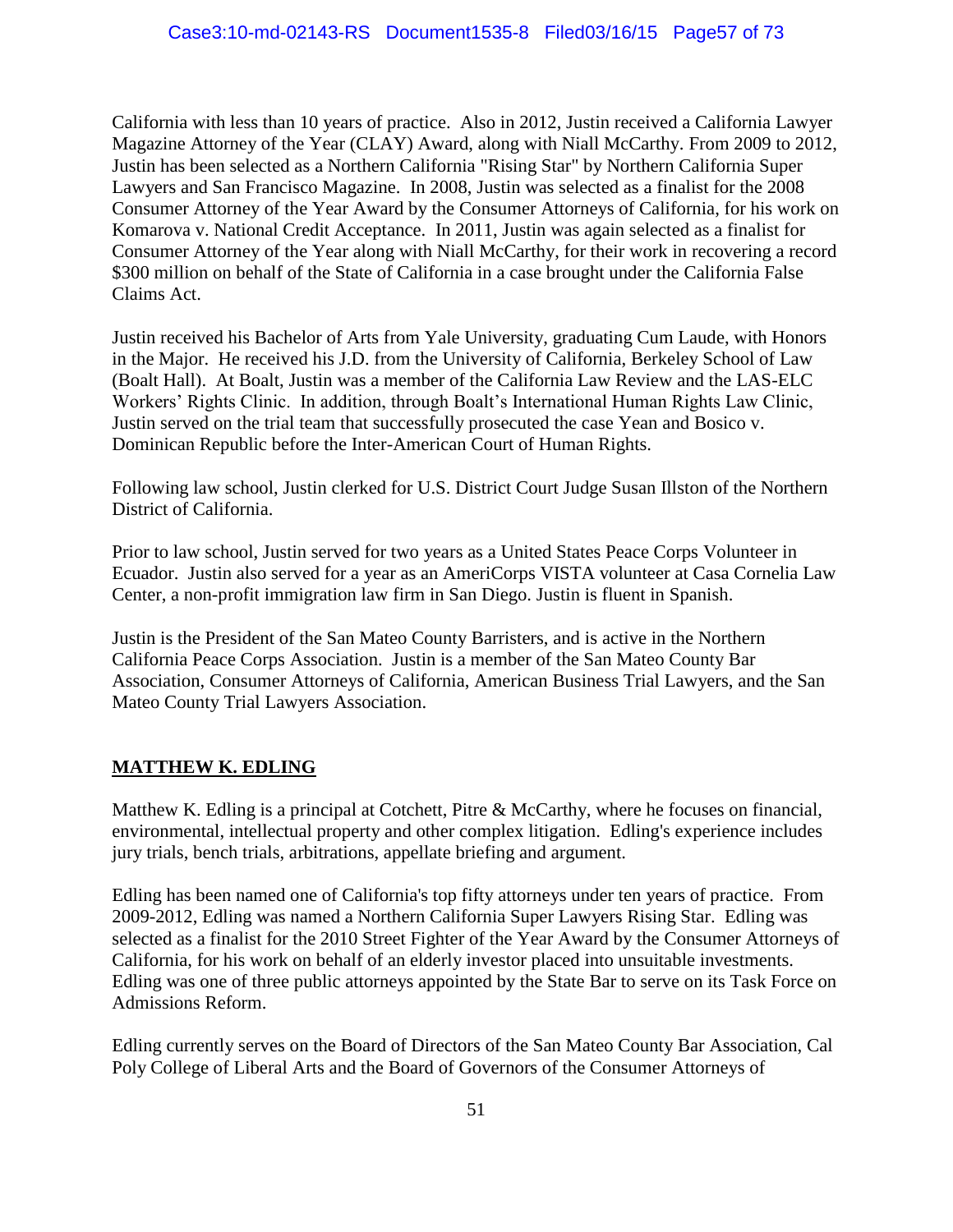California with less than 10 years of practice. Also in 2012, Justin received a California Lawyer Magazine Attorney of the Year (CLAY) Award, along with Niall McCarthy. From 2009 to 2012, Justin has been selected as a Northern California "Rising Star" by Northern California Super Lawyers and San Francisco Magazine. In 2008, Justin was selected as a finalist for the 2008 Consumer Attorney of the Year Award by the Consumer Attorneys of California, for his work on Komarova v. National Credit Acceptance. In 2011, Justin was again selected as a finalist for Consumer Attorney of the Year along with Niall McCarthy, for their work in recovering a record $300 million on behalf of the State of California in a case brought under the California False Claims Act.

Justin received his Bachelor of Arts from Yale University, graduating Cum Laude, with Honors in the Major. He received his J.D. from the University of California, Berkeley School of Law (Boalt Hall). At Boalt, Justin was a member of the California Law Review and the LAS-ELC Workers' Rights Clinic. In addition, through Boalt's International Human Rights Law Clinic, Justin served on the trial team that successfully prosecuted the case Yean and Bosico v. Dominican Republic before the Inter-American Court of Human Rights.

Following law school, Justin clerked for U.S. District Court Judge Susan Illston of the Northern District of California.

Prior to law school, Justin served for two years as a United States Peace Corps Volunteer in Ecuador. Justin also served for a year as an AmeriCorps VISTA volunteer at Casa Cornelia Law Center, a non-profit immigration law firm in San Diego. Justin is fluent in Spanish.

Justin is the President of the San Mateo County Barristers, and is active in the Northern California Peace Corps Association. Justin is a member of the San Mateo County Bar Association, Consumer Attorneys of California, American Business Trial Lawyers, and the San Mateo County Trial Lawyers Association.

## MATTHEW K. EDLING

Matthew K. Edling is a principal at Cotchett, Pitre & McCarthy, where he focuses on financial, environmental, intellectual property and other complex litigation. Edling's experience includes jury trials, bench trials, arbitrations, appellate briefing and argument.

Edling has been named one of California's top fifty attorneys under ten years of practice. From 2009-2012, Edling was named a Northern California Super Lawyers Rising Star. Edling was selected as a finalist for the 2010 Street Fighter of the Year Award by the Consumer Attorneys of California, for his work on behalf of an elderly investor placed into unsuitable investments. Edling was one of three public attorneys appointed by the State Bar to serve on its Task Force on Admissions Reform.

Edling currently serves on the Board of Directors of the San Mateo County Bar Association, Cal Poly College of Liberal Arts and the Board of Governors of the Consumer Attorneys of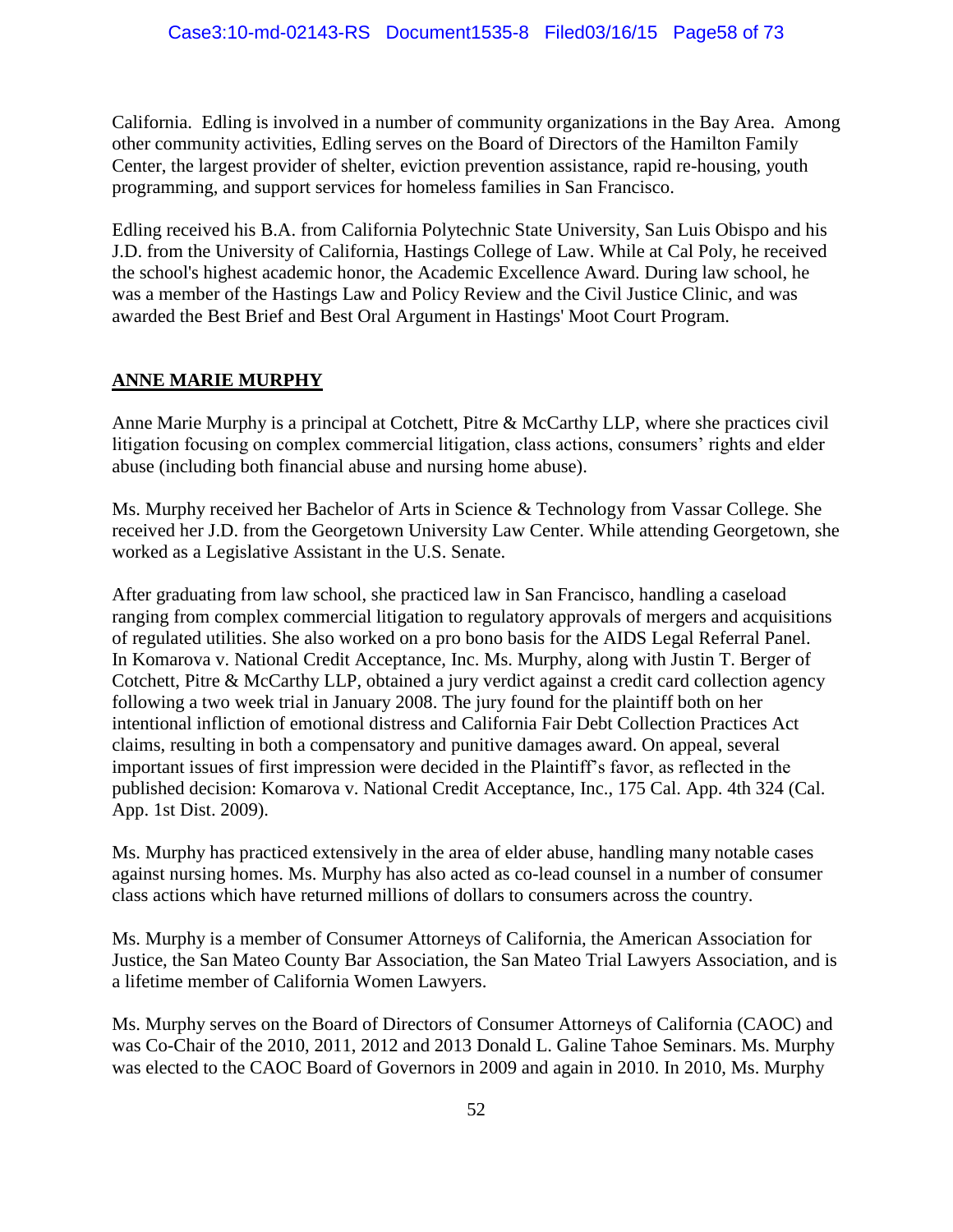California. Edling is involved in a number of community organizations in the Bay Area. Among other community activities, Edling serves on the Board of Directors of the Hamilton Family Center, the largest provider of shelter, eviction prevention assistance, rapid re-housing, youth programming, and support services for homeless families in San Francisco.

Edling received his B.A. from California Polytechnic State University, San Luis Obispo and his J.D. from the University of California, Hastings College of Law. While at Cal Poly, he received the school's highest academic honor, the Academic Excellence Award. During law school, he was a member of the Hastings Law and Policy Review and the Civil Justice Clinic, and was awarded the Best Brief and Best Oral Argument in Hastings' Moot Court Program.

## ANNE MARIE MURPHY

Anne Marie Murphy is a principal at Cotchett, Pitre & McCarthy LLP, where she practices civil litigation focusing on complex commercial litigation, class actions, consumers' rights and elder abuse (including both financial abuse and nursing home abuse).

Ms. Murphy received her Bachelor of Arts in Science & Technology from Vassar College. She received her J.D. from the Georgetown University Law Center. While attending Georgetown, she worked as a Legislative Assistant in the U.S. Senate.

After graduating from law school, she practiced law in San Francisco, handling a caseload ranging from complex commercial litigation to regulatory approvals of mergers and acquisitions of regulated utilities. She also worked on a pro bono basis for the AIDS Legal Referral Panel. In Komarova v. National Credit Acceptance, Inc. Ms. Murphy, along with Justin T. Berger of Cotchett, Pitre & McCarthy LLP, obtained a jury verdict against a credit card collection agency following a two week trial in January 2008. The jury found for the plaintiff both on her intentional infliction of emotional distress and California Fair Debt Collection Practices Act claims, resulting in both a compensatory and punitive damages award. On appeal, several important issues of first impression were decided in the Plaintiff's favor, as reflected in the published decision: Komarova v. National Credit Acceptance, Inc., 175 Cal. App. 4th 324 (Cal. App. 1st Dist. 2009).

Ms. Murphy has practiced extensively in the area of elder abuse, handling many notable cases against nursing homes. Ms. Murphy has also acted as co-lead counsel in a number of consumer class actions which have returned millions of dollars to consumers across the country.

Ms. Murphy is a member of Consumer Attorneys of California, the American Association for Justice, the San Mateo County Bar Association, the San Mateo Trial Lawyers Association, and is a lifetime member of California Women Lawyers.

Ms. Murphy serves on the Board of Directors of Consumer Attorneys of California (CAOC) and was Co-Chair of the 2010, 2011, 2012 and 2013 Donald L. Galine Tahoe Seminars. Ms. Murphy was elected to the CAOC Board of Governors in 2009 and again in 2010. In 2010, Ms. Murphy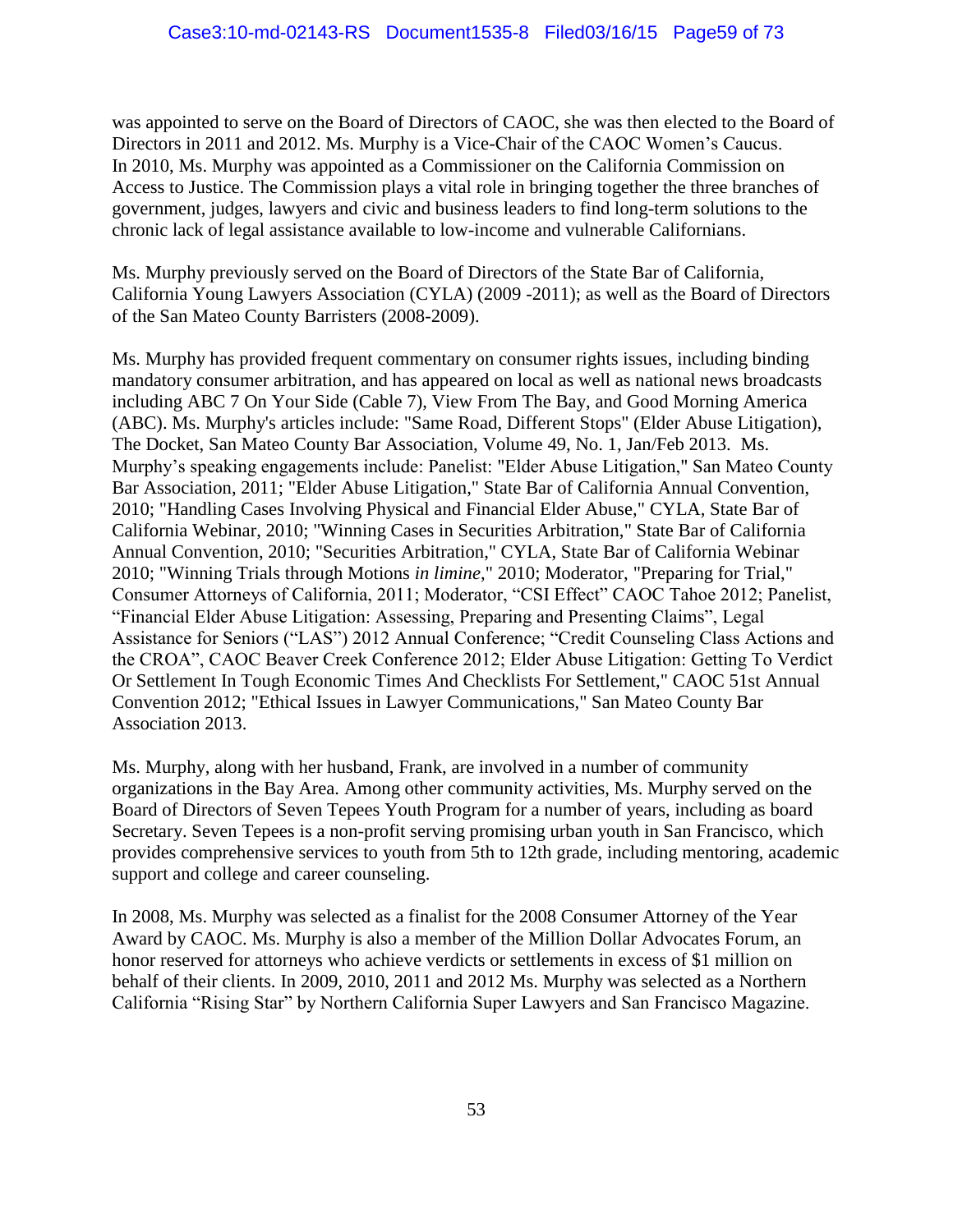was appointed to serve on the Board of Directors of CAOC, she was then elected to the Board of Directors in 2011 and 2012. Ms. Murphy is a Vice-Chair of the CAOC Women's Caucus. In 2010, Ms. Murphy was appointed as a Commissioner on the California Commission on Access to Justice. The Commission plays a vital role in bringing together the three branches of government, judges, lawyers and civic and business leaders to find long-term solutions to the chronic lack of legal assistance available to low-income and vulnerable Californians.

Ms. Murphy previously served on the Board of Directors of the State Bar of California, California Young Lawyers Association (CYLA) (2009 -2011); as well as the Board of Directors of the San Mateo County Barristers (2008-2009).

Ms. Murphy has provided frequent commentary on consumer rights issues, including binding mandatory consumer arbitration, and has appeared on local as well as national news broadcasts including ABC 7 On Your Side (Cable 7), View From The Bay, and Good Morning America (ABC). Ms. Murphy's articles include: "Same Road, Different Stops" (Elder Abuse Litigation), The Docket, San Mateo County Bar Association, Volume 49, No. 1, Jan/Feb 2013. Ms. Murphy's speaking engagements include: Panelist: "Elder Abuse Litigation," San Mateo County Bar Association, 2011; "Elder Abuse Litigation," State Bar of California Annual Convention, 2010; "Handling Cases Involving Physical and Financial Elder Abuse," CYLA, State Bar of California Webinar, 2010; "Winning Cases in Securities Arbitration," State Bar of California Annual Convention, 2010; "Securities Arbitration," CYLA, State Bar of California Webinar 2010; "Winning Trials through Motions *in limine*," 2010; Moderator, "Preparing for Trial," Consumer Attorneys of California, 2011; Moderator, "CSI Effect" CAOC Tahoe 2012; Panelist, "Financial Elder Abuse Litigation: Assessing, Preparing and Presenting Claims", Legal Assistance for Seniors ("LAS") 2012 Annual Conference; "Credit Counseling Class Actions and the CROA", CAOC Beaver Creek Conference 2012; Elder Abuse Litigation: Getting To Verdict Or Settlement In Tough Economic Times And Checklists For Settlement," CAOC 51st Annual Convention 2012; "Ethical Issues in Lawyer Communications," San Mateo County Bar Association 2013.

Ms. Murphy, along with her husband, Frank, are involved in a number of community organizations in the Bay Area. Among other community activities, Ms. Murphy served on the Board of Directors of Seven Tepees Youth Program for a number of years, including as board Secretary. Seven Tepees is a non-profit serving promising urban youth in San Francisco, which provides comprehensive services to youth from 5th to 12th grade, including mentoring, academic support and college and career counseling.

In 2008, Ms. Murphy was selected as a finalist for the 2008 Consumer Attorney of the Year Award by CAOC. Ms. Murphy is also a member of the Million Dollar Advocates Forum, an honor reserved for attorneys who achieve verdicts or settlements in excess of $1 million on behalf of their clients. In 2009, 2010, 2011 and 2012 Ms. Murphy was selected as a Northern California "Rising Star" by Northern California Super Lawyers and San Francisco Magazine.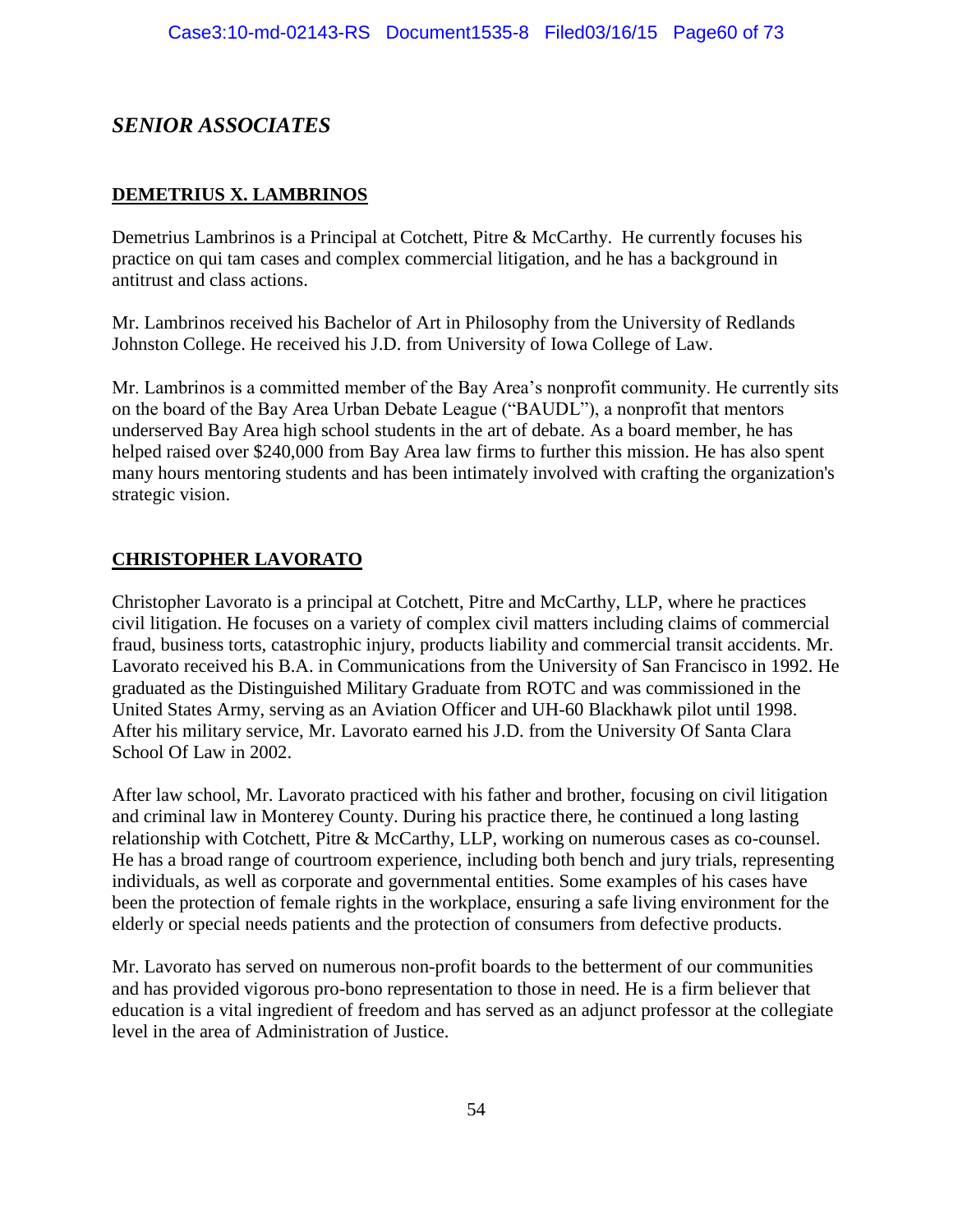## *SENIOR ASSOCIATES*

### DEMETRIUS X. LAMBRINOS

Demetrius Lambrinos is a Principal at Cotchett, Pitre & McCarthy. He currently focuses his practice on qui tam cases and complex commercial litigation, and he has a background in antitrust and class actions.

Mr. Lambrinos received his Bachelor of Art in Philosophy from the University of Redlands Johnston College. He received his J.D. from University of Iowa College of Law.

Mr. Lambrinos is a committed member of the Bay Area's nonprofit community. He currently sits on the board of the Bay Area Urban Debate League ("BAUDL"), a nonprofit that mentors underserved Bay Area high school students in the art of debate. As a board member, he has helped raised over $240,000 from Bay Area law firms to further this mission. He has also spent many hours mentoring students and has been intimately involved with crafting the organization's strategic vision.

### CHRISTOPHER LAVORATO

Christopher Lavorato is a principal at Cotchett, Pitre and McCarthy, LLP, where he practices civil litigation. He focuses on a variety of complex civil matters including claims of commercial fraud, business torts, catastrophic injury, products liability and commercial transit accidents. Mr. Lavorato received his B.A. in Communications from the University of San Francisco in 1992. He graduated as the Distinguished Military Graduate from ROTC and was commissioned in the United States Army, serving as an Aviation Officer and UH-60 Blackhawk pilot until 1998. After his military service, Mr. Lavorato earned his J.D. from the University Of Santa Clara School Of Law in 2002.

After law school, Mr. Lavorato practiced with his father and brother, focusing on civil litigation and criminal law in Monterey County. During his practice there, he continued a long lasting relationship with Cotchett, Pitre & McCarthy, LLP, working on numerous cases as co-counsel. He has a broad range of courtroom experience, including both bench and jury trials, representing individuals, as well as corporate and governmental entities. Some examples of his cases have been the protection of female rights in the workplace, ensuring a safe living environment for the elderly or special needs patients and the protection of consumers from defective products.

Mr. Lavorato has served on numerous non-profit boards to the betterment of our communities and has provided vigorous pro-bono representation to those in need. He is a firm believer that education is a vital ingredient of freedom and has served as an adjunct professor at the collegiate level in the area of Administration of Justice.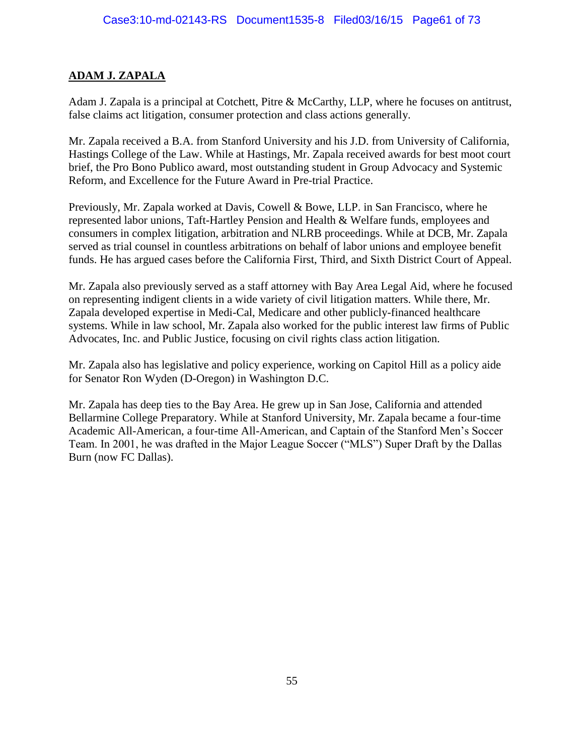## ADAM J. ZAPALA

Adam J. Zapala is a principal at Cotchett, Pitre & McCarthy, LLP, where he focuses on antitrust, false claims act litigation, consumer protection and class actions generally.

Mr. Zapala received a B.A. from Stanford University and his J.D. from University of California, Hastings College of the Law. While at Hastings, Mr. Zapala received awards for best moot court brief, the Pro Bono Publico award, most outstanding student in Group Advocacy and Systemic Reform, and Excellence for the Future Award in Pre-trial Practice.

Previously, Mr. Zapala worked at Davis, Cowell & Bowe, LLP. in San Francisco, where he represented labor unions, Taft-Hartley Pension and Health & Welfare funds, employees and consumers in complex litigation, arbitration and NLRB proceedings. While at DCB, Mr. Zapala served as trial counsel in countless arbitrations on behalf of labor unions and employee benefit funds. He has argued cases before the California First, Third, and Sixth District Court of Appeal.

Mr. Zapala also previously served as a staff attorney with Bay Area Legal Aid, where he focused on representing indigent clients in a wide variety of civil litigation matters. While there, Mr. Zapala developed expertise in Medi-Cal, Medicare and other publicly-financed healthcare systems. While in law school, Mr. Zapala also worked for the public interest law firms of Public Advocates, Inc. and Public Justice, focusing on civil rights class action litigation.

Mr. Zapala also has legislative and policy experience, working on Capitol Hill as a policy aide for Senator Ron Wyden (D-Oregon) in Washington D.C.

Mr. Zapala has deep ties to the Bay Area. He grew up in San Jose, California and attended Bellarmine College Preparatory. While at Stanford University, Mr. Zapala became a four-time Academic All-American, a four-time All-American, and Captain of the Stanford Men's Soccer Team. In 2001, he was drafted in the Major League Soccer ("MLS") Super Draft by the Dallas Burn (now FC Dallas).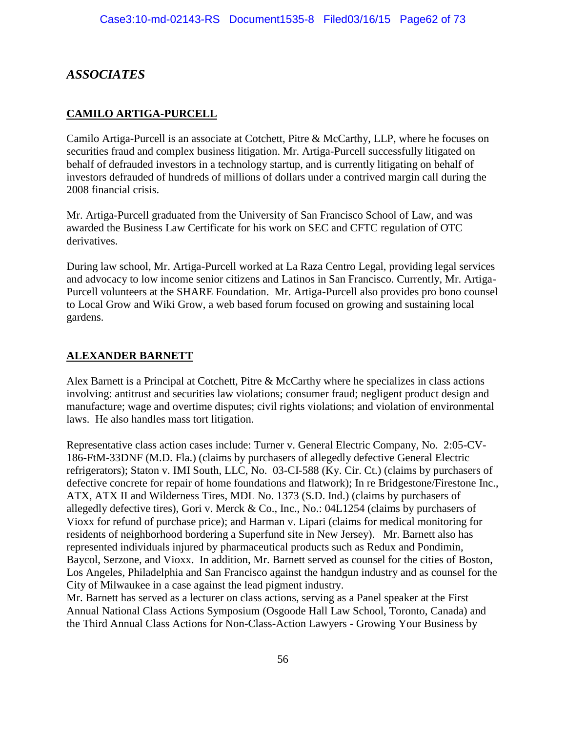## *ASSOCIATES*

### CAMILO ARTIGA-PURCELL

Camilo Artiga-Purcell is an associate at Cotchett, Pitre & McCarthy, LLP, where he focuses on securities fraud and complex business litigation. Mr. Artiga-Purcell successfully litigated on behalf of defrauded investors in a technology startup, and is currently litigating on behalf of investors defrauded of hundreds of millions of dollars under a contrived margin call during the 2008 financial crisis.

Mr. Artiga-Purcell graduated from the University of San Francisco School of Law, and was awarded the Business Law Certificate for his work on SEC and CFTC regulation of OTC derivatives.

During law school, Mr. Artiga-Purcell worked at La Raza Centro Legal, providing legal services and advocacy to low income senior citizens and Latinos in San Francisco. Currently, Mr. Artiga-Purcell volunteers at the SHARE Foundation. Mr. Artiga-Purcell also provides pro bono counsel to Local Grow and Wiki Grow, a web based forum focused on growing and sustaining local gardens.

### ALEXANDER BARNETT

Alex Barnett is a Principal at Cotchett, Pitre & McCarthy where he specializes in class actions involving: antitrust and securities law violations; consumer fraud; negligent product design and manufacture; wage and overtime disputes; civil rights violations; and violation of environmental laws. He also handles mass tort litigation.

Representative class action cases include: Turner v. General Electric Company, No. 2:05-CV-186-FtM-33DNF (M.D. Fla.) (claims by purchasers of allegedly defective General Electric refrigerators); Staton v. IMI South, LLC, No. 03-CI-588 (Ky. Cir. Ct.) (claims by purchasers of defective concrete for repair of home foundations and flatwork); In re Bridgestone/Firestone Inc., ATX, ATX II and Wilderness Tires, MDL No. 1373 (S.D. Ind.) (claims by purchasers of allegedly defective tires), Gori v. Merck & Co., Inc., No.: 04L1254 (claims by purchasers of Vioxx for refund of purchase price); and Harman v. Lipari (claims for medical monitoring for residents of neighborhood bordering a Superfund site in New Jersey). Mr. Barnett also has represented individuals injured by pharmaceutical products such as Redux and Pondimin, Baycol, Serzone, and Vioxx. In addition, Mr. Barnett served as counsel for the cities of Boston, Los Angeles, Philadelphia and San Francisco against the handgun industry and as counsel for the City of Milwaukee in a case against the lead pigment industry.

Mr. Barnett has served as a lecturer on class actions, serving as a Panel speaker at the First Annual National Class Actions Symposium (Osgoode Hall Law School, Toronto, Canada) and the Third Annual Class Actions for Non-Class-Action Lawyers - Growing Your Business by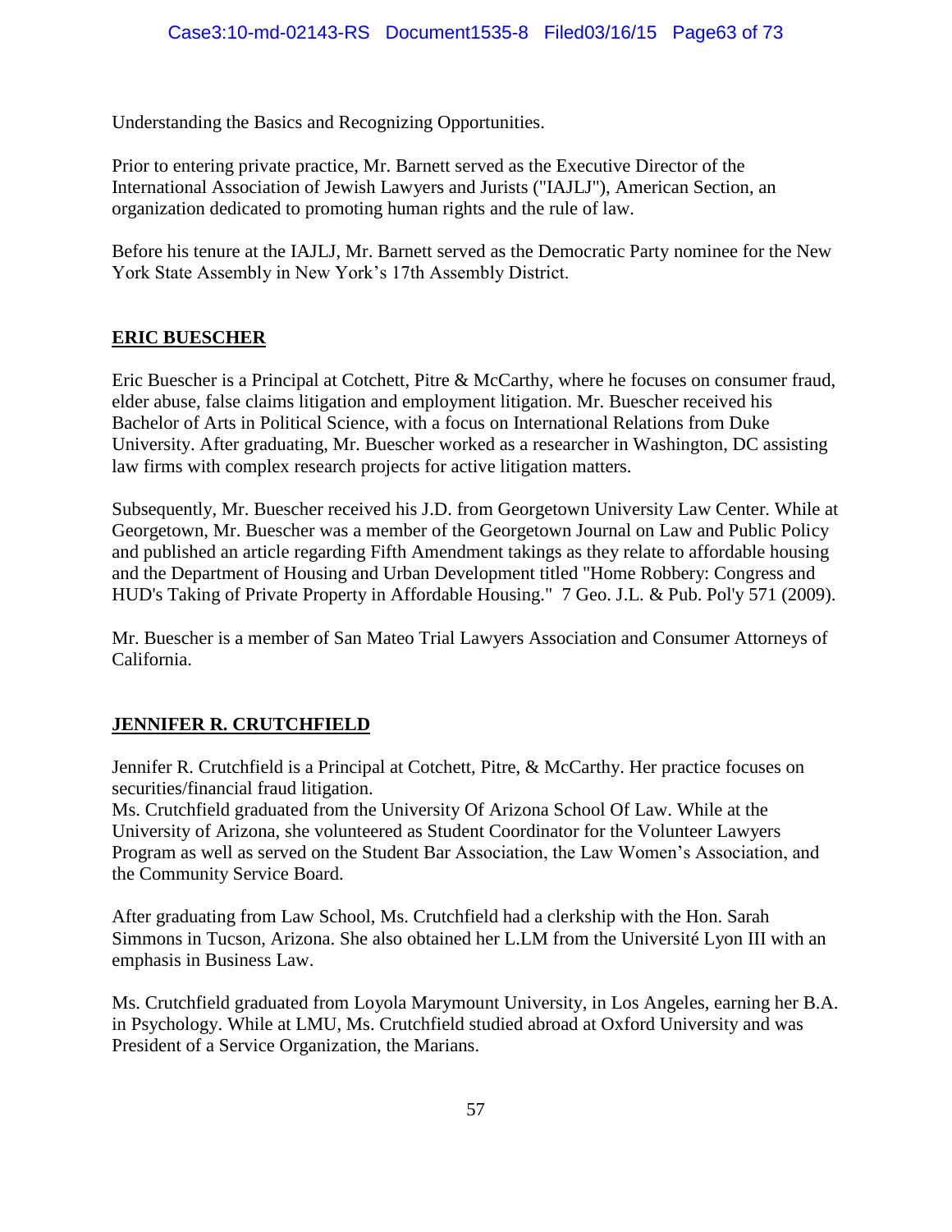Understanding the Basics and Recognizing Opportunities.

Prior to entering private practice, Mr. Barnett served as the Executive Director of the International Association of Jewish Lawyers and Jurists ("IAJLJ"), American Section, an organization dedicated to promoting human rights and the rule of law.

Before his tenure at the IAJLJ, Mr. Barnett served as the Democratic Party nominee for the New York State Assembly in New York's 17th Assembly District.

## ERIC BUESCHER

Eric Buescher is a Principal at Cotchett, Pitre & McCarthy, where he focuses on consumer fraud, elder abuse, false claims litigation and employment litigation. Mr. Buescher received his Bachelor of Arts in Political Science, with a focus on International Relations from Duke University. After graduating, Mr. Buescher worked as a researcher in Washington, DC assisting law firms with complex research projects for active litigation matters.

Subsequently, Mr. Buescher received his J.D. from Georgetown University Law Center. While at Georgetown, Mr. Buescher was a member of the Georgetown Journal on Law and Public Policy and published an article regarding Fifth Amendment takings as they relate to affordable housing and the Department of Housing and Urban Development titled "Home Robbery: Congress and HUD's Taking of Private Property in Affordable Housing." 7 Geo. J.L. & Pub. Pol'y 571 (2009).

Mr. Buescher is a member of San Mateo Trial Lawyers Association and Consumer Attorneys of California.

## JENNIFER R. CRUTCHFIELD

Jennifer R. Crutchfield is a Principal at Cotchett, Pitre, & McCarthy. Her practice focuses on securities/financial fraud litigation.
Ms. Crutchfield graduated from the University Of Arizona School Of Law. While at the University of Arizona, she volunteered as Student Coordinator for the Volunteer Lawyers Program as well as served on the Student Bar Association, the Law Women's Association, and the Community Service Board.

After graduating from Law School, Ms. Crutchfield had a clerkship with the Hon. Sarah Simmons in Tucson, Arizona. She also obtained her L.LM from the Université Lyon III with an emphasis in Business Law.

Ms. Crutchfield graduated from Loyola Marymount University, in Los Angeles, earning her B.A. in Psychology. While at LMU, Ms. Crutchfield studied abroad at Oxford University and was President of a Service Organization, the Marians.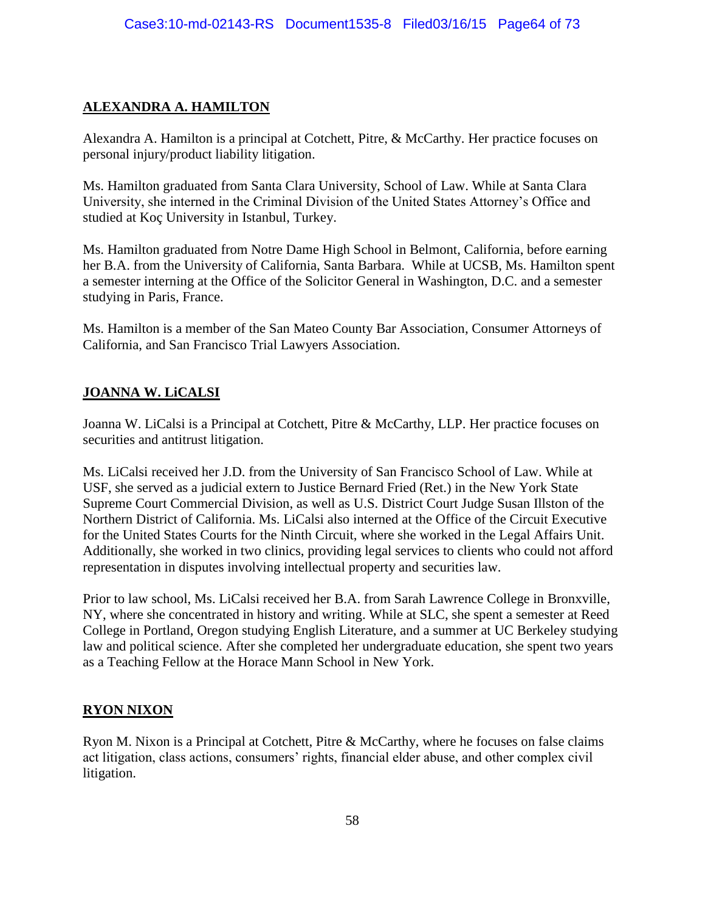**ALEXANDRA A. HAMILTON**

Alexandra A. Hamilton is a principal at Cotchett, Pitre, & McCarthy. Her practice focuses on personal injury/product liability litigation.

Ms. Hamilton graduated from Santa Clara University, School of Law. While at Santa Clara University, she interned in the Criminal Division of the United States Attorney's Office and studied at Koç University in Istanbul, Turkey.

Ms. Hamilton graduated from Notre Dame High School in Belmont, California, before earning her B.A. from the University of California, Santa Barbara. While at UCSB, Ms. Hamilton spent a semester interning at the Office of the Solicitor General in Washington, D.C. and a semester studying in Paris, France.

Ms. Hamilton is a member of the San Mateo County Bar Association, Consumer Attorneys of California, and San Francisco Trial Lawyers Association.

**JOANNA W. LiCALSI**

Joanna W. LiCalsi is a Principal at Cotchett, Pitre & McCarthy, LLP. Her practice focuses on securities and antitrust litigation.

Ms. LiCalsi received her J.D. from the University of San Francisco School of Law. While at USF, she served as a judicial extern to Justice Bernard Fried (Ret.) in the New York State Supreme Court Commercial Division, as well as U.S. District Court Judge Susan Illston of the Northern District of California. Ms. LiCalsi also interned at the Office of the Circuit Executive for the United States Courts for the Ninth Circuit, where she worked in the Legal Affairs Unit. Additionally, she worked in two clinics, providing legal services to clients who could not afford representation in disputes involving intellectual property and securities law.

Prior to law school, Ms. LiCalsi received her B.A. from Sarah Lawrence College in Bronxville, NY, where she concentrated in history and writing. While at SLC, she spent a semester at Reed College in Portland, Oregon studying English Literature, and a summer at UC Berkeley studying law and political science. After she completed her undergraduate education, she spent two years as a Teaching Fellow at the Horace Mann School in New York.

**RYON NIXON**

Ryon M. Nixon is a Principal at Cotchett, Pitre & McCarthy, where he focuses on false claims act litigation, class actions, consumers' rights, financial elder abuse, and other complex civil litigation.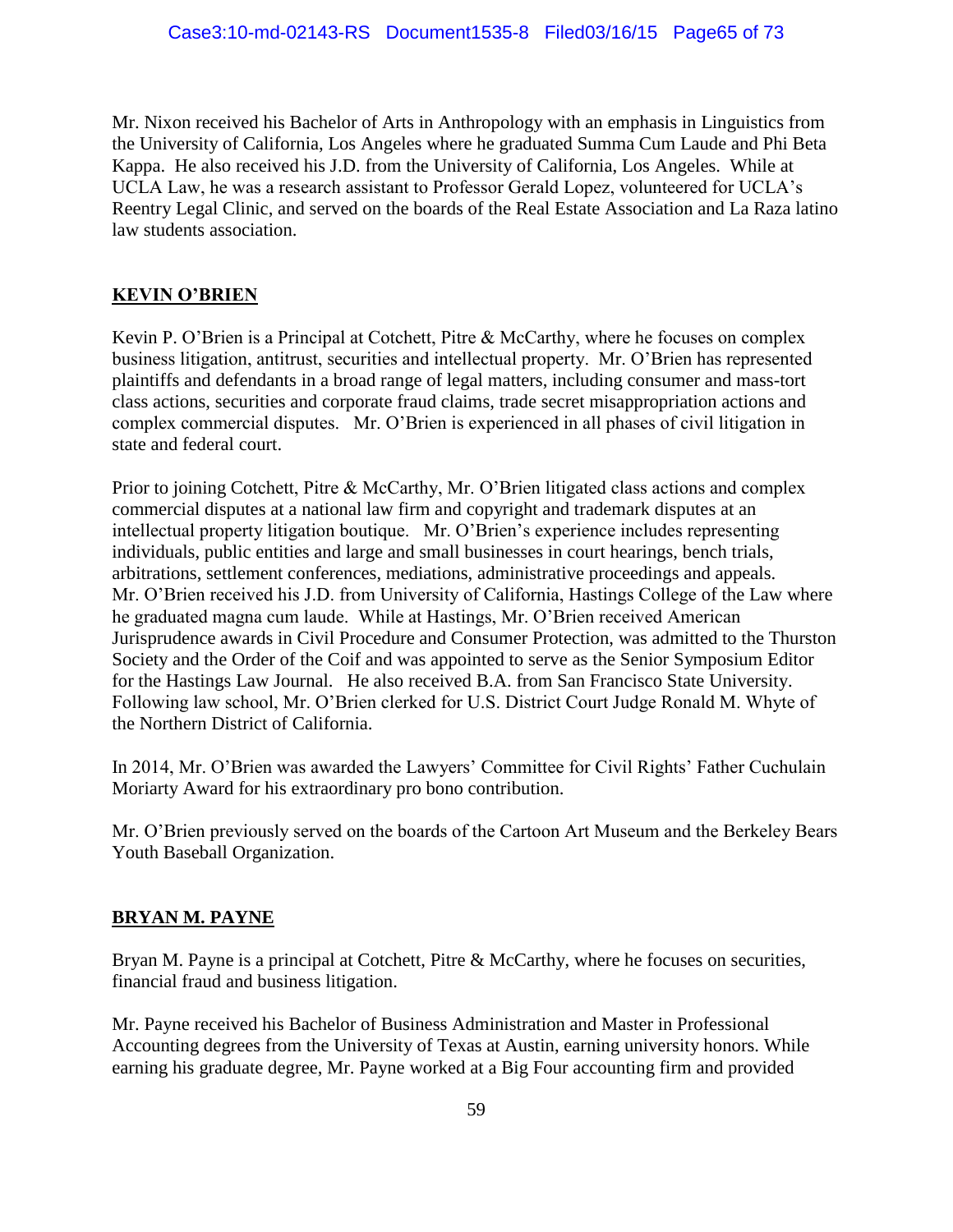Mr. Nixon received his Bachelor of Arts in Anthropology with an emphasis in Linguistics from the University of California, Los Angeles where he graduated Summa Cum Laude and Phi Beta Kappa. He also received his J.D. from the University of California, Los Angeles. While at UCLA Law, he was a research assistant to Professor Gerald Lopez, volunteered for UCLA's Reentry Legal Clinic, and served on the boards of the Real Estate Association and La Raza latino law students association.

## KEVIN O'BRIEN

Kevin P. O'Brien is a Principal at Cotchett, Pitre & McCarthy, where he focuses on complex business litigation, antitrust, securities and intellectual property. Mr. O'Brien has represented plaintiffs and defendants in a broad range of legal matters, including consumer and mass-tort class actions, securities and corporate fraud claims, trade secret misappropriation actions and complex commercial disputes. Mr. O'Brien is experienced in all phases of civil litigation in state and federal court.

Prior to joining Cotchett, Pitre & McCarthy, Mr. O'Brien litigated class actions and complex commercial disputes at a national law firm and copyright and trademark disputes at an intellectual property litigation boutique. Mr. O'Brien's experience includes representing individuals, public entities and large and small businesses in court hearings, bench trials, arbitrations, settlement conferences, mediations, administrative proceedings and appeals. Mr. O'Brien received his J.D. from University of California, Hastings College of the Law where he graduated magna cum laude. While at Hastings, Mr. O'Brien received American Jurisprudence awards in Civil Procedure and Consumer Protection, was admitted to the Thurston Society and the Order of the Coif and was appointed to serve as the Senior Symposium Editor for the Hastings Law Journal. He also received B.A. from San Francisco State University. Following law school, Mr. O'Brien clerked for U.S. District Court Judge Ronald M. Whyte of the Northern District of California.

In 2014, Mr. O'Brien was awarded the Lawyers' Committee for Civil Rights' Father Cuchulain Moriarty Award for his extraordinary pro bono contribution.

Mr. O'Brien previously served on the boards of the Cartoon Art Museum and the Berkeley Bears Youth Baseball Organization.

## BRYAN M. PAYNE

Bryan M. Payne is a principal at Cotchett, Pitre & McCarthy, where he focuses on securities, financial fraud and business litigation.

Mr. Payne received his Bachelor of Business Administration and Master in Professional Accounting degrees from the University of Texas at Austin, earning university honors. While earning his graduate degree, Mr. Payne worked at a Big Four accounting firm and provided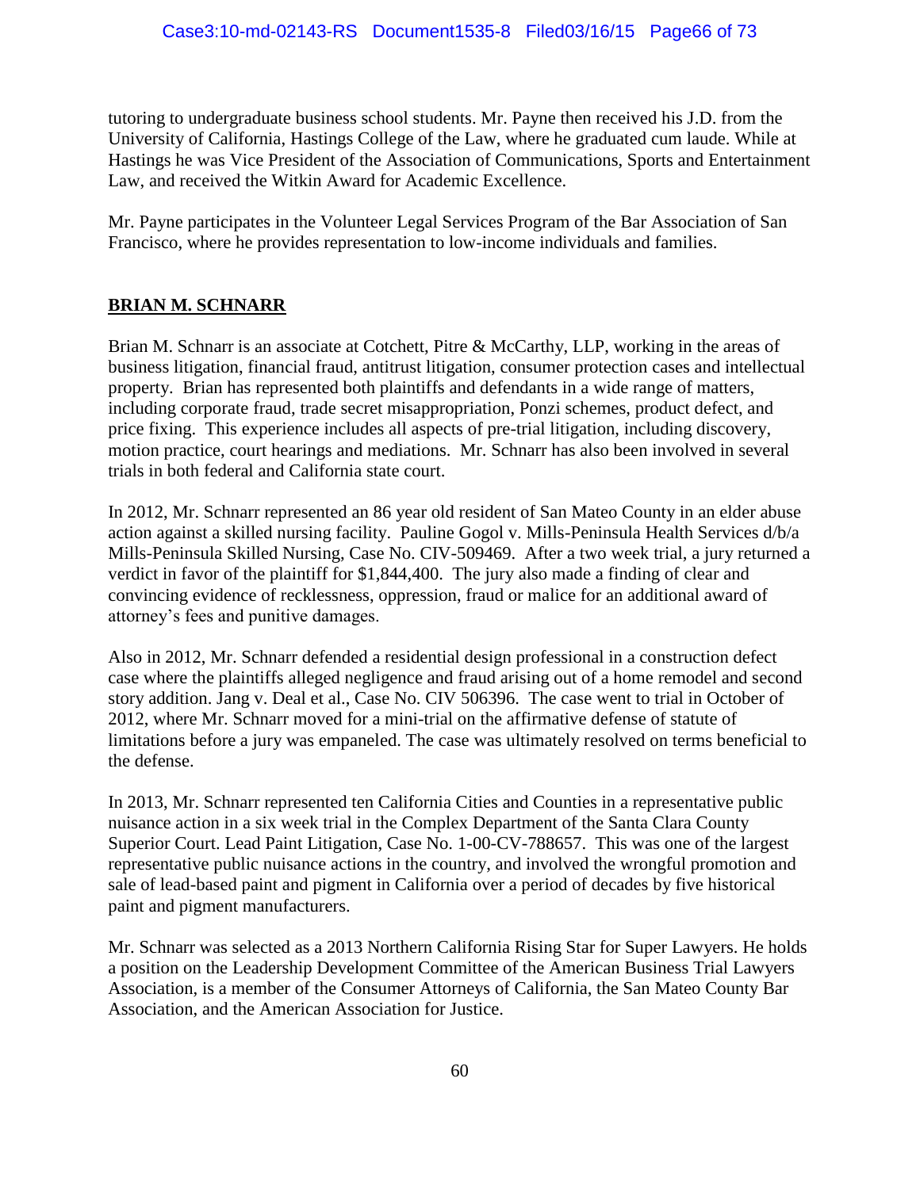tutoring to undergraduate business school students. Mr. Payne then received his J.D. from the University of California, Hastings College of the Law, where he graduated cum laude. While at Hastings he was Vice President of the Association of Communications, Sports and Entertainment Law, and received the Witkin Award for Academic Excellence.

Mr. Payne participates in the Volunteer Legal Services Program of the Bar Association of San Francisco, where he provides representation to low-income individuals and families.

**BRIAN M. SCHNARR**

Brian M. Schnarr is an associate at Cotchett, Pitre & McCarthy, LLP, working in the areas of business litigation, financial fraud, antitrust litigation, consumer protection cases and intellectual property. Brian has represented both plaintiffs and defendants in a wide range of matters, including corporate fraud, trade secret misappropriation, Ponzi schemes, product defect, and price fixing. This experience includes all aspects of pre-trial litigation, including discovery, motion practice, court hearings and mediations. Mr. Schnarr has also been involved in several trials in both federal and California state court.

In 2012, Mr. Schnarr represented an 86 year old resident of San Mateo County in an elder abuse action against a skilled nursing facility. Pauline Gogol v. Mills-Peninsula Health Services d/b/a Mills-Peninsula Skilled Nursing, Case No. CIV-509469. After a two week trial, a jury returned a verdict in favor of the plaintiff for $1,844,400. The jury also made a finding of clear and convincing evidence of recklessness, oppression, fraud or malice for an additional award of attorney's fees and punitive damages.

Also in 2012, Mr. Schnarr defended a residential design professional in a construction defect case where the plaintiffs alleged negligence and fraud arising out of a home remodel and second story addition. Jang v. Deal et al., Case No. CIV 506396. The case went to trial in October of 2012, where Mr. Schnarr moved for a mini-trial on the affirmative defense of statute of limitations before a jury was empaneled. The case was ultimately resolved on terms beneficial to the defense.

In 2013, Mr. Schnarr represented ten California Cities and Counties in a representative public nuisance action in a six week trial in the Complex Department of the Santa Clara County Superior Court. Lead Paint Litigation, Case No. 1-00-CV-788657. This was one of the largest representative public nuisance actions in the country, and involved the wrongful promotion and sale of lead-based paint and pigment in California over a period of decades by five historical paint and pigment manufacturers.

Mr. Schnarr was selected as a 2013 Northern California Rising Star for Super Lawyers. He holds a position on the Leadership Development Committee of the American Business Trial Lawyers Association, is a member of the Consumer Attorneys of California, the San Mateo County Bar Association, and the American Association for Justice.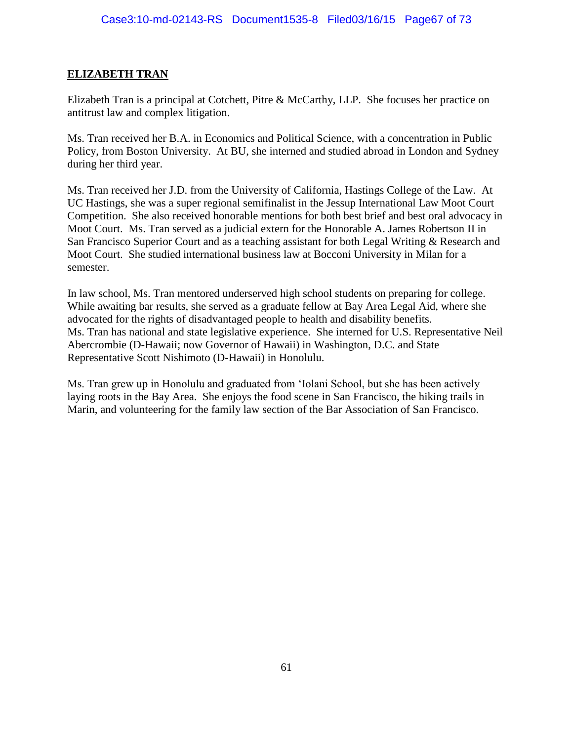**ELIZABETH TRAN**

Elizabeth Tran is a principal at Cotchett, Pitre & McCarthy, LLP. She focuses her practice on antitrust law and complex litigation.

Ms. Tran received her B.A. in Economics and Political Science, with a concentration in Public Policy, from Boston University. At BU, she interned and studied abroad in London and Sydney during her third year.

Ms. Tran received her J.D. from the University of California, Hastings College of the Law. At UC Hastings, she was a super regional semifinalist in the Jessup International Law Moot Court Competition. She also received honorable mentions for both best brief and best oral advocacy in Moot Court. Ms. Tran served as a judicial extern for the Honorable A. James Robertson II in San Francisco Superior Court and as a teaching assistant for both Legal Writing & Research and Moot Court. She studied international business law at Bocconi University in Milan for a semester.

In law school, Ms. Tran mentored underserved high school students on preparing for college. While awaiting bar results, she served as a graduate fellow at Bay Area Legal Aid, where she advocated for the rights of disadvantaged people to health and disability benefits. Ms. Tran has national and state legislative experience. She interned for U.S. Representative Neil Abercrombie (D-Hawaii; now Governor of Hawaii) in Washington, D.C. and State Representative Scott Nishimoto (D-Hawaii) in Honolulu.

Ms. Tran grew up in Honolulu and graduated from 'Iolani School, but she has been actively laying roots in the Bay Area. She enjoys the food scene in San Francisco, the hiking trails in Marin, and volunteering for the family law section of the Bar Association of San Francisco.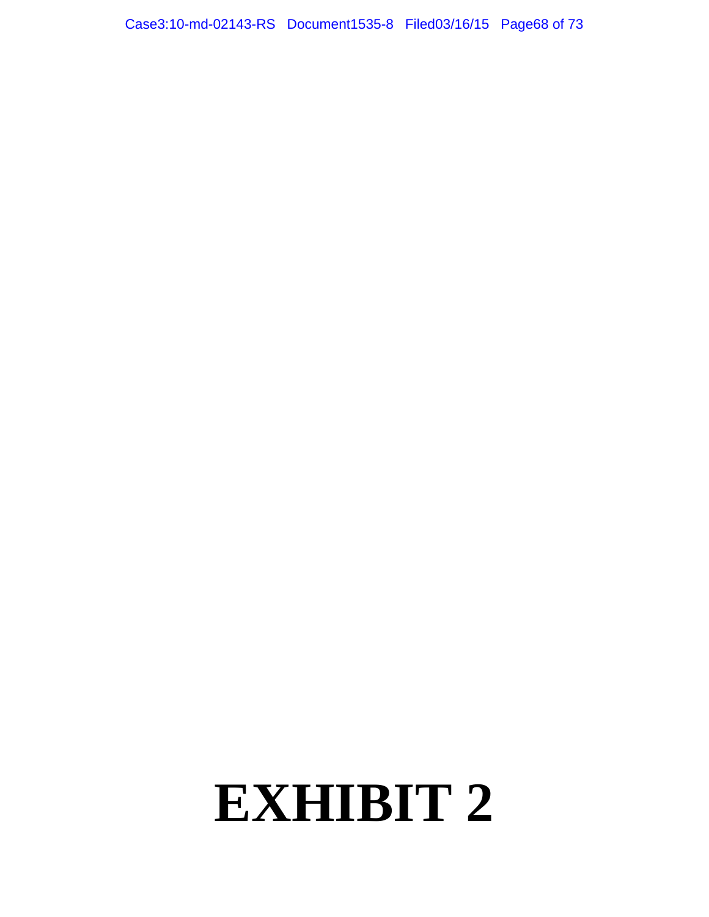# EXHIBIT 2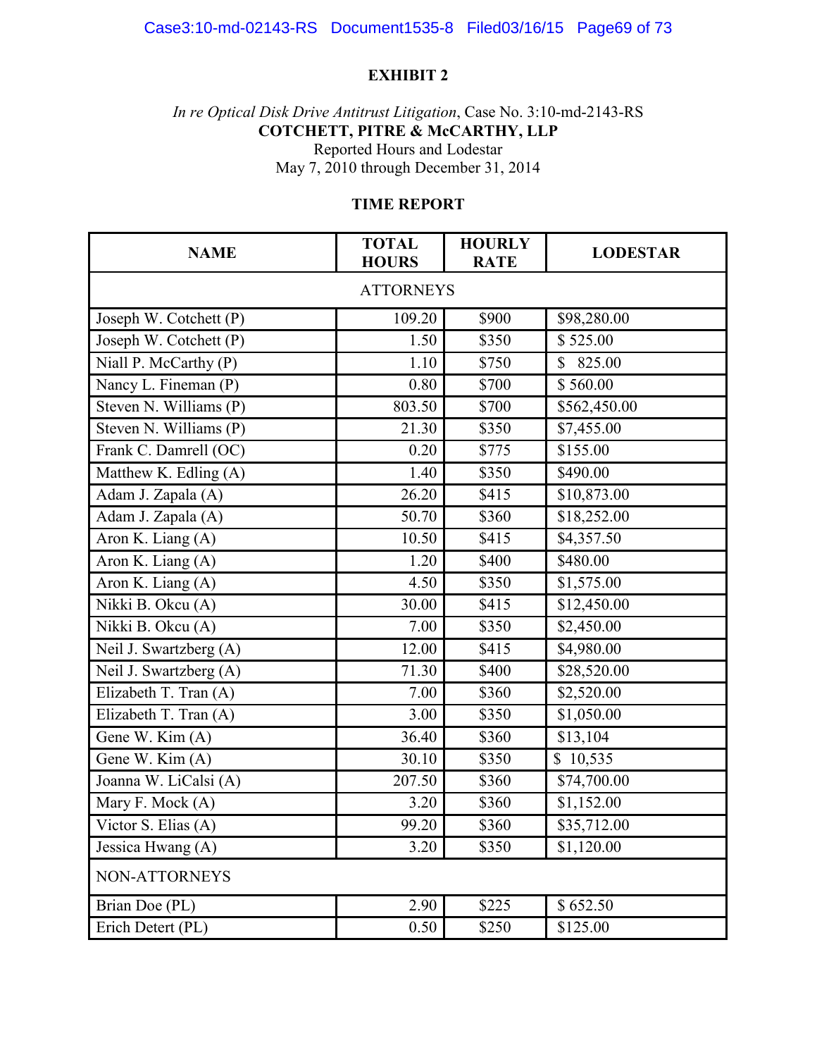**EXHIBIT 2**

*In re Optical Disk Drive Antitrust Litigation*, Case No. 3:10-md-2143-RS
**COTCHETT, PITRE & McCARTHY, LLP**
Reported Hours and Lodestar
May 7, 2010 through December 31, 2014

**TIME REPORT**

| NAME | TOTAL HOURS | HOURLY RATE | LODESTAR |
|---|---|---|---|
| ATTORNEYS | | | |
| Joseph W. Cotchett (P) | 109.20 | $900 | $98,280.00 |
| Joseph W. Cotchett (P) | 1.50 | $350 | $ 525.00 |
| Niall P. McCarthy (P) | 1.10 | $750 | $ 825.00 |
| Nancy L. Fineman (P) | 0.80 | $700 | $ 560.00 |
| Steven N. Williams (P) | 803.50 | $700 | $562,450.00 |
| Steven N. Williams (P) | 21.30 | $350 | $7,455.00 |
| Frank C. Damrell (OC) | 0.20 | $775 | $155.00 |
| Matthew K. Edling (A) | 1.40 | $350 | $490.00 |
| Adam J. Zapala (A) | 26.20 | $415 | $10,873.00 |
| Adam J. Zapala (A) | 50.70 | $360 | $18,252.00 |
| Aron K. Liang (A) | 10.50 | $415 | $4,357.50 |
| Aron K. Liang (A) | 1.20 | $400 | $480.00 |
| Aron K. Liang (A) | 4.50 | $350 | $1,575.00 |
| Nikki B. Okcu (A) | 30.00 | $415 | $12,450.00 |
| Nikki B. Okcu (A) | 7.00 | $350 | $2,450.00 |
| Neil J. Swartzberg (A) | 12.00 | $415 | $4,980.00 |
| Neil J. Swartzberg (A) | 71.30 | $400 | $28,520.00 |
| Elizabeth T. Tran (A) | 7.00 | $360 | $2,520.00 |
| Elizabeth T. Tran (A) | 3.00 | $350 | $1,050.00 |
| Gene W. Kim (A) | 36.40 | $360 | $13,104 |
| Gene W. Kim (A) | 30.10 | $350 | $ 10,535 |
| Joanna W. LiCalsi (A) | 207.50 | $360 | $74,700.00 |
| Mary F. Mock (A) | 3.20 | $360 | $1,152.00 |
| Victor S. Elias (A) | 99.20 | $360 | $35,712.00 |
| Jessica Hwang (A) | 3.20 | $350 | $1,120.00 |
| NON-ATTORNEYS | | | |
| Brian Doe (PL) | 2.90 | $225 | $ 652.50 |
| Erich Detert (PL) | 0.50 | $250 | $125.00 |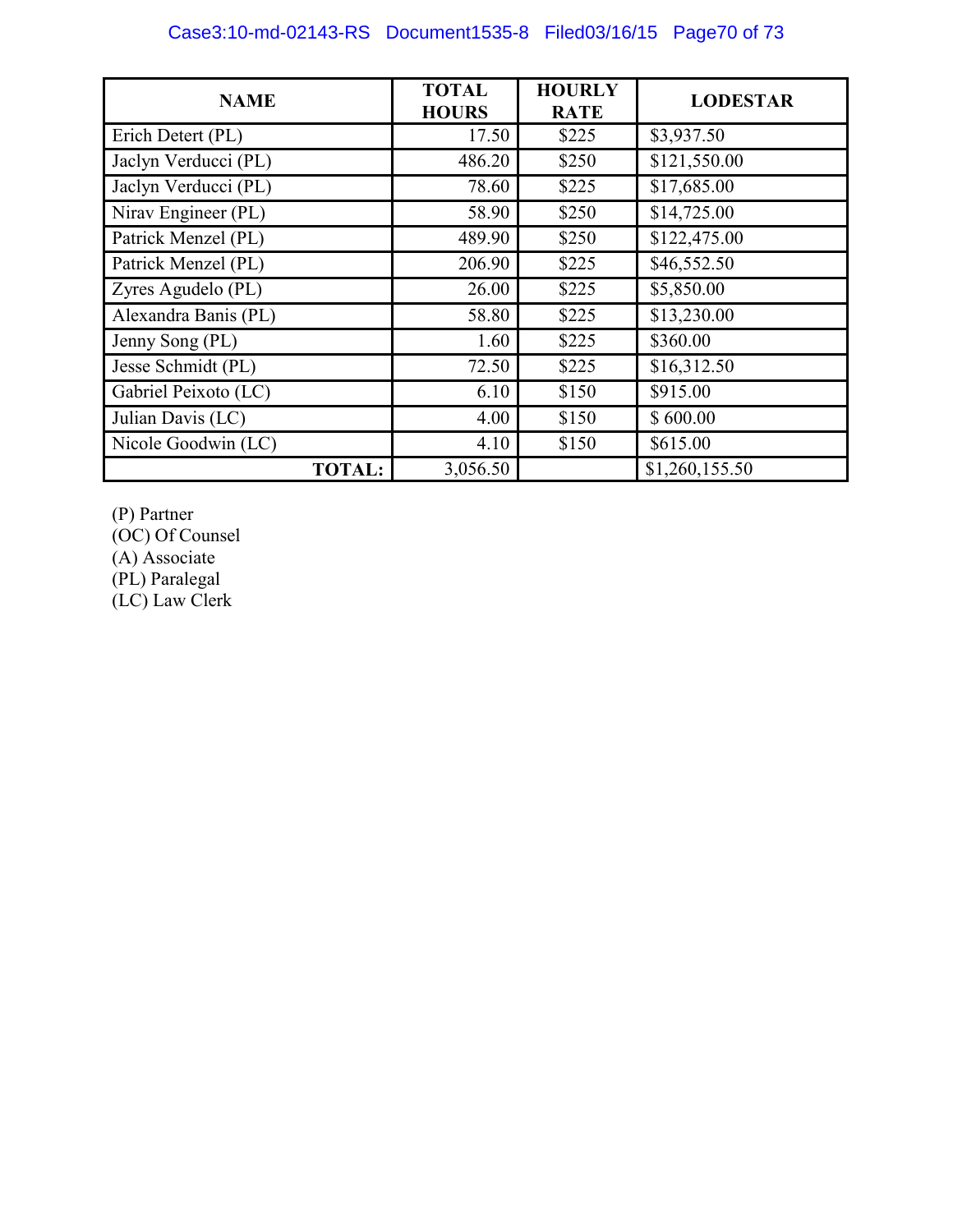| NAME | TOTAL HOURS | HOURLY RATE | LODESTAR |
|---|---|---|---|
| Erich Detert (PL) | 17.50 | $225 | $3,937.50 |
| Jaclyn Verducci (PL) | 486.20 | $250 | $121,550.00 |
| Jaclyn Verducci (PL) | 78.60 | $225 | $17,685.00 |
| Nirav Engineer (PL) | 58.90 | $250 | $14,725.00 |
| Patrick Menzel (PL) | 489.90 | $250 | $122,475.00 |
| Patrick Menzel (PL) | 206.90 | $225 | $46,552.50 |
| Zyres Agudelo (PL) | 26.00 | $225 | $5,850.00 |
| Alexandra Banis (PL) | 58.80 | $225 | $13,230.00 |
| Jenny Song (PL) | 1.60 | $225 | $360.00 |
| Jesse Schmidt (PL) | 72.50 | $225 | $16,312.50 |
| Gabriel Peixoto (LC) | 6.10 | $150 | $915.00 |
| Julian Davis (LC) | 4.00 | $150 | $ 600.00 |
| Nicole Goodwin (LC) | 4.10 | $150 | $615.00 |
| **TOTAL:** | 3,056.50 | | $1,260,155.50 |

(P) Partner
(OC) Of Counsel
(A) Associate
(PL) Paralegal
(LC) Law Clerk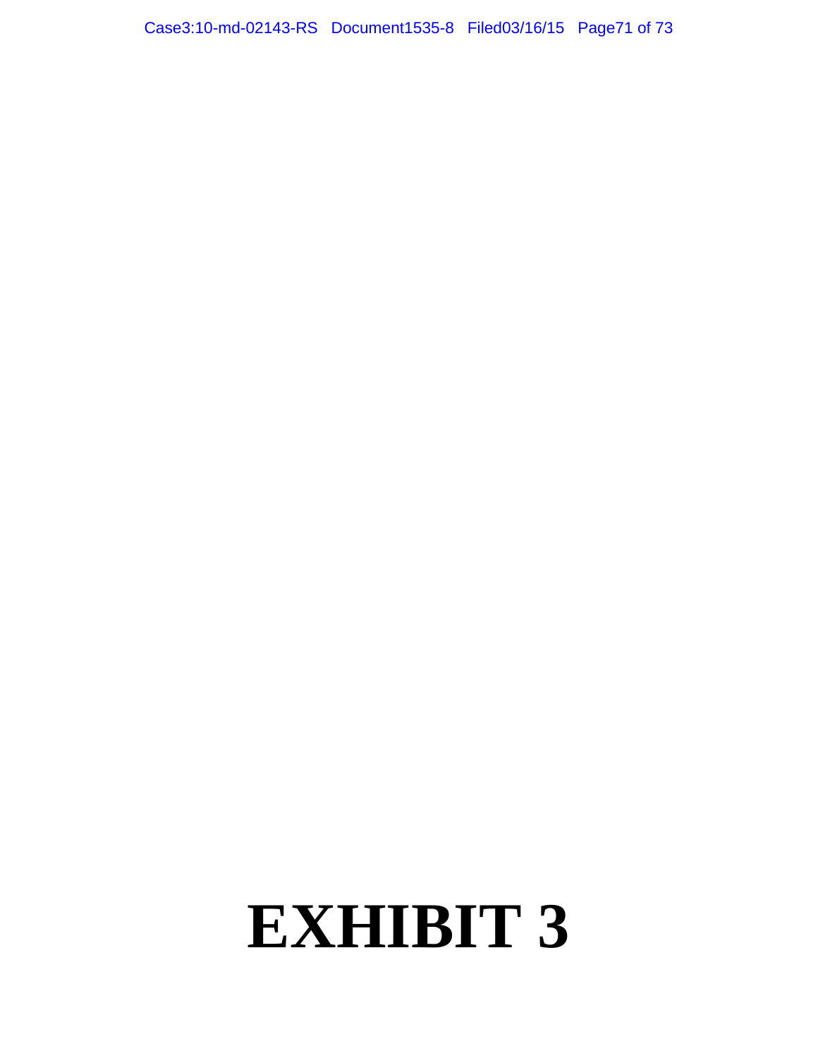# EXHIBIT 3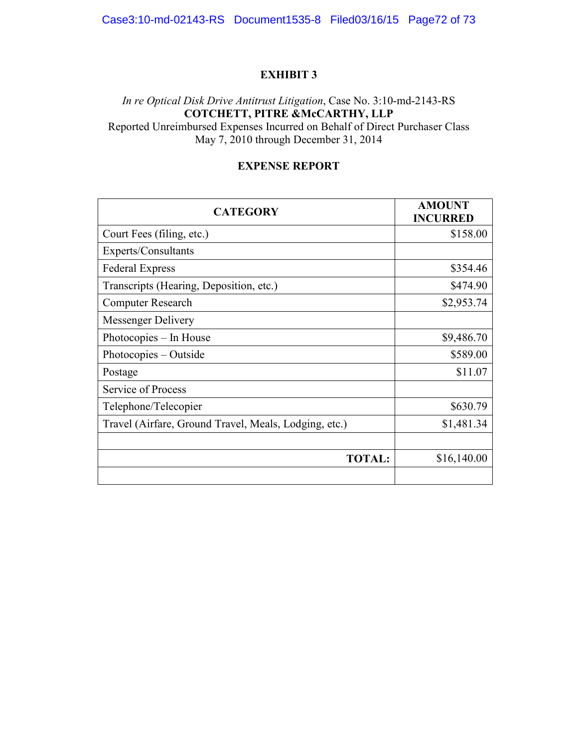# EXHIBIT 3

*In re Optical Disk Drive Antitrust Litigation*, Case No. 3:10-md-2143-RS
**COTCHETT, PITRE &McCARTHY, LLP**
Reported Unreimbursed Expenses Incurred on Behalf of Direct Purchaser Class
May 7, 2010 through December 31, 2014

## EXPENSE REPORT

| CATEGORY | AMOUNT INCURRED |
|---|---|
| Court Fees (filing, etc.) | $158.00 |
| Experts/Consultants | |
| Federal Express | $354.46 |
| Transcripts (Hearing, Deposition, etc.) | $474.90 |
| Computer Research | $2,953.74 |
| Messenger Delivery | |
| Photocopies – In House | $9,486.70 |
| Photocopies – Outside | $589.00 |
| Postage | $11.07 |
| Service of Process | |
| Telephone/Telecopier | $630.79 |
| Travel (Airfare, Ground Travel, Meals, Lodging, etc.) | $1,481.34 |
| | |
| **TOTAL:** | $16,140.00 |
| | |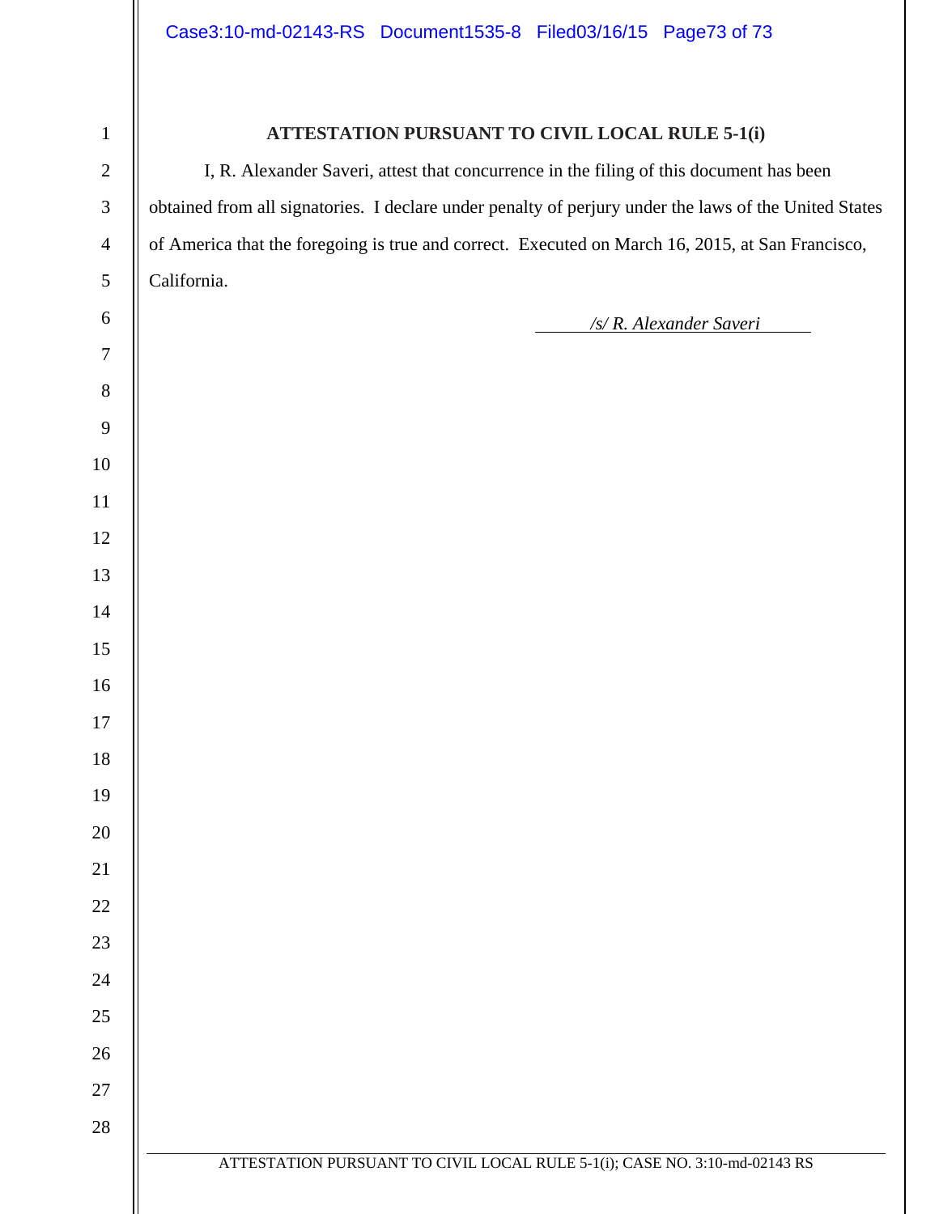**ATTESTATION PURSUANT TO CIVIL LOCAL RULE 5-1(i)**

I, R. Alexander Saveri, attest that concurrence in the filing of this document has been obtained from all signatories. I declare under penalty of perjury under the laws of the United States of America that the foregoing is true and correct. Executed on March 16, 2015, at San Francisco, California.

*/s/ R. Alexander Saveri*

ATTESTATION PURSUANT TO CIVIL LOCAL RULE 5-1(i); CASE NO. 3:10-md-02143 RS